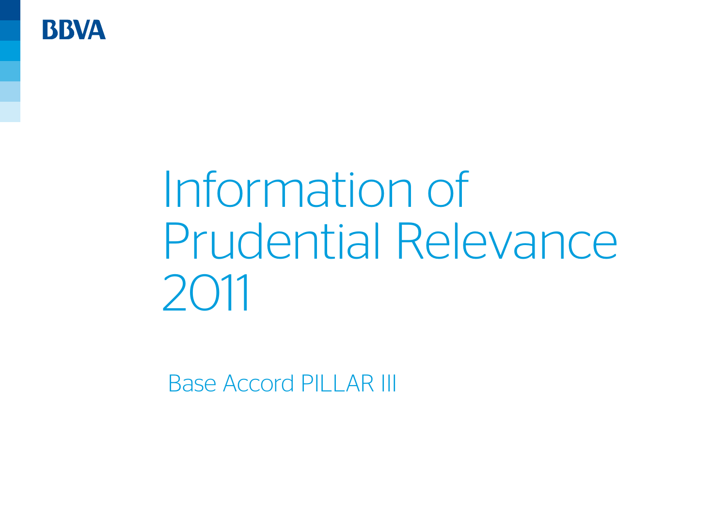BBVA

# Information of Prudential Relevance 2011

Base Accord PILLAR III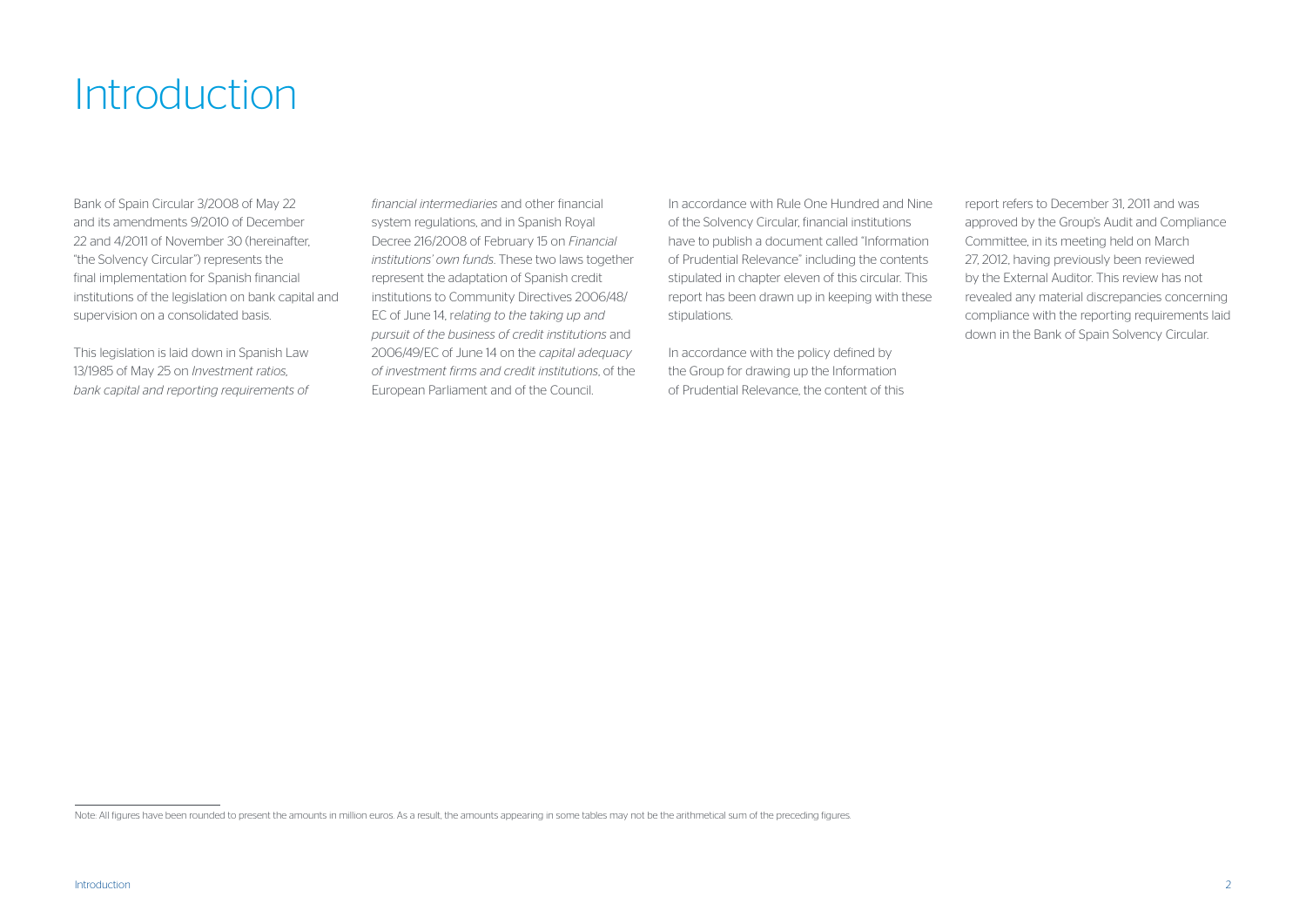# Introduction

Bank of Spain Circular 3/2008 of May 22 and its amendments 9/2010 of December 22 and 4/2011 of November 30 (hereinafter, "the Solvency Circular") represents the final implementation for Spanish financial institutions of the legislation on bank capital and supervision on a consolidated basis.

This legislation is laid down in Spanish Law 13/1985 of May 25 on *Investment ratios, bank capital and reporting requirements of financial intermediaries* and other financial system regulations, and in Spanish Royal Decree 216/2008 of February 15 on *Financial institutions' own funds*. These two laws together represent the adaptation of Spanish credit institutions to Community Directives 2006/48/EC of June 14, *relating to the taking up and pursuit of the business of credit institutions* and 2006/49/EC of June 14 on the *capital adequacy of investment firms and credit institutions*, of the European Parliament and of the Council.

In accordance with Rule One Hundred and Nine of the Solvency Circular, financial institutions have to publish a document called "Information of Prudential Relevance" including the contents stipulated in chapter eleven of this circular. This report has been drawn up in keeping with these stipulations.

In accordance with the policy defined by the Group for drawing up the Information of Prudential Relevance, the content of this report refers to December 31, 2011 and was approved by the Group's Audit and Compliance Committee, in its meeting held on March 27, 2012, having previously been reviewed by the External Auditor. This review has not revealed any material discrepancies concerning compliance with the reporting requirements laid down in the Bank of Spain Solvency Circular.

Note: All figures have been rounded to present the amounts in million euros. As a result, the amounts appearing in some tables may not be the arithmetical sum of the preceding figures.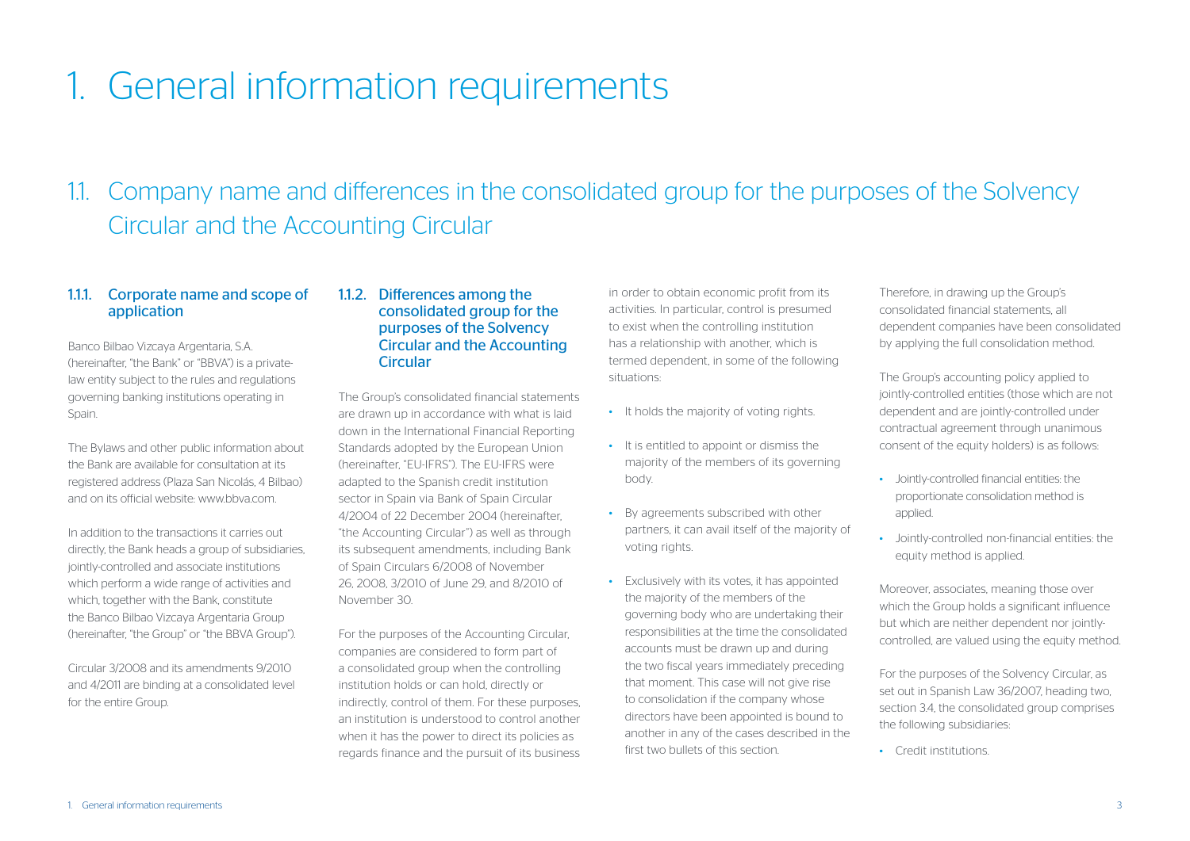# 1. General information requirements

## 1.1. Company name and differences in the consolidated group for the purposes of the Solvency Circular and the Accounting Circular

### 1.1.1. Corporate name and scope of application

Banco Bilbao Vizcaya Argentaria, S.A. (hereinafter, "the Bank" or "BBVA") is a private-law entity subject to the rules and regulations governing banking institutions operating in Spain.

The Bylaws and other public information about the Bank are available for consultation at its registered address (Plaza San Nicolás, 4 Bilbao) and on its official website: www.bbva.com.

In addition to the transactions it carries out directly, the Bank heads a group of subsidiaries, jointly-controlled and associate institutions which perform a wide range of activities and which, together with the Bank, constitute the Banco Bilbao Vizcaya Argentaria Group (hereinafter, "the Group" or "the BBVA Group").

Circular 3/2008 and its amendments 9/2010 and 4/2011 are binding at a consolidated level for the entire Group.

### 1.1.2. Differences among the consolidated group for the purposes of the Solvency Circular and the Accounting Circular

The Group's consolidated financial statements are drawn up in accordance with what is laid down in the International Financial Reporting Standards adopted by the European Union (hereinafter, "EU-IFRS"). The EU-IFRS were adapted to the Spanish credit institution sector in Spain via Bank of Spain Circular 4/2004 of 22 December 2004 (hereinafter, "the Accounting Circular") as well as through its subsequent amendments, including Bank of Spain Circulars 6/2008 of November 26, 2008, 3/2010 of June 29, and 8/2010 of November 30.

For the purposes of the Accounting Circular, companies are considered to form part of a consolidated group when the controlling institution holds or can hold, directly or indirectly, control of them. For these purposes, an institution is understood to control another when it has the power to direct its policies as regards finance and the pursuit of its business in order to obtain economic profit from its activities. In particular, control is presumed to exist when the controlling institution has a relationship with another, which is termed dependent, in some of the following situations:

- It holds the majority of voting rights.
- It is entitled to appoint or dismiss the majority of the members of its governing body.
- By agreements subscribed with other partners, it can avail itself of the majority of voting rights.
- Exclusively with its votes, it has appointed the majority of the members of the governing body who are undertaking their responsibilities at the time the consolidated accounts must be drawn up and during the two fiscal years immediately preceding that moment. This case will not give rise to consolidation if the company whose directors have been appointed is bound to another in any of the cases described in the first two bullets of this section.

Therefore, in drawing up the Group's consolidated financial statements, all dependent companies have been consolidated by applying the full consolidation method.

The Group's accounting policy applied to jointly-controlled entities (those which are not dependent and are jointly-controlled under contractual agreement through unanimous consent of the equity holders) is as follows:

- Jointly-controlled financial entities: the proportionate consolidation method is applied.
- Jointly-controlled non-financial entities: the equity method is applied.

Moreover, associates, meaning those over which the Group holds a significant influence but which are neither dependent nor jointly-controlled, are valued using the equity method.

For the purposes of the Solvency Circular, as set out in Spanish Law 36/2007, heading two, section 3.4, the consolidated group comprises the following subsidiaries:

- Credit institutions.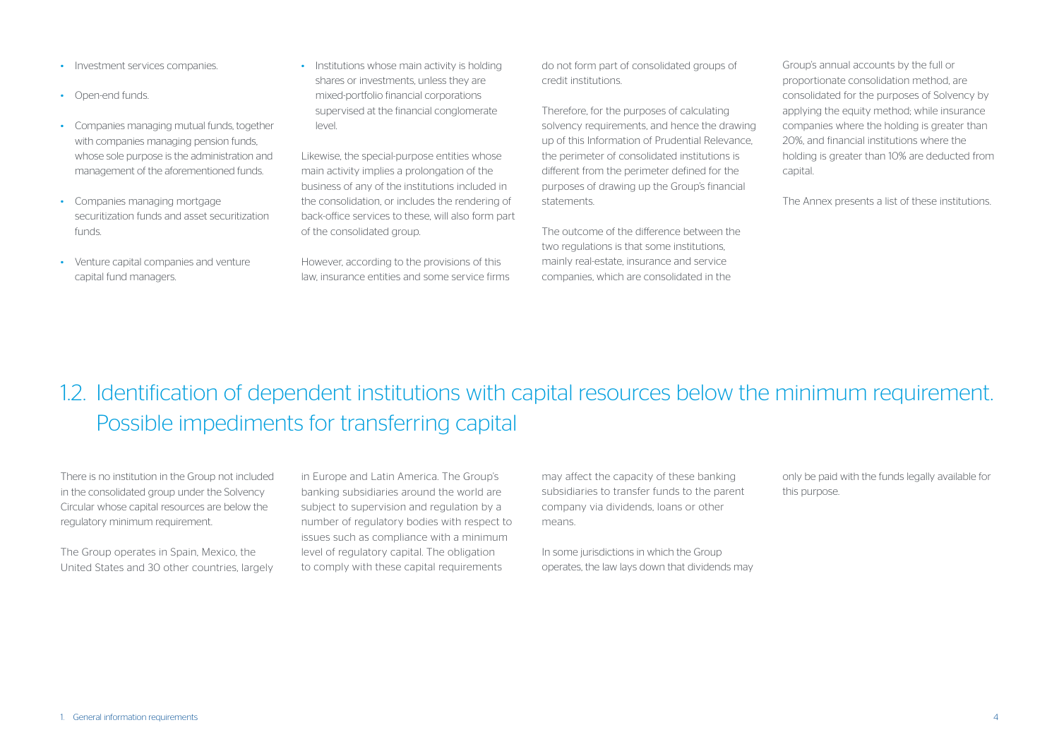- Investment services companies.
- Open-end funds.
- Companies managing mutual funds, together with companies managing pension funds, whose sole purpose is the administration and management of the aforementioned funds.
- Companies managing mortgage securitization funds and asset securitization funds.
- Venture capital companies and venture capital fund managers.
- Institutions whose main activity is holding shares or investments, unless they are mixed-portfolio financial corporations supervised at the financial conglomerate level.

Likewise, the special-purpose entities whose main activity implies a prolongation of the business of any of the institutions included in the consolidation, or includes the rendering of back-office services to these, will also form part of the consolidated group.

However, according to the provisions of this law, insurance entities and some service firms do not form part of consolidated groups of credit institutions.

Therefore, for the purposes of calculating solvency requirements, and hence the drawing up of this Information of Prudential Relevance, the perimeter of consolidated institutions is different from the perimeter defined for the purposes of drawing up the Group's financial statements.

The outcome of the difference between the two regulations is that some institutions, mainly real-estate, insurance and service companies, which are consolidated in the Group's annual accounts by the full or proportionate consolidation method, are consolidated for the purposes of Solvency by applying the equity method; while insurance companies where the holding is greater than 20%, and financial institutions where the holding is greater than 10% are deducted from capital.

The Annex presents a list of these institutions.

## 1.2. Identification of dependent institutions with capital resources below the minimum requirement. Possible impediments for transferring capital

There is no institution in the Group not included in the consolidated group under the Solvency Circular whose capital resources are below the regulatory minimum requirement.

The Group operates in Spain, Mexico, the United States and 30 other countries, largely in Europe and Latin America. The Group's banking subsidiaries around the world are subject to supervision and regulation by a number of regulatory bodies with respect to issues such as compliance with a minimum level of regulatory capital. The obligation to comply with these capital requirements may affect the capacity of these banking subsidiaries to transfer funds to the parent company via dividends, loans or other means.

In some jurisdictions in which the Group operates, the law lays down that dividends may only be paid with the funds legally available for this purpose.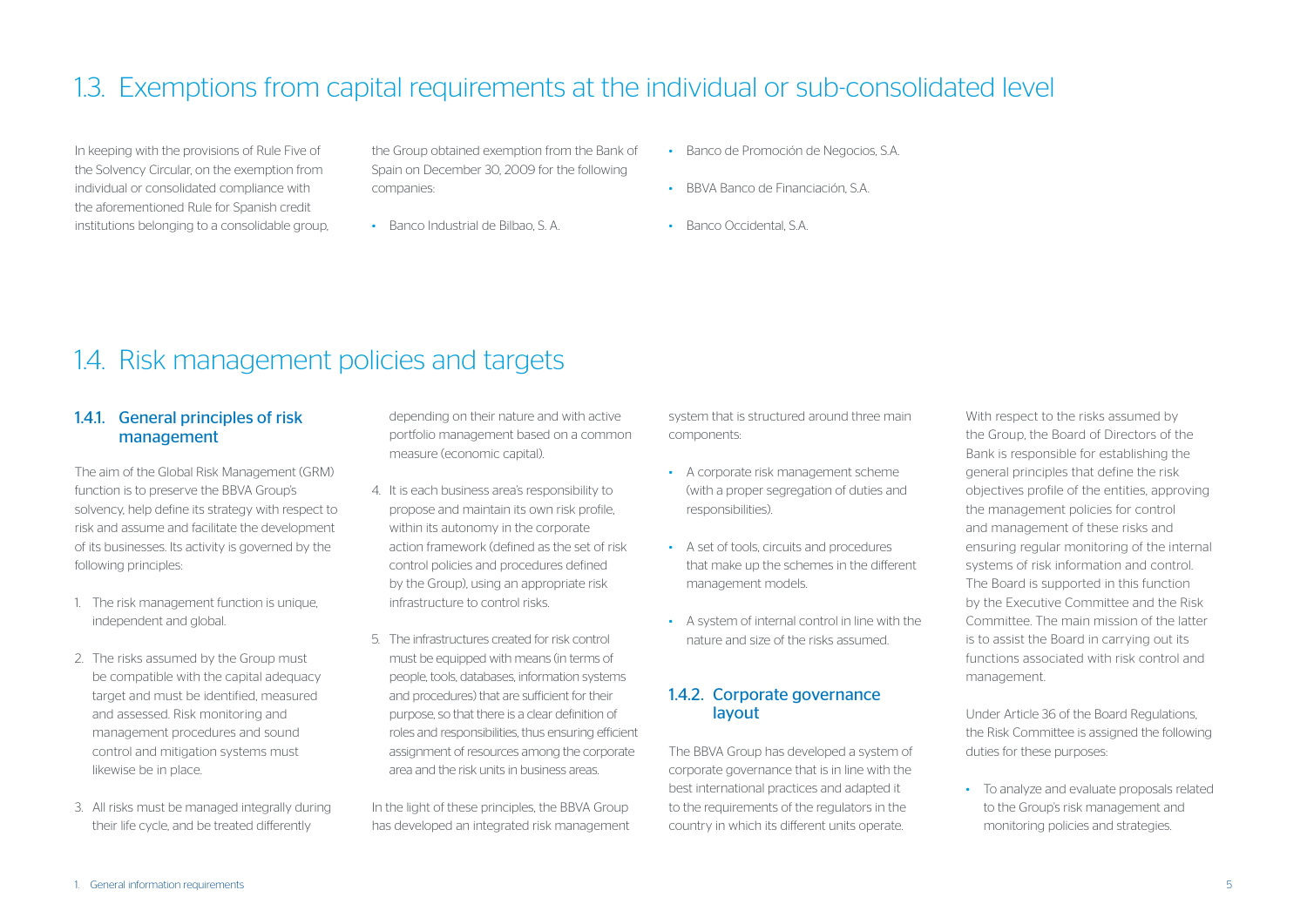## 1.3. Exemptions from capital requirements at the individual or sub-consolidated level

In keeping with the provisions of Rule Five of the Solvency Circular, on the exemption from individual or consolidated compliance with the aforementioned Rule for Spanish credit institutions belonging to a consolidable group, the Group obtained exemption from the Bank of Spain on December 30, 2009 for the following companies:

- Banco Industrial de Bilbao, S. A.
- Banco de Promoción de Negocios, S.A.
- BBVA Banco de Financiación, S.A.
- Banco Occidental, S.A.

## 1.4. Risk management policies and targets

### 1.4.1. General principles of risk management

The aim of the Global Risk Management (GRM) function is to preserve the BBVA Group's solvency, help define its strategy with respect to risk and assume and facilitate the development of its businesses. Its activity is governed by the following principles:

1. The risk management function is unique, independent and global.
2. The risks assumed by the Group must be compatible with the capital adequacy target and must be identified, measured and assessed. Risk monitoring and management procedures and sound control and mitigation systems must likewise be in place.
3. All risks must be managed integrally during their life cycle, and be treated differently depending on their nature and with active portfolio management based on a common measure (economic capital).
4. It is each business area's responsibility to propose and maintain its own risk profile, within its autonomy in the corporate action framework (defined as the set of risk control policies and procedures defined by the Group), using an appropriate risk infrastructure to control risks.
5. The infrastructures created for risk control must be equipped with means (in terms of people, tools, databases, information systems and procedures) that are sufficient for their purpose, so that there is a clear definition of roles and responsibilities, thus ensuring efficient assignment of resources among the corporate area and the risk units in business areas.

In the light of these principles, the BBVA Group has developed an integrated risk management system that is structured around three main components:

- A corporate risk management scheme (with a proper segregation of duties and responsibilities).
- A set of tools, circuits and procedures that make up the schemes in the different management models.
- A system of internal control in line with the nature and size of the risks assumed.

### 1.4.2. Corporate governance layout

The BBVA Group has developed a system of corporate governance that is in line with the best international practices and adapted it to the requirements of the regulators in the country in which its different units operate.

With respect to the risks assumed by the Group, the Board of Directors of the Bank is responsible for establishing the general principles that define the risk objectives profile of the entities, approving the management policies for control and management of these risks and ensuring regular monitoring of the internal systems of risk information and control. The Board is supported in this function by the Executive Committee and the Risk Committee. The main mission of the latter is to assist the Board in carrying out its functions associated with risk control and management.

Under Article 36 of the Board Regulations, the Risk Committee is assigned the following duties for these purposes:

- To analyze and evaluate proposals related to the Group's risk management and monitoring policies and strategies.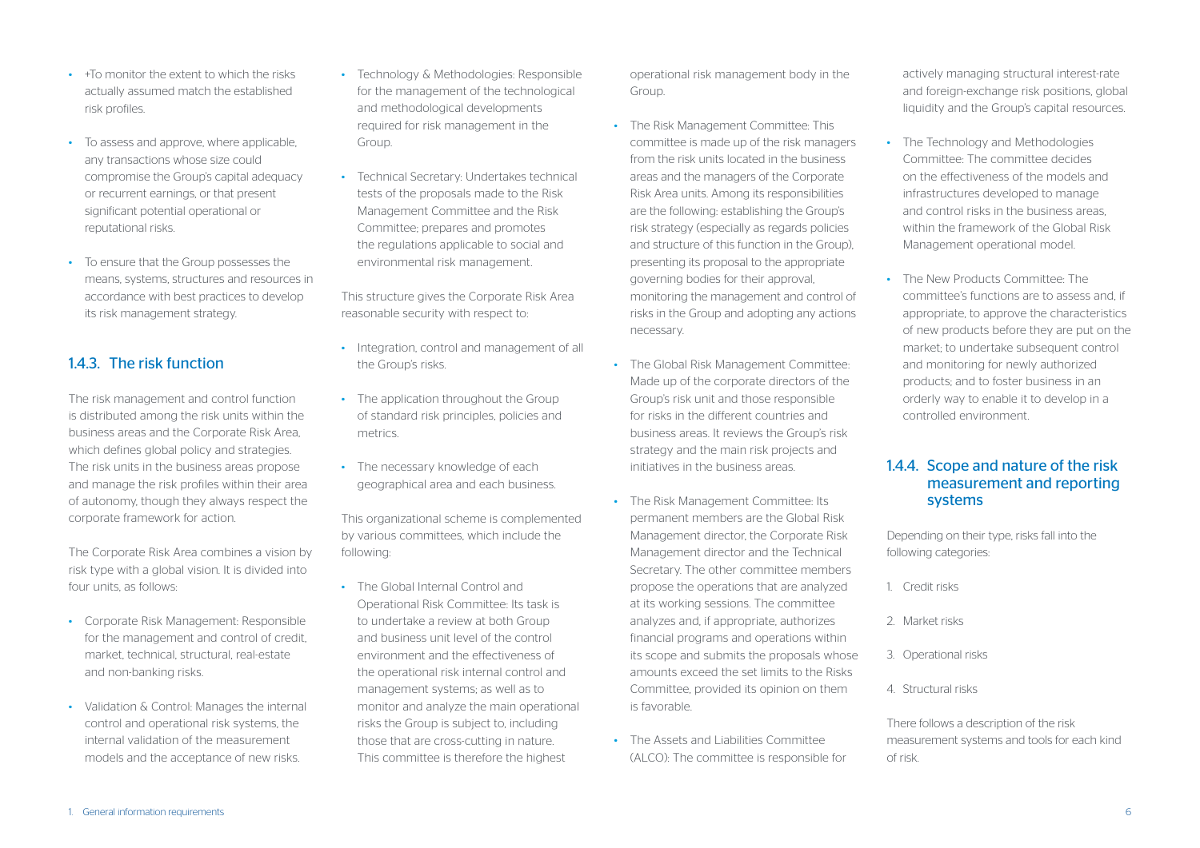- +To monitor the extent to which the risks actually assumed match the established risk profiles.
- To assess and approve, where applicable, any transactions whose size could compromise the Group's capital adequacy or recurrent earnings, or that present significant potential operational or reputational risks.
- To ensure that the Group possesses the means, systems, structures and resources in accordance with best practices to develop its risk management strategy.

### 1.4.3. The risk function

The risk management and control function is distributed among the risk units within the business areas and the Corporate Risk Area, which defines global policy and strategies. The risk units in the business areas propose and manage the risk profiles within their area of autonomy, though they always respect the corporate framework for action.

The Corporate Risk Area combines a vision by risk type with a global vision. It is divided into four units, as follows:

- Corporate Risk Management: Responsible for the management and control of credit, market, technical, structural, real-estate and non-banking risks.
- Validation & Control: Manages the internal control and operational risk systems, the internal validation of the measurement models and the acceptance of new risks.
- Technology & Methodologies: Responsible for the management of the technological and methodological developments required for risk management in the Group.
- Technical Secretary: Undertakes technical tests of the proposals made to the Risk Management Committee and the Risk Committee; prepares and promotes the regulations applicable to social and environmental risk management.

This structure gives the Corporate Risk Area reasonable security with respect to:

- Integration, control and management of all the Group's risks.
- The application throughout the Group of standard risk principles, policies and metrics.
- The necessary knowledge of each geographical area and each business.

This organizational scheme is complemented by various committees, which include the following:

- The Global Internal Control and Operational Risk Committee: Its task is to undertake a review at both Group and business unit level of the control environment and the effectiveness of the operational risk internal control and management systems; as well as to monitor and analyze the main operational risks the Group is subject to, including those that are cross-cutting in nature. This committee is therefore the highest operational risk management body in the Group.
- The Risk Management Committee: This committee is made up of the risk managers from the risk units located in the business areas and the managers of the Corporate Risk Area units. Among its responsibilities are the following: establishing the Group's risk strategy (especially as regards policies and structure of this function in the Group), presenting its proposal to the appropriate governing bodies for their approval, monitoring the management and control of risks in the Group and adopting any actions necessary.
- The Global Risk Management Committee: Made up of the corporate directors of the Group's risk unit and those responsible for risks in the different countries and business areas. It reviews the Group's risk strategy and the main risk projects and initiatives in the business areas.
- The Risk Management Committee: Its permanent members are the Global Risk Management director, the Corporate Risk Management director and the Technical Secretary. The other committee members propose the operations that are analyzed at its working sessions. The committee analyzes and, if appropriate, authorizes financial programs and operations within its scope and submits the proposals whose amounts exceed the set limits to the Risks Committee, provided its opinion on them is favorable.
- The Assets and Liabilities Committee (ALCO): The committee is responsible for actively managing structural interest-rate and foreign-exchange risk positions, global liquidity and the Group's capital resources.
- The Technology and Methodologies Committee: The committee decides on the effectiveness of the models and infrastructures developed to manage and control risks in the business areas, within the framework of the Global Risk Management operational model.
- The New Products Committee: The committee's functions are to assess and, if appropriate, to approve the characteristics of new products before they are put on the market; to undertake subsequent control and monitoring for newly authorized products; and to foster business in an orderly way to enable it to develop in a controlled environment.

### 1.4.4. Scope and nature of the risk measurement and reporting systems

Depending on their type, risks fall into the following categories:

1. Credit risks
2. Market risks
3. Operational risks
4. Structural risks

There follows a description of the risk measurement systems and tools for each kind of risk.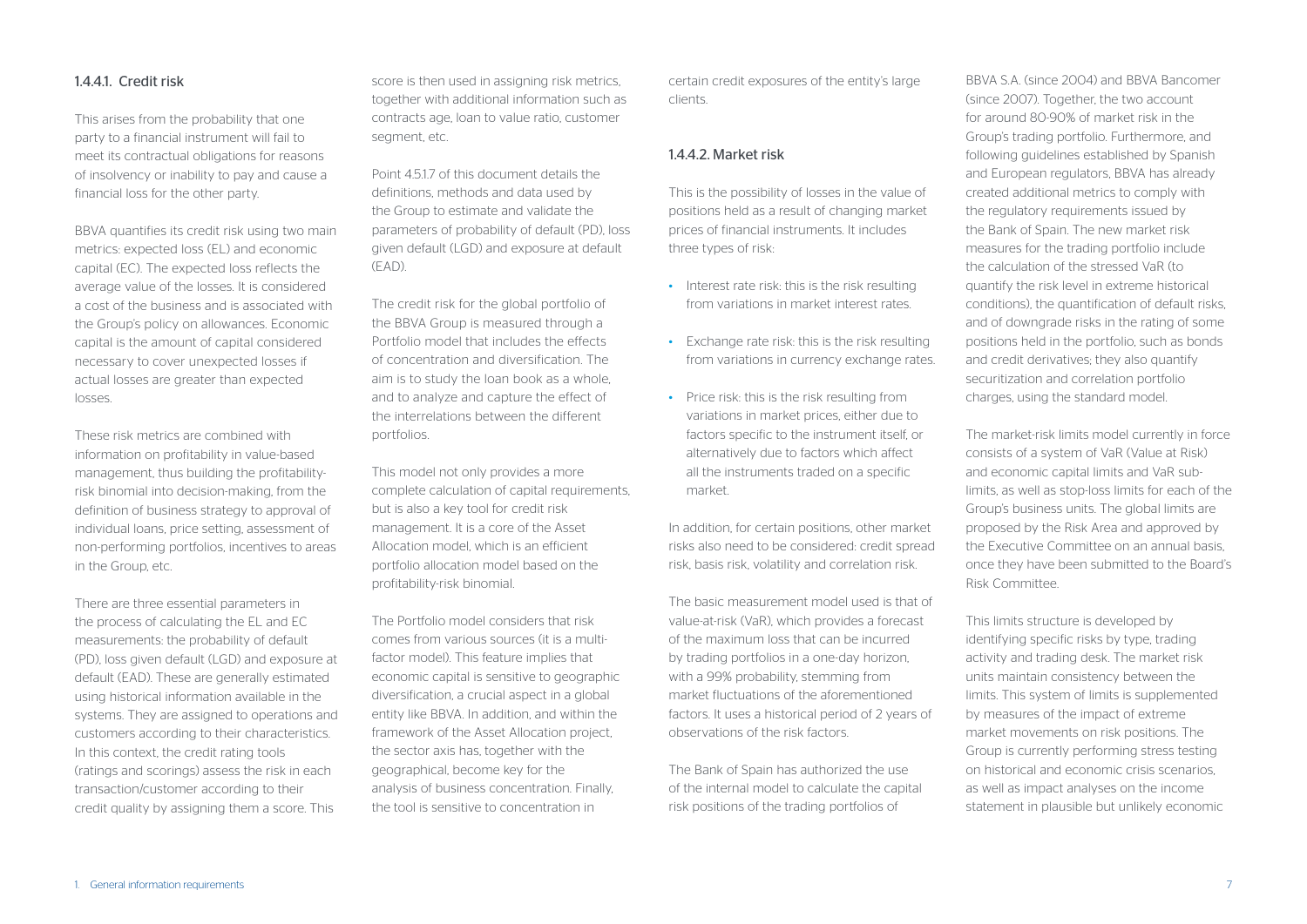#### 1.4.4.1. Credit risk

This arises from the probability that one party to a financial instrument will fail to meet its contractual obligations for reasons of insolvency or inability to pay and cause a financial loss for the other party.

BBVA quantifies its credit risk using two main metrics: expected loss (EL) and economic capital (EC). The expected loss reflects the average value of the losses. It is considered a cost of the business and is associated with the Group's policy on allowances. Economic capital is the amount of capital considered necessary to cover unexpected losses if actual losses are greater than expected losses.

These risk metrics are combined with information on profitability in value-based management, thus building the profitability-risk binomial into decision-making, from the definition of business strategy to approval of individual loans, price setting, assessment of non-performing portfolios, incentives to areas in the Group, etc.

There are three essential parameters in the process of calculating the EL and EC measurements: the probability of default (PD), loss given default (LGD) and exposure at default (EAD). These are generally estimated using historical information available in the systems. They are assigned to operations and customers according to their characteristics. In this context, the credit rating tools (ratings and scorings) assess the risk in each transaction/customer according to their credit quality by assigning them a score. This score is then used in assigning risk metrics, together with additional information such as contracts age, loan to value ratio, customer segment, etc.

Point 4.5.1.7 of this document details the definitions, methods and data used by the Group to estimate and validate the parameters of probability of default (PD), loss given default (LGD) and exposure at default (EAD).

The credit risk for the global portfolio of the BBVA Group is measured through a Portfolio model that includes the effects of concentration and diversification. The aim is to study the loan book as a whole, and to analyze and capture the effect of the interrelations between the different portfolios.

This model not only provides a more complete calculation of capital requirements, but is also a key tool for credit risk management. It is a core of the Asset Allocation model, which is an efficient portfolio allocation model based on the profitability-risk binomial.

The Portfolio model considers that risk comes from various sources (it is a multi-factor model). This feature implies that economic capital is sensitive to geographic diversification, a crucial aspect in a global entity like BBVA. In addition, and within the framework of the Asset Allocation project, the sector axis has, together with the geographical, become key for the analysis of business concentration. Finally, the tool is sensitive to concentration in certain credit exposures of the entity's large clients.

#### 1.4.4.2. Market risk

This is the possibility of losses in the value of positions held as a result of changing market prices of financial instruments. It includes three types of risk:

- Interest rate risk: this is the risk resulting from variations in market interest rates.
- Exchange rate risk: this is the risk resulting from variations in currency exchange rates.
- Price risk: this is the risk resulting from variations in market prices, either due to factors specific to the instrument itself, or alternatively due to factors which affect all the instruments traded on a specific market.

In addition, for certain positions, other market risks also need to be considered: credit spread risk, basis risk, volatility and correlation risk.

The basic measurement model used is that of value-at-risk (VaR), which provides a forecast of the maximum loss that can be incurred by trading portfolios in a one-day horizon, with a 99% probability, stemming from market fluctuations of the aforementioned factors. It uses a historical period of 2 years of observations of the risk factors.

The Bank of Spain has authorized the use of the internal model to calculate the capital risk positions of the trading portfolios of BBVA S.A. (since 2004) and BBVA Bancomer (since 2007). Together, the two account for around 80-90% of market risk in the Group's trading portfolio. Furthermore, and following guidelines established by Spanish and European regulators, BBVA has already created additional metrics to comply with the regulatory requirements issued by the Bank of Spain. The new market risk measures for the trading portfolio include the calculation of the stressed VaR (to quantify the risk level in extreme historical conditions), the quantification of default risks, and of downgrade risks in the rating of some positions held in the portfolio, such as bonds and credit derivatives; they also quantify securitization and correlation portfolio charges, using the standard model.

The market-risk limits model currently in force consists of a system of VaR (Value at Risk) and economic capital limits and VaR sub-limits, as well as stop-loss limits for each of the Group's business units. The global limits are proposed by the Risk Area and approved by the Executive Committee on an annual basis, once they have been submitted to the Board's Risk Committee.

This limits structure is developed by identifying specific risks by type, trading activity and trading desk. The market risk units maintain consistency between the limits. This system of limits is supplemented by measures of the impact of extreme market movements on risk positions. The Group is currently performing stress testing on historical and economic crisis scenarios, as well as impact analyses on the income statement in plausible but unlikely economic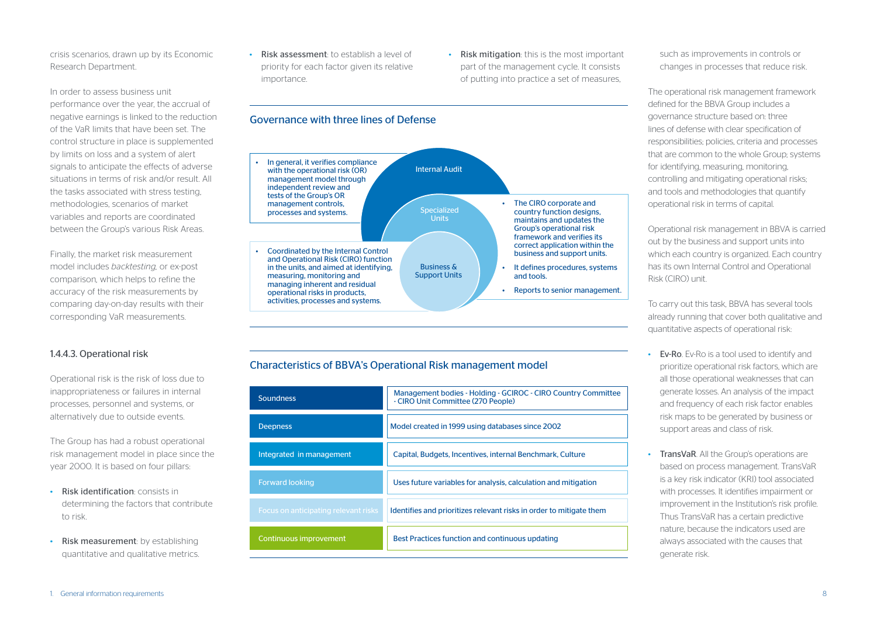crisis scenarios, drawn up by its Economic Research Department.

In order to assess business unit performance over the year, the accrual of negative earnings is linked to the reduction of the VaR limits that have been set. The control structure in place is supplemented by limits on loss and a system of alert signals to anticipate the effects of adverse situations in terms of risk and/or result. All the tasks associated with stress testing, methodologies, scenarios of market variables and reports are coordinated between the Group's various Risk Areas.

Finally, the market risk measurement model includes *backtesting*, or ex-post comparison, which helps to refine the accuracy of the risk measurements by comparing day-on-day results with their corresponding VaR measurements.

### 1.4.4.3. Operational risk

Operational risk is the risk of loss due to inappropriateness or failures in internal processes, personnel and systems, or alternatively due to outside events.

The Group has had a robust operational risk management model in place since the year 2000. It is based on four pillars:

- **Risk identification**: consists in determining the factors that contribute to risk.
- **Risk measurement**: by establishing quantitative and qualitative metrics.
- **Risk assessment**: to establish a level of priority for each factor given its relative importance.
- **Risk mitigation**: this is the most important part of the management cycle. It consists of putting into practice a set of measures, such as improvements in controls or changes in processes that reduce risk.

**Governance with three lines of Defense**

Internal Audit
- In general, it verifies compliance with the operational risk (OR) management model through independent review and tests of the Group's OR management controls, processes and systems.

Specialized Units
- The CIRO corporate and country function designs, maintains and updates the Group's operational risk framework and verifies its correct application within the business and support units.
- It defines procedures, systems and tools.
- Reports to senior management.

Business & Support Units
- Coordinated by the Internal Control and Operational Risk (CIRO) function in the units, and aimed at identifying, measuring, monitoring and managing inherent and residual operational risks in products, activities, processes and systems.

**Characteristics of BBVA's Operational Risk management model**

| | |
|---|---|
| Soundness | Management bodies - Holding - GCIROC - CIRO Country Committee - CIRO Unit Committee (270 People) |
| Deepness | Model created in 1999 using databases since 2002 |
| Integrated in management | Capital, Budgets, Incentives, internal Benchmark, Culture |
| Forward looking | Uses future variables for analysis, calculation and mitigation |
| Focus on anticipating relevant risks | Identifies and prioritizes relevant risks in order to mitigate them |
| Continuous improvement | Best Practices function and continuous updating |

The operational risk management framework defined for the BBVA Group includes a governance structure based on: three lines of defense with clear specification of responsibilities; policies, criteria and processes that are common to the whole Group; systems for identifying, measuring, monitoring, controlling and mitigating operational risks; and tools and methodologies that quantify operational risk in terms of capital.

Operational risk management in BBVA is carried out by the business and support units into which each country is organized. Each country has its own Internal Control and Operational Risk (CIRO) unit.

To carry out this task, BBVA has several tools already running that cover both qualitative and quantitative aspects of operational risk:

- **Ev-Ro**. Ev-Ro is a tool used to identify and prioritize operational risk factors, which are all those operational weaknesses that can generate losses. An analysis of the impact and frequency of each risk factor enables risk maps to be generated by business or support areas and class of risk.
- **TransVaR**. All the Group's operations are based on process management. TransVaR is a key risk indicator (KRI) tool associated with processes. It identifies impairment or improvement in the Institution's risk profile. Thus TransVaR has a certain predictive nature, because the indicators used are always associated with the causes that generate risk.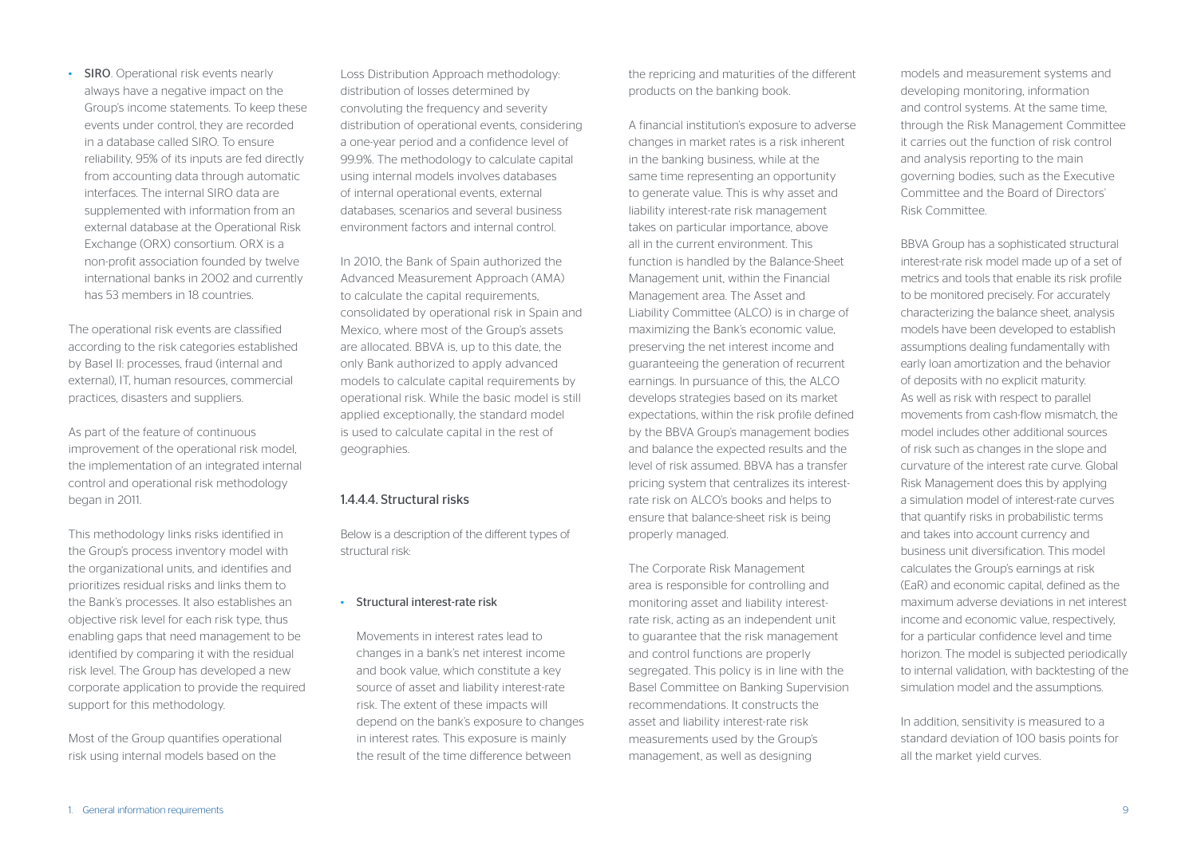- **SIRO**. Operational risk events nearly always have a negative impact on the Group's income statements. To keep these events under control, they are recorded in a database called SIRO. To ensure reliability, 95% of its inputs are fed directly from accounting data through automatic interfaces. The internal SIRO data are supplemented with information from an external database at the Operational Risk Exchange (ORX) consortium. ORX is a non-profit association founded by twelve international banks in 2002 and currently has 53 members in 18 countries.

The operational risk events are classified according to the risk categories established by Basel II: processes, fraud (internal and external), IT, human resources, commercial practices, disasters and suppliers.

As part of the feature of continuous improvement of the operational risk model, the implementation of an integrated internal control and operational risk methodology began in 2011.

This methodology links risks identified in the Group's process inventory model with the organizational units, and identifies and prioritizes residual risks and links them to the Bank's processes. It also establishes an objective risk level for each risk type, thus enabling gaps that need management to be identified by comparing it with the residual risk level. The Group has developed a new corporate application to provide the required support for this methodology.

Most of the Group quantifies operational risk using internal models based on the Loss Distribution Approach methodology: distribution of losses determined by convoluting the frequency and severity distribution of operational events, considering a one-year period and a confidence level of 99.9%. The methodology to calculate capital using internal models involves databases of internal operational events, external databases, scenarios and several business environment factors and internal control.

In 2010, the Bank of Spain authorized the Advanced Measurement Approach (AMA) to calculate the capital requirements, consolidated by operational risk in Spain and Mexico, where most of the Group's assets are allocated. BBVA is, up to this date, the only Bank authorized to apply advanced models to calculate capital requirements by operational risk. While the basic model is still applied exceptionally, the standard model is used to calculate capital in the rest of geographies.

### 1.4.4.4. Structural risks

Below is a description of the different types of structural risk:

- **Structural interest-rate risk**

  Movements in interest rates lead to changes in a bank's net interest income and book value, which constitute a key source of asset and liability interest-rate risk. The extent of these impacts will depend on the bank's exposure to changes in interest rates. This exposure is mainly the result of the time difference between the repricing and maturities of the different products on the banking book.

  A financial institution's exposure to adverse changes in market rates is a risk inherent in the banking business, while at the same time representing an opportunity to generate value. This is why asset and liability interest-rate risk management takes on particular importance, above all in the current environment. This function is handled by the Balance-Sheet Management unit, within the Financial Management area. The Asset and Liability Committee (ALCO) is in charge of maximizing the Bank's economic value, preserving the net interest income and guaranteeing the generation of recurrent earnings. In pursuance of this, the ALCO develops strategies based on its market expectations, within the risk profile defined by the BBVA Group's management bodies and balance the expected results and the level of risk assumed. BBVA has a transfer pricing system that centralizes its interest-rate risk on ALCO's books and helps to ensure that balance-sheet risk is being properly managed.

  The Corporate Risk Management area is responsible for controlling and monitoring asset and liability interest-rate risk, acting as an independent unit to guarantee that the risk management and control functions are properly segregated. This policy is in line with the Basel Committee on Banking Supervision recommendations. It constructs the asset and liability interest-rate risk measurements used by the Group's management, as well as designing models and measurement systems and developing monitoring, information and control systems. At the same time, through the Risk Management Committee it carries out the function of risk control and analysis reporting to the main governing bodies, such as the Executive Committee and the Board of Directors' Risk Committee.

  BBVA Group has a sophisticated structural interest-rate risk model made up of a set of metrics and tools that enable its risk profile to be monitored precisely. For accurately characterizing the balance sheet, analysis models have been developed to establish assumptions dealing fundamentally with early loan amortization and the behavior of deposits with no explicit maturity. As well as risk with respect to parallel movements from cash-flow mismatch, the model includes other additional sources of risk such as changes in the slope and curvature of the interest rate curve. Global Risk Management does this by applying a simulation model of interest-rate curves that quantify risks in probabilistic terms and takes into account currency and business unit diversification. This model calculates the Group's earnings at risk (EaR) and economic capital, defined as the maximum adverse deviations in net interest income and economic value, respectively, for a particular confidence level and time horizon. The model is subjected periodically to internal validation, with backtesting of the simulation model and the assumptions.

  In addition, sensitivity is measured to a standard deviation of 100 basis points for all the market yield curves.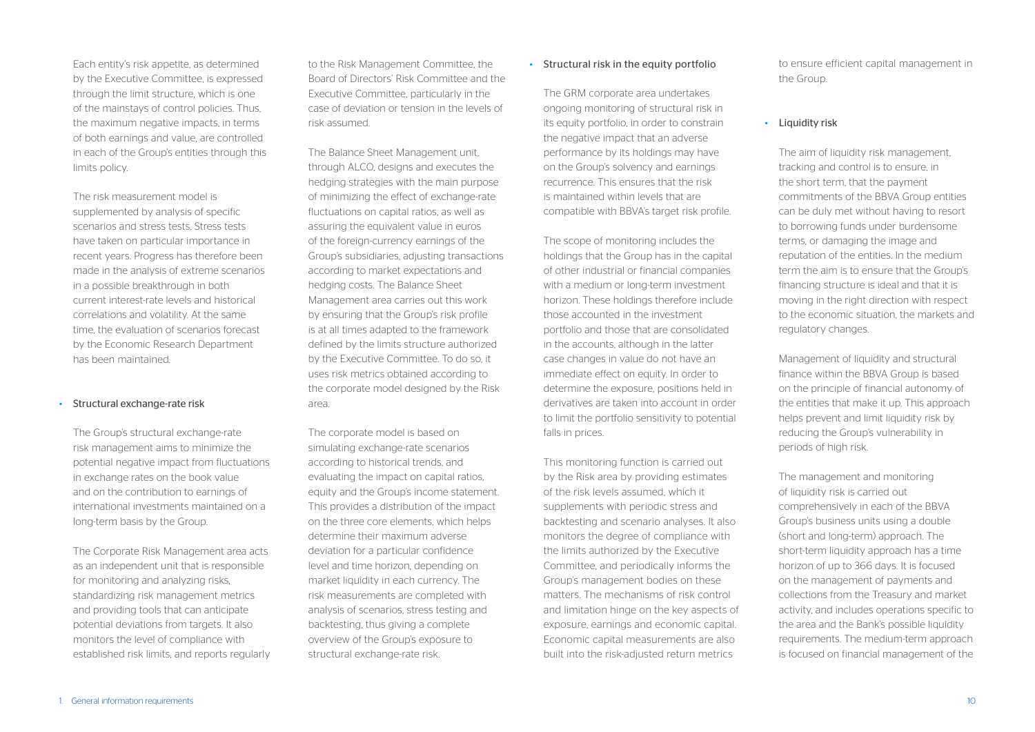Each entity's risk appetite, as determined by the Executive Committee, is expressed through the limit structure, which is one of the mainstays of control policies. Thus, the maximum negative impacts, in terms of both earnings and value, are controlled in each of the Group's entities through this limits policy.

The risk measurement model is supplemented by analysis of specific scenarios and stress tests. Stress tests have taken on particular importance in recent years. Progress has therefore been made in the analysis of extreme scenarios in a possible breakthrough in both current interest-rate levels and historical correlations and volatility. At the same time, the evaluation of scenarios forecast by the Economic Research Department has been maintained.

- Structural exchange-rate risk

The Group's structural exchange-rate risk management aims to minimize the potential negative impact from fluctuations in exchange rates on the book value and on the contribution to earnings of international investments maintained on a long-term basis by the Group.

The Corporate Risk Management area acts as an independent unit that is responsible for monitoring and analyzing risks, standardizing risk management metrics and providing tools that can anticipate potential deviations from targets. It also monitors the level of compliance with established risk limits, and reports regularly to the Risk Management Committee, the Board of Directors' Risk Committee and the Executive Committee, particularly in the case of deviation or tension in the levels of risk assumed.

The Balance Sheet Management unit, through ALCO, designs and executes the hedging strategies with the main purpose of minimizing the effect of exchange-rate fluctuations on capital ratios, as well as assuring the equivalent value in euros of the foreign-currency earnings of the Group's subsidiaries, adjusting transactions according to market expectations and hedging costs. The Balance Sheet Management area carries out this work by ensuring that the Group's risk profile is at all times adapted to the framework defined by the limits structure authorized by the Executive Committee. To do so, it uses risk metrics obtained according to the corporate model designed by the Risk area.

The corporate model is based on simulating exchange-rate scenarios according to historical trends, and evaluating the impact on capital ratios, equity and the Group's income statement. This provides a distribution of the impact on the three core elements, which helps determine their maximum adverse deviation for a particular confidence level and time horizon, depending on market liquidity in each currency. The risk measurements are completed with analysis of scenarios, stress testing and backtesting, thus giving a complete overview of the Group's exposure to structural exchange-rate risk.

- Structural risk in the equity portfolio

The GRM corporate area undertakes ongoing monitoring of structural risk in its equity portfolio, in order to constrain the negative impact that an adverse performance by its holdings may have on the Group's solvency and earnings recurrence. This ensures that the risk is maintained within levels that are compatible with BBVA's target risk profile.

The scope of monitoring includes the holdings that the Group has in the capital of other industrial or financial companies with a medium or long-term investment horizon. These holdings therefore include those accounted in the investment portfolio and those that are consolidated in the accounts, although in the latter case changes in value do not have an immediate effect on equity. In order to determine the exposure, positions held in derivatives are taken into account in order to limit the portfolio sensitivity to potential falls in prices.

This monitoring function is carried out by the Risk area by providing estimates of the risk levels assumed, which it supplements with periodic stress and backtesting and scenario analyses. It also monitors the degree of compliance with the limits authorized by the Executive Committee, and periodically informs the Group's management bodies on these matters. The mechanisms of risk control and limitation hinge on the key aspects of exposure, earnings and economic capital. Economic capital measurements are also built into the risk-adjusted return metrics to ensure efficient capital management in the Group.

- Liquidity risk

The aim of liquidity risk management, tracking and control is to ensure, in the short term, that the payment commitments of the BBVA Group entities can be duly met without having to resort to borrowing funds under burdensome terms, or damaging the image and reputation of the entities. In the medium term the aim is to ensure that the Group's financing structure is ideal and that it is moving in the right direction with respect to the economic situation, the markets and regulatory changes.

Management of liquidity and structural finance within the BBVA Group is based on the principle of financial autonomy of the entities that make it up. This approach helps prevent and limit liquidity risk by reducing the Group's vulnerability in periods of high risk.

The management and monitoring of liquidity risk is carried out comprehensively in each of the BBVA Group's business units using a double (short and long-term) approach. The short-term liquidity approach has a time horizon of up to 366 days. It is focused on the management of payments and collections from the Treasury and market activity, and includes operations specific to the area and the Bank's possible liquidity requirements. The medium-term approach is focused on financial management of the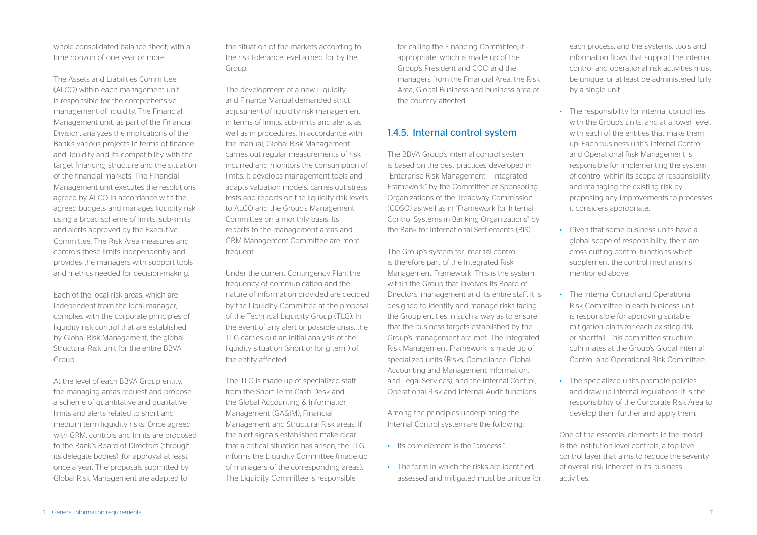whole consolidated balance sheet, with a time horizon of one year or more.

The Assets and Liabilities Committee (ALCO) within each management unit is responsible for the comprehensive management of liquidity. The Financial Management unit, as part of the Financial Division, analyzes the implications of the Bank's various projects in terms of finance and liquidity and its compatibility with the target financing structure and the situation of the financial markets. The Financial Management unit executes the resolutions agreed by ALCO in accordance with the agreed budgets and manages liquidity risk using a broad scheme of limits, sub-limits and alerts approved by the Executive Committee. The Risk Area measures and controls these limits independently and provides the managers with support tools and metrics needed for decision-making.

Each of the local risk areas, which are independent from the local manager, complies with the corporate principles of liquidity risk control that are established by Global Risk Management, the global Structural Risk unit for the entire BBVA Group.

At the level of each BBVA Group entity, the managing areas request and propose a scheme of quantitative and qualitative limits and alerts related to short and medium term liquidity risks. Once agreed with GRM, controls and limits are proposed to the Bank's Board of Directors (through its delegate bodies), for approval at least once a year. The proposals submitted by Global Risk Management are adapted to the situation of the markets according to the risk tolerance level aimed for by the Group.

The development of a new Liquidity and Finance Manual demanded strict adjustment of liquidity risk management in terms of limits, sub-limits and alerts, as well as in procedures. In accordance with the manual, Global Risk Management carries out regular measurements of risk incurred and monitors the consumption of limits. It develops management tools and adapts valuation models, carries out stress tests and reports on the liquidity risk levels to ALCO and the Group's Management Committee on a monthly basis. Its reports to the management areas and GRM Management Committee are more frequent.

Under the current Contingency Plan, the frequency of communication and the nature of information provided are decided by the Liquidity Committee at the proposal of the Technical Liquidity Group (TLG). In the event of any alert or possible crisis, the TLG carries out an initial analysis of the liquidity situation (short or long term) of the entity affected.

The TLG is made up of specialized staff from the Short-Term Cash Desk and the Global Accounting & Information Management (GA&IM), Financial Management and Structural Risk areas. If the alert signals established make clear that a critical situation has arisen, the TLG informs the Liquidity Committee (made up of managers of the corresponding areas). The Liquidity Committee is responsible for calling the Financing Committee, if appropriate, which is made up of the Group's President and COO and the managers from the Financial Area, the Risk Area, Global Business and business area of the country affected.

## 1.4.5. Internal control system

The BBVA Group's internal control system is based on the best practices developed in "Enterprise Risk Management – Integrated Framework" by the Committee of Sponsoring Organizations of the Treadway Commission (COSO) as well as in "Framework for Internal Control Systems in Banking Organizations" by the Bank for International Settlements (BIS).

The Group's system for internal control is therefore part of the Integrated Risk Management Framework. This is the system within the Group that involves its Board of Directors, management and its entire staff. It is designed to identify and manage risks facing the Group entities in such a way as to ensure that the business targets established by the Group's management are met. The Integrated Risk Management Framework is made up of specialized units (Risks, Compliance, Global Accounting and Management Information, and Legal Services), and the Internal Control, Operational Risk and Internal Audit functions.

Among the principles underpinning the Internal Control system are the following:

- Its core element is the "process."
- The form in which the risks are identified, assessed and mitigated must be unique for each process; and the systems, tools and information flows that support the internal control and operational risk activities must be unique, or at least be administered fully by a single unit.
- The responsibility for internal control lies with the Group's units, and at a lower level, with each of the entities that make them up. Each business unit's Internal Control and Operational Risk Management is responsible for implementing the system of control within its scope of responsibility and managing the existing risk by proposing any improvements to processes it considers appropriate.
- Given that some business units have a global scope of responsibility, there are cross-cutting control functions which supplement the control mechanisms mentioned above.
- The Internal Control and Operational Risk Committee in each business unit is responsible for approving suitable mitigation plans for each existing risk or shortfall. This committee structure culminates at the Group's Global Internal Control and Operational Risk Committee.
- The specialized units promote policies and draw up internal regulations. It is the responsibility of the Corporate Risk Area to develop them further and apply them.

One of the essential elements in the model is the institution-level controls, a top-level control layer that aims to reduce the severity of overall risk inherent in its business activities.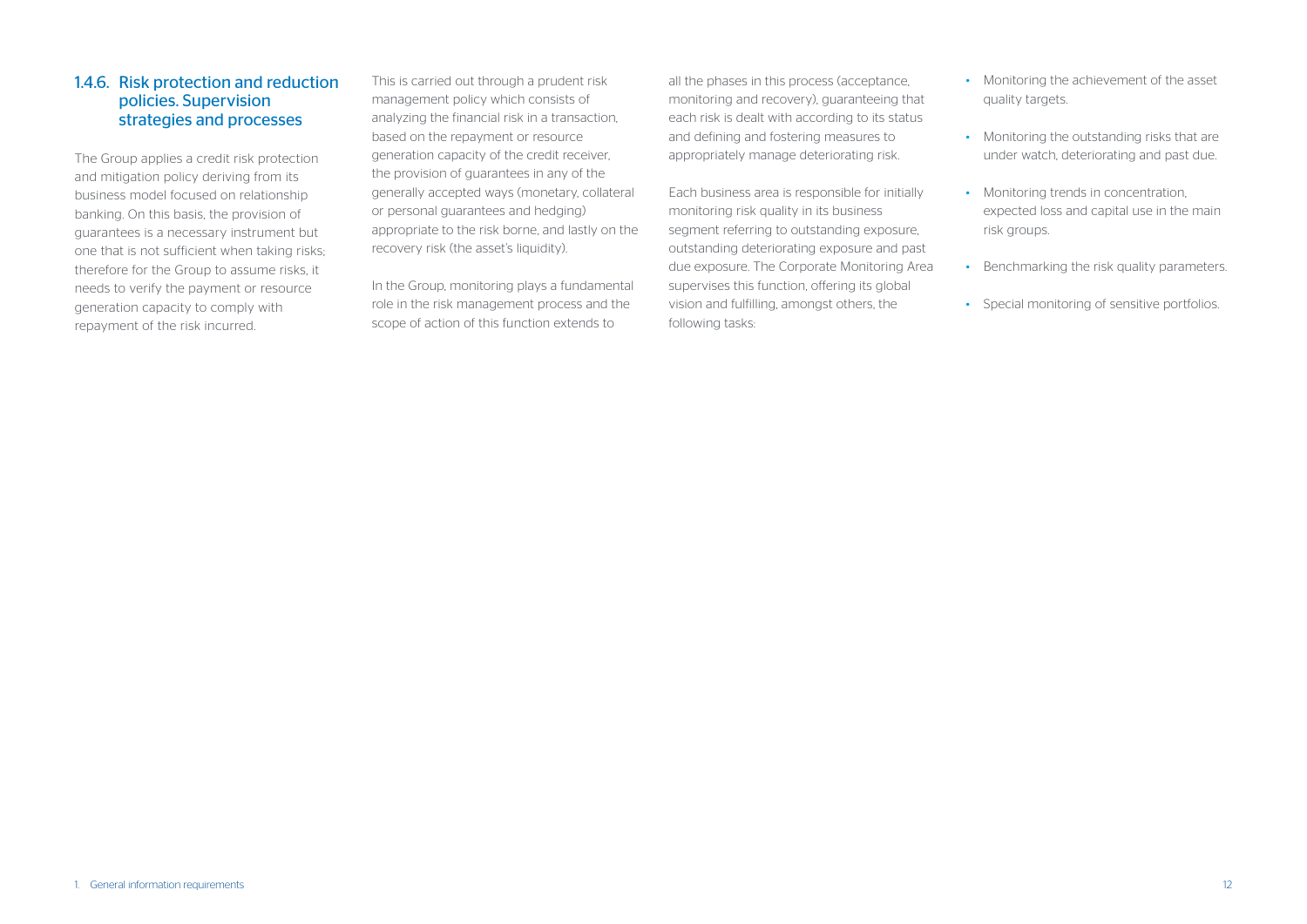### 1.4.6. Risk protection and reduction policies. Supervision strategies and processes

The Group applies a credit risk protection and mitigation policy deriving from its business model focused on relationship banking. On this basis, the provision of guarantees is a necessary instrument but one that is not sufficient when taking risks; therefore for the Group to assume risks, it needs to verify the payment or resource generation capacity to comply with repayment of the risk incurred.

This is carried out through a prudent risk management policy which consists of analyzing the financial risk in a transaction, based on the repayment or resource generation capacity of the credit receiver, the provision of guarantees in any of the generally accepted ways (monetary, collateral or personal guarantees and hedging) appropriate to the risk borne, and lastly on the recovery risk (the asset's liquidity).

In the Group, monitoring plays a fundamental role in the risk management process and the scope of action of this function extends to all the phases in this process (acceptance, monitoring and recovery), guaranteeing that each risk is dealt with according to its status and defining and fostering measures to appropriately manage deteriorating risk.

Each business area is responsible for initially monitoring risk quality in its business segment referring to outstanding exposure, outstanding deteriorating exposure and past due exposure. The Corporate Monitoring Area supervises this function, offering its global vision and fulfilling, amongst others, the following tasks:

- Monitoring the achievement of the asset quality targets.
- Monitoring the outstanding risks that are under watch, deteriorating and past due.
- Monitoring trends in concentration, expected loss and capital use in the main risk groups.
- Benchmarking the risk quality parameters.
- Special monitoring of sensitive portfolios.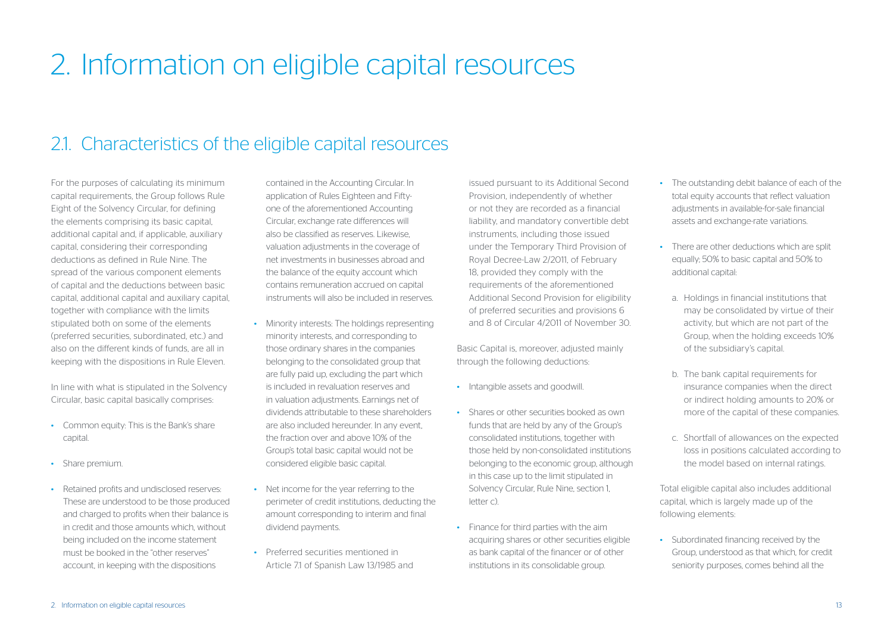# 2. Information on eligible capital resources

## 2.1. Characteristics of the eligible capital resources

For the purposes of calculating its minimum capital requirements, the Group follows Rule Eight of the Solvency Circular, for defining the elements comprising its basic capital, additional capital and, if applicable, auxiliary capital, considering their corresponding deductions as defined in Rule Nine. The spread of the various component elements of capital and the deductions between basic capital, additional capital and auxiliary capital, together with compliance with the limits stipulated both on some of the elements (preferred securities, subordinated, etc.) and also on the different kinds of funds, are all in keeping with the dispositions in Rule Eleven.

In line with what is stipulated in the Solvency Circular, basic capital basically comprises:

- Common equity: This is the Bank's share capital.
- Share premium.
- Retained profits and undisclosed reserves: These are understood to be those produced and charged to profits when their balance is in credit and those amounts which, without being included on the income statement must be booked in the "other reserves" account, in keeping with the dispositions contained in the Accounting Circular. In application of Rules Eighteen and Fifty-one of the aforementioned Accounting Circular, exchange rate differences will also be classified as reserves. Likewise, valuation adjustments in the coverage of net investments in businesses abroad and the balance of the equity account which contains remuneration accrued on capital instruments will also be included in reserves.
- Minority interests: The holdings representing minority interests, and corresponding to those ordinary shares in the companies belonging to the consolidated group that are fully paid up, excluding the part which is included in revaluation reserves and in valuation adjustments. Earnings net of dividends attributable to these shareholders are also included hereunder. In any event, the fraction over and above 10% of the Group's total basic capital would not be considered eligible basic capital.
- Net income for the year referring to the perimeter of credit institutions, deducting the amount corresponding to interim and final dividend payments.
- Preferred securities mentioned in Article 7.1 of Spanish Law 13/1985 and issued pursuant to its Additional Second Provision, independently of whether or not they are recorded as a financial liability, and mandatory convertible debt instruments, including those issued under the Temporary Third Provision of Royal Decree-Law 2/2011, of February 18, provided they comply with the requirements of the aforementioned Additional Second Provision for eligibility of preferred securities and provisions 6 and 8 of Circular 4/2011 of November 30.

Basic Capital is, moreover, adjusted mainly through the following deductions:

- Intangible assets and goodwill.
- Shares or other securities booked as own funds that are held by any of the Group's consolidated institutions, together with those held by non-consolidated institutions belonging to the economic group, although in this case up to the limit stipulated in Solvency Circular, Rule Nine, section 1, letter c).
- Finance for third parties with the aim acquiring shares or other securities eligible as bank capital of the financer or of other institutions in its consolidable group.
- The outstanding debit balance of each of the total equity accounts that reflect valuation adjustments in available-for-sale financial assets and exchange-rate variations.
- There are other deductions which are split equally; 50% to basic capital and 50% to additional capital:
  a. Holdings in financial institutions that may be consolidated by virtue of their activity, but which are not part of the Group, when the holding exceeds 10% of the subsidiary's capital.
  b. The bank capital requirements for insurance companies when the direct or indirect holding amounts to 20% or more of the capital of these companies.
  c. Shortfall of allowances on the expected loss in positions calculated according to the model based on internal ratings.

Total eligible capital also includes additional capital, which is largely made up of the following elements:

- Subordinated financing received by the Group, understood as that which, for credit seniority purposes, comes behind all the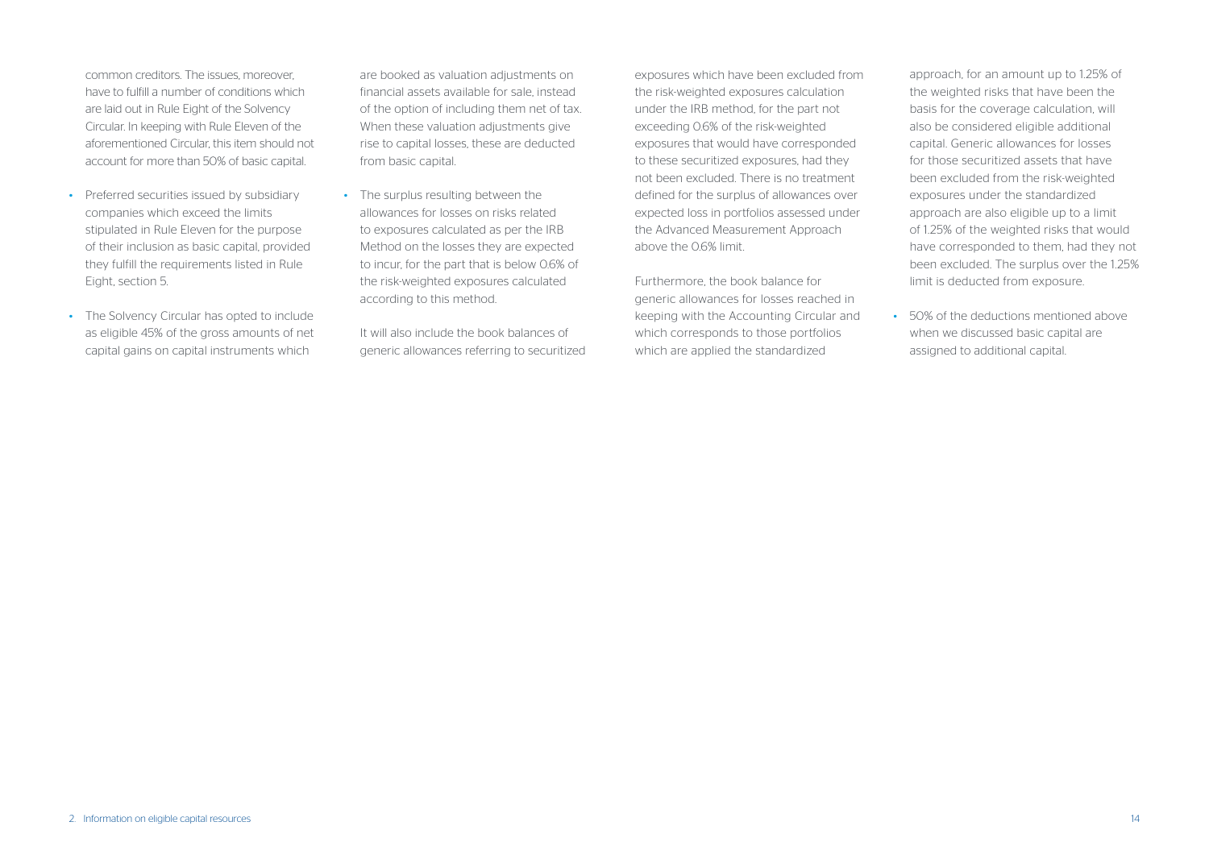common creditors. The issues, moreover, have to fulfill a number of conditions which are laid out in Rule Eight of the Solvency Circular. In keeping with Rule Eleven of the aforementioned Circular, this item should not account for more than 50% of basic capital.

- Preferred securities issued by subsidiary companies which exceed the limits stipulated in Rule Eleven for the purpose of their inclusion as basic capital, provided they fulfill the requirements listed in Rule Eight, section 5.

- The Solvency Circular has opted to include as eligible 45% of the gross amounts of net capital gains on capital instruments which are booked as valuation adjustments on financial assets available for sale, instead of the option of including them net of tax. When these valuation adjustments give rise to capital losses, these are deducted from basic capital.

- The surplus resulting between the allowances for losses on risks related to exposures calculated as per the IRB Method on the losses they are expected to incur, for the part that is below 0.6% of the risk-weighted exposures calculated according to this method.

  It will also include the book balances of generic allowances referring to securitized exposures which have been excluded from the risk-weighted exposures calculation under the IRB method, for the part not exceeding 0.6% of the risk-weighted exposures that would have corresponded to these securitized exposures, had they not been excluded. There is no treatment defined for the surplus of allowances over expected loss in portfolios assessed under the Advanced Measurement Approach above the 0.6% limit.

  Furthermore, the book balance for generic allowances for losses reached in keeping with the Accounting Circular and which corresponds to those portfolios which are applied the standardized approach, for an amount up to 1.25% of the weighted risks that have been the basis for the coverage calculation, will also be considered eligible additional capital. Generic allowances for losses for those securitized assets that have been excluded from the risk-weighted exposures under the standardized approach are also eligible up to a limit of 1.25% of the weighted risks that would have corresponded to them, had they not been excluded. The surplus over the 1.25% limit is deducted from exposure.

- 50% of the deductions mentioned above when we discussed basic capital are assigned to additional capital.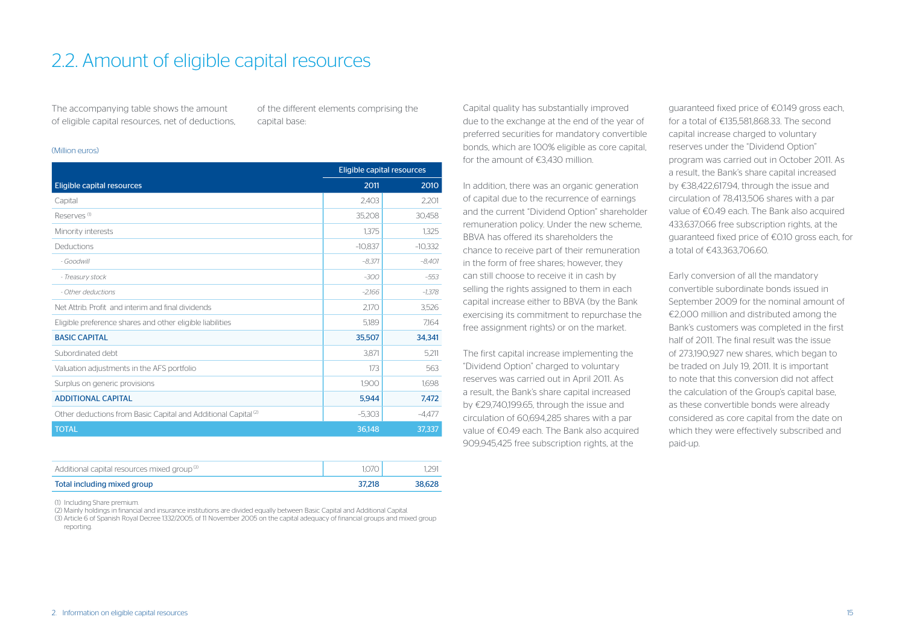## 2.2. Amount of eligible capital resources

The accompanying table shows the amount of eligible capital resources, net of deductions, of the different elements comprising the capital base:

(Million euros)

| Eligible capital resources | Eligible capital resources 2011 | 2010 |
|---|---|---|
| Capital | 2,403 | 2,201 |
| Reserves [1] | 35,208 | 30,458 |
| Minority interests | 1,375 | 1,325 |
| Deductions | -10,837 | -10,332 |
| *- Goodwill* | *-8,371* | *-8,401* |
| *- Treasury stock* | *-300* | *-553* |
| *- Other deductions* | *-2,166* | *-1,378* |
| Net Attrib. Profit and interim and final dividends | 2,170 | 3,526 |
| Eligible preference shares and other eligible liabilities | 5,189 | 7,164 |
| **BASIC CAPITAL** | **35,507** | **34,341** |
| Subordinated debt | 3,871 | 5,211 |
| Valuation adjustments in the AFS portfolio | 173 | 563 |
| Surplus on generic provisions | 1,900 | 1,698 |
| **ADDITIONAL CAPITAL** | **5,944** | **7,472** |
| Other deductions from Basic Capital and Additional Capital [2] | -5,303 | -4,477 |
| **TOTAL** | **36,148** | **37,337** |
| Additional capital resources mixed group [3] | 1,070 | 1,291 |
| **Total including mixed group** | **37,218** | **38,628** |

(1) Including Share premium.
(2) Mainly holdings in financial and insurance institutions are divided equally between Basic Capital and Additional Capital.
(3) Article 6 of Spanish Royal Decree 1332/2005, of 11 November 2005 on the capital adequacy of financial groups and mixed group reporting.

Capital quality has substantially improved due to the exchange at the end of the year of preferred securities for mandatory convertible bonds, which are 100% eligible as core capital, for the amount of €3,430 million.

In addition, there was an organic generation of capital due to the recurrence of earnings and the current "Dividend Option" shareholder remuneration policy. Under the new scheme, BBVA has offered its shareholders the chance to receive part of their remuneration in the form of free shares; however, they can still choose to receive it in cash by selling the rights assigned to them in each capital increase either to BBVA (by the Bank exercising its commitment to repurchase the free assignment rights) or on the market.

The first capital increase implementing the "Dividend Option" charged to voluntary reserves was carried out in April 2011. As a result, the Bank's share capital increased by €29,740,199.65, through the issue and circulation of 60,694,285 shares with a par value of €0.49 each. The Bank also acquired 909,945,425 free subscription rights, at the guaranteed fixed price of €0.149 gross each, for a total of €135,581,868.33. The second capital increase charged to voluntary reserves under the "Dividend Option" program was carried out in October 2011. As a result, the Bank's share capital increased by €38,422,617.94, through the issue and circulation of 78,413,506 shares with a par value of €0.49 each. The Bank also acquired 433,637,066 free subscription rights, at the guaranteed fixed price of €0.10 gross each, for a total of €43,363,706.60.

Early conversion of all the mandatory convertible subordinate bonds issued in September 2009 for the nominal amount of €2,000 million and distributed among the Bank's customers was completed in the first half of 2011. The final result was the issue of 273,190,927 new shares, which began to be traded on July 19, 2011. It is important to note that this conversion did not affect the calculation of the Group's capital base, as these convertible bonds were already considered as core capital from the date on which they were effectively subscribed and paid-up.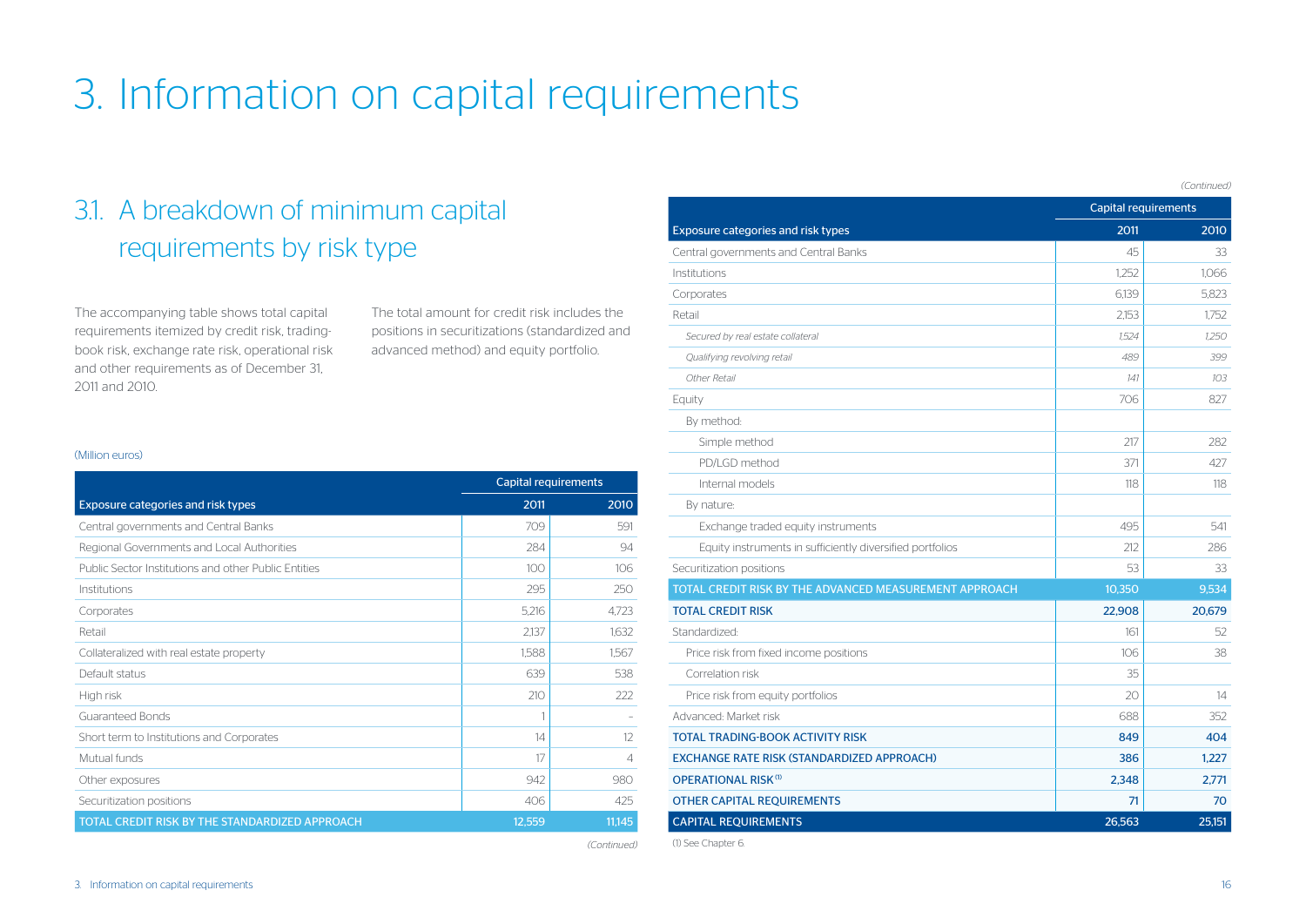# 3. Information on capital requirements

## 3.1. A breakdown of minimum capital requirements by risk type

The accompanying table shows total capital requirements itemized by credit risk, trading-book risk, exchange rate risk, operational risk and other requirements as of December 31, 2011 and 2010.

The total amount for credit risk includes the positions in securitizations (standardized and advanced method) and equity portfolio.

(Million euros)

| | Capital requirements | |
|---|---|---|
| Exposure categories and risk types | 2011 | 2010 |
| Central governments and Central Banks | 709 | 591 |
| Regional Governments and Local Authorities | 284 | 94 |
| Public Sector Institutions and other Public Entities | 100 | 106 |
| Institutions | 295 | 250 |
| Corporates | 5,216 | 4,723 |
| Retail | 2,137 | 1,632 |
| Collateralized with real estate property | 1,588 | 1,567 |
| Default status | 639 | 538 |
| High risk | 210 | 222 |
| Guaranteed Bonds | 1 | - |
| Short term to Institutions and Corporates | 14 | 12 |
| Mutual funds | 17 | 4 |
| Other exposures | 942 | 980 |
| Securitization positions | 406 | 425 |
| TOTAL CREDIT RISK BY THE STANDARDIZED APPROACH | 12,559 | 11,145 |
| Central governments and Central Banks | 45 | 33 |
| Institutions | 1,252 | 1,066 |
| Corporates | 6,139 | 5,823 |
| Retail | 2,153 | 1,752 |
| *Secured by real estate collateral* | *1,524* | *1,250* |
| *Qualifying revolving retail* | *489* | *399* |
| *Other Retail* | *141* | *103* |
| Equity | 706 | 827 |
| By method: | | |
| Simple method | 217 | 282 |
| PD/LGD method | 371 | 427 |
| Internal models | 118 | 118 |
| By nature: | | |
| Exchange traded equity instruments | 495 | 541 |
| Equity instruments in sufficiently diversified portfolios | 212 | 286 |
| Securitization positions | 53 | 33 |
| TOTAL CREDIT RISK BY THE ADVANCED MEASUREMENT APPROACH | 10,350 | 9,534 |
| **TOTAL CREDIT RISK** | **22,908** | **20,679** |
| Standardized: | 161 | 52 |
| Price risk from fixed income positions | 106 | 38 |
| Correlation risk | 35 | |
| Price risk from equity portfolios | 20 | 14 |
| Advanced: Market risk | 688 | 352 |
| **TOTAL TRADING-BOOK ACTIVITY RISK** | **849** | **404** |
| **EXCHANGE RATE RISK (STANDARDIZED APPROACH)** | **386** | **1,227** |
| **OPERATIONAL RISK [1]** | **2,348** | **2,771** |
| **OTHER CAPITAL REQUIREMENTS** | **71** | **70** |
| **CAPITAL REQUIREMENTS** | **26,563** | **25,151** |

(1) See Chapter 6.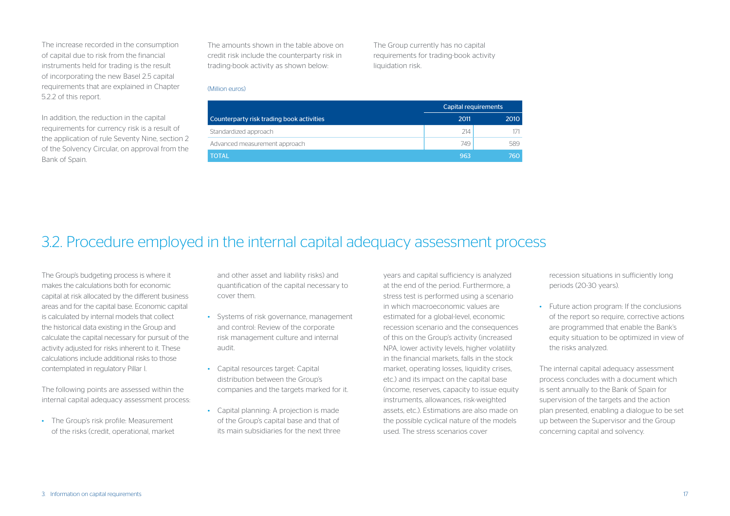The increase recorded in the consumption of capital due to risk from the financial instruments held for trading is the result of incorporating the new Basel 2.5 capital requirements that are explained in Chapter 5.2.2 of this report.

In addition, the reduction in the capital requirements for currency risk is a result of the application of rule Seventy Nine, section 2 of the Solvency Circular, on approval from the Bank of Spain.

The amounts shown in the table above on credit risk include the counterparty risk in trading-book activity as shown below:

(Million euros)

| | Capital requirements | |
|---|---|---|
| Counterparty risk trading book activities | 2011 | 2010 |
| Standardized approach | 214 | 171 |
| Advanced measurement approach | 749 | 589 |
| TOTAL | 963 | 760 |

The Group currently has no capital requirements for trading-book activity liquidation risk.

# 3.2. Procedure employed in the internal capital adequacy assessment process

The Group's budgeting process is where it makes the calculations both for economic capital at risk allocated by the different business areas and for the capital base. Economic capital is calculated by internal models that collect the historical data existing in the Group and calculate the capital necessary for pursuit of the activity adjusted for risks inherent to it. These calculations include additional risks to those contemplated in regulatory Pillar I.

The following points are assessed within the internal capital adequacy assessment process:

- The Group's risk profile: Measurement of the risks (credit, operational, market and other asset and liability risks) and quantification of the capital necessary to cover them.
- Systems of risk governance, management and control: Review of the corporate risk management culture and internal audit.
- Capital resources target: Capital distribution between the Group's companies and the targets marked for it.
- Capital planning: A projection is made of the Group's capital base and that of its main subsidiaries for the next three years and capital sufficiency is analyzed at the end of the period. Furthermore, a stress test is performed using a scenario in which macroeconomic values are estimated for a global-level, economic recession scenario and the consequences of this on the Group's activity (increased NPA, lower activity levels, higher volatility in the financial markets, falls in the stock market, operating losses, liquidity crises, etc.) and its impact on the capital base (income, reserves, capacity to issue equity instruments, allowances, risk-weighted assets, etc.). Estimations are also made on the possible cyclical nature of the models used. The stress scenarios cover recession situations in sufficiently long periods (20-30 years).
- Future action program: If the conclusions of the report so require, corrective actions are programmed that enable the Bank's equity situation to be optimized in view of the risks analyzed.

The internal capital adequacy assessment process concludes with a document which is sent annually to the Bank of Spain for supervision of the targets and the action plan presented, enabling a dialogue to be set up between the Supervisor and the Group concerning capital and solvency.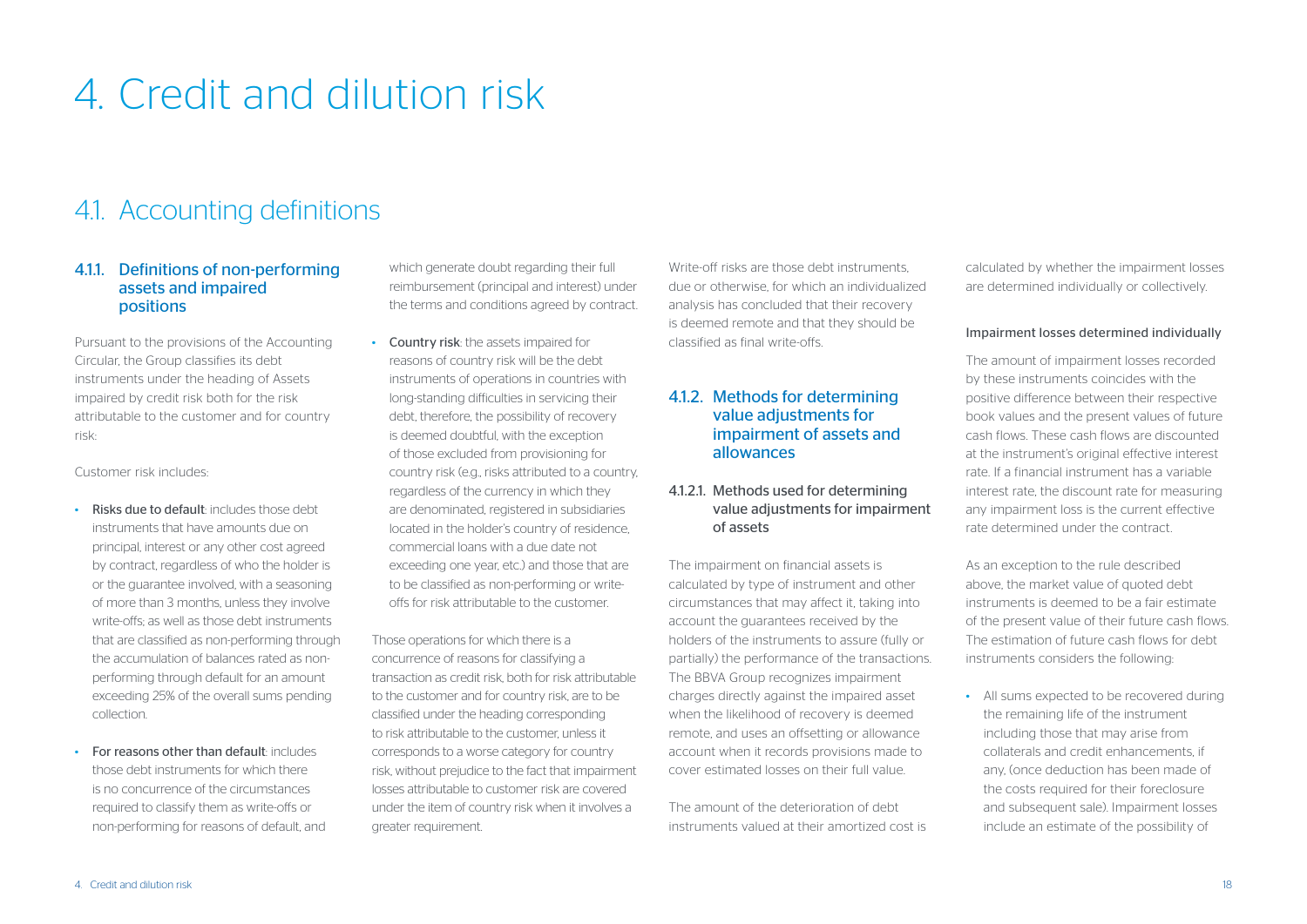# 4. Credit and dilution risk

## 4.1. Accounting definitions

### 4.1.1. Definitions of non-performing assets and impaired positions

Pursuant to the provisions of the Accounting Circular, the Group classifies its debt instruments under the heading of Assets impaired by credit risk both for the risk attributable to the customer and for country risk:

Customer risk includes:

- **Risks due to default**: includes those debt instruments that have amounts due on principal, interest or any other cost agreed by contract, regardless of who the holder is or the guarantee involved, with a seasoning of more than 3 months, unless they involve write-offs; as well as those debt instruments that are classified as non-performing through the accumulation of balances rated as non-performing through default for an amount exceeding 25% of the overall sums pending collection.
- **For reasons other than default**: includes those debt instruments for which there is no concurrence of the circumstances required to classify them as write-offs or non-performing for reasons of default, and which generate doubt regarding their full reimbursement (principal and interest) under the terms and conditions agreed by contract.
- **Country risk**: the assets impaired for reasons of country risk will be the debt instruments of operations in countries with long-standing difficulties in servicing their debt, therefore, the possibility of recovery is deemed doubtful, with the exception of those excluded from provisioning for country risk (e.g., risks attributed to a country, regardless of the currency in which they are denominated, registered in subsidiaries located in the holder's country of residence, commercial loans with a due date not exceeding one year, etc.) and those that are to be classified as non-performing or write-offs for risk attributable to the customer.

Those operations for which there is a concurrence of reasons for classifying a transaction as credit risk, both for risk attributable to the customer and for country risk, are to be classified under the heading corresponding to risk attributable to the customer, unless it corresponds to a worse category for country risk, without prejudice to the fact that impairment losses attributable to customer risk are covered under the item of country risk when it involves a greater requirement.

Write-off risks are those debt instruments, due or otherwise, for which an individualized analysis has concluded that their recovery is deemed remote and that they should be classified as final write-offs.

### 4.1.2. Methods for determining value adjustments for impairment of assets and allowances

#### 4.1.2.1. Methods used for determining value adjustments for impairment of assets

The impairment on financial assets is calculated by type of instrument and other circumstances that may affect it, taking into account the guarantees received by the holders of the instruments to assure (fully or partially) the performance of the transactions. The BBVA Group recognizes impairment charges directly against the impaired asset when the likelihood of recovery is deemed remote, and uses an offsetting or allowance account when it records provisions made to cover estimated losses on their full value.

The amount of the deterioration of debt instruments valued at their amortized cost is calculated by whether the impairment losses are determined individually or collectively.

**Impairment losses determined individually**

The amount of impairment losses recorded by these instruments coincides with the positive difference between their respective book values and the present values of future cash flows. These cash flows are discounted at the instrument's original effective interest rate. If a financial instrument has a variable interest rate, the discount rate for measuring any impairment loss is the current effective rate determined under the contract.

As an exception to the rule described above, the market value of quoted debt instruments is deemed to be a fair estimate of the present value of their future cash flows. The estimation of future cash flows for debt instruments considers the following:

- All sums expected to be recovered during the remaining life of the instrument including those that may arise from collaterals and credit enhancements, if any, (once deduction has been made of the costs required for their foreclosure and subsequent sale). Impairment losses include an estimate of the possibility of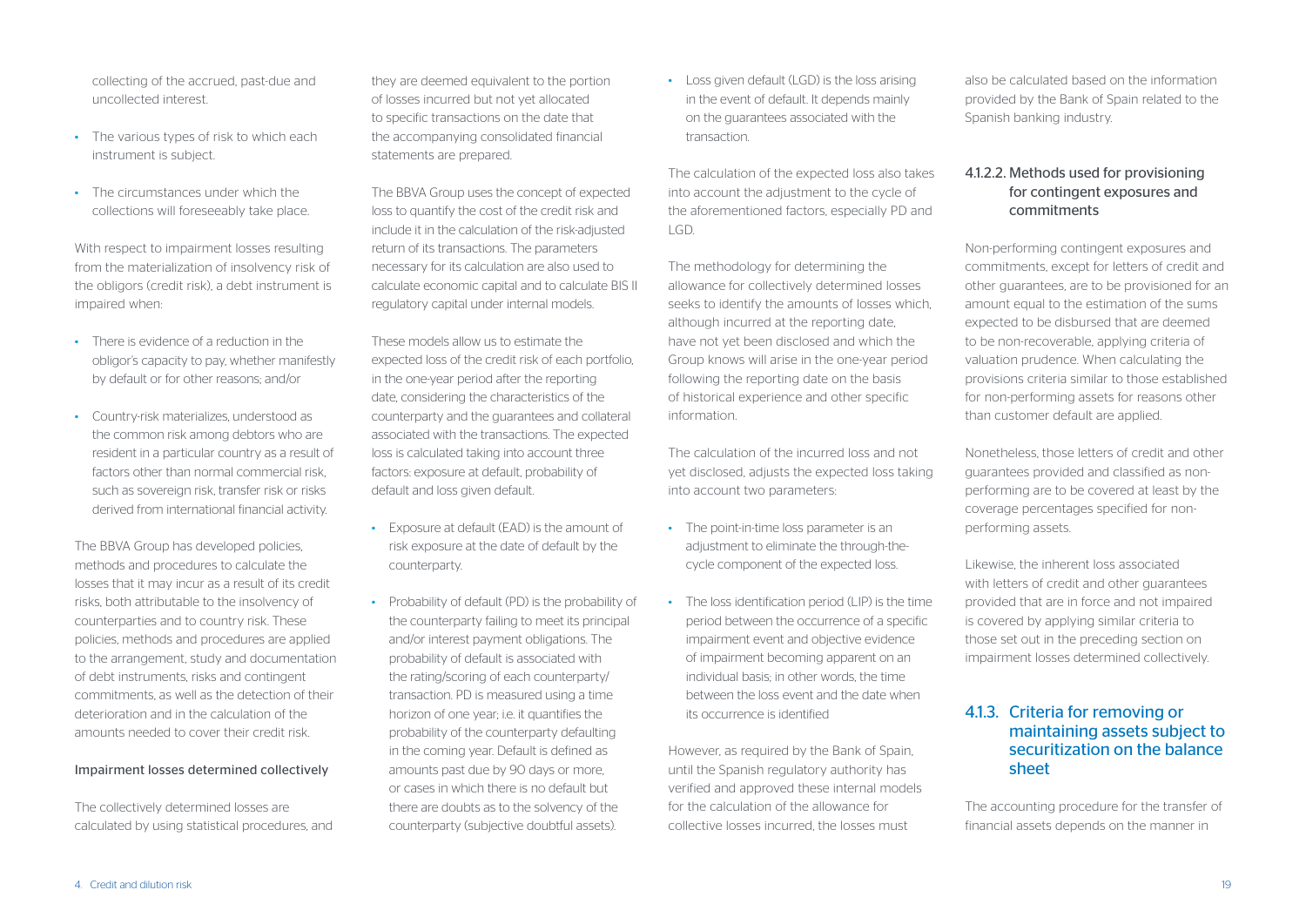collecting of the accrued, past-due and uncollected interest.

- The various types of risk to which each instrument is subject.
- The circumstances under which the collections will foreseeably take place.

With respect to impairment losses resulting from the materialization of insolvency risk of the obligors (credit risk), a debt instrument is impaired when:

- There is evidence of a reduction in the obligor's capacity to pay, whether manifestly by default or for other reasons; and/or
- Country-risk materializes, understood as the common risk among debtors who are resident in a particular country as a result of factors other than normal commercial risk, such as sovereign risk, transfer risk or risks derived from international financial activity.

The BBVA Group has developed policies, methods and procedures to calculate the losses that it may incur as a result of its credit risks, both attributable to the insolvency of counterparties and to country risk. These policies, methods and procedures are applied to the arrangement, study and documentation of debt instruments, risks and contingent commitments, as well as the detection of their deterioration and in the calculation of the amounts needed to cover their credit risk.

#### Impairment losses determined collectively

The collectively determined losses are calculated by using statistical procedures, and they are deemed equivalent to the portion of losses incurred but not yet allocated to specific transactions on the date that the accompanying consolidated financial statements are prepared.

The BBVA Group uses the concept of expected loss to quantify the cost of the credit risk and include it in the calculation of the risk-adjusted return of its transactions. The parameters necessary for its calculation are also used to calculate economic capital and to calculate BIS II regulatory capital under internal models.

These models allow us to estimate the expected loss of the credit risk of each portfolio, in the one-year period after the reporting date, considering the characteristics of the counterparty and the guarantees and collateral associated with the transactions. The expected loss is calculated taking into account three factors: exposure at default, probability of default and loss given default.

- Exposure at default (EAD) is the amount of risk exposure at the date of default by the counterparty.
- Probability of default (PD) is the probability of the counterparty failing to meet its principal and/or interest payment obligations. The probability of default is associated with the rating/scoring of each counterparty/transaction. PD is measured using a time horizon of one year; i.e. it quantifies the probability of the counterparty defaulting in the coming year. Default is defined as amounts past due by 90 days or more, or cases in which there is no default but there are doubts as to the solvency of the counterparty (subjective doubtful assets).
- Loss given default (LGD) is the loss arising in the event of default. It depends mainly on the guarantees associated with the transaction.

The calculation of the expected loss also takes into account the adjustment to the cycle of the aforementioned factors, especially PD and LGD.

The methodology for determining the allowance for collectively determined losses seeks to identify the amounts of losses which, although incurred at the reporting date, have not yet been disclosed and which the Group knows will arise in the one-year period following the reporting date on the basis of historical experience and other specific information.

The calculation of the incurred loss and not yet disclosed, adjusts the expected loss taking into account two parameters:

- The point-in-time loss parameter is an adjustment to eliminate the through-the-cycle component of the expected loss.
- The loss identification period (LIP) is the time period between the occurrence of a specific impairment event and objective evidence of impairment becoming apparent on an individual basis; in other words, the time between the loss event and the date when its occurrence is identified

However, as required by the Bank of Spain, until the Spanish regulatory authority has verified and approved these internal models for the calculation of the allowance for collective losses incurred, the losses must also be calculated based on the information provided by the Bank of Spain related to the Spanish banking industry.

#### 4.1.2.2. Methods used for provisioning for contingent exposures and commitments

Non-performing contingent exposures and commitments, except for letters of credit and other guarantees, are to be provisioned for an amount equal to the estimation of the sums expected to be disbursed that are deemed to be non-recoverable, applying criteria of valuation prudence. When calculating the provisions criteria similar to those established for non-performing assets for reasons other than customer default are applied.

Nonetheless, those letters of credit and other guarantees provided and classified as non-performing are to be covered at least by the coverage percentages specified for non-performing assets.

Likewise, the inherent loss associated with letters of credit and other guarantees provided that are in force and not impaired is covered by applying similar criteria to those set out in the preceding section on impairment losses determined collectively.

### 4.1.3. Criteria for removing or maintaining assets subject to securitization on the balance sheet

The accounting procedure for the transfer of financial assets depends on the manner in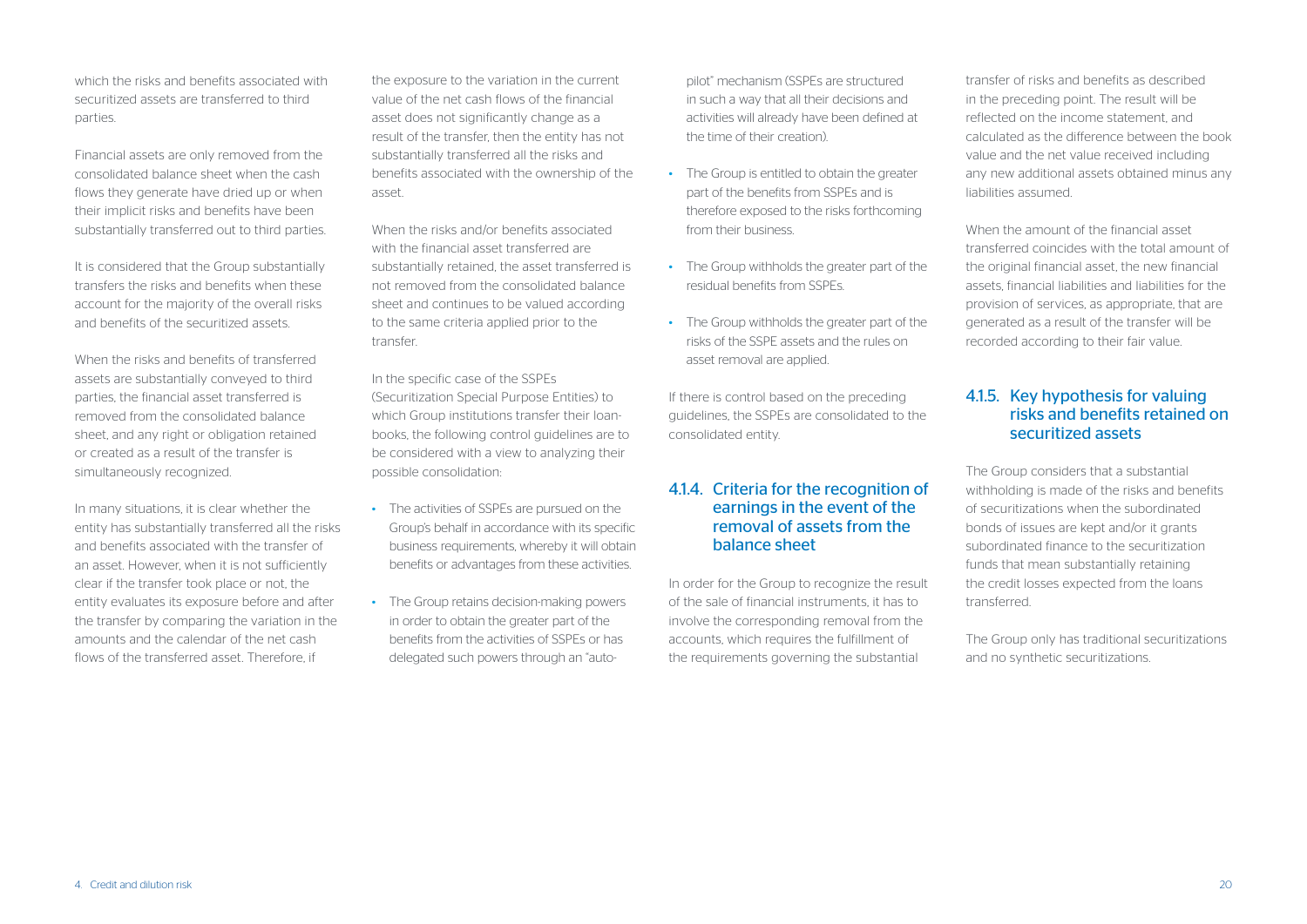which the risks and benefits associated with securitized assets are transferred to third parties.

Financial assets are only removed from the consolidated balance sheet when the cash flows they generate have dried up or when their implicit risks and benefits have been substantially transferred out to third parties.

It is considered that the Group substantially transfers the risks and benefits when these account for the majority of the overall risks and benefits of the securitized assets.

When the risks and benefits of transferred assets are substantially conveyed to third parties, the financial asset transferred is removed from the consolidated balance sheet, and any right or obligation retained or created as a result of the transfer is simultaneously recognized.

In many situations, it is clear whether the entity has substantially transferred all the risks and benefits associated with the transfer of an asset. However, when it is not sufficiently clear if the transfer took place or not, the entity evaluates its exposure before and after the transfer by comparing the variation in the amounts and the calendar of the net cash flows of the transferred asset. Therefore, if the exposure to the variation in the current value of the net cash flows of the financial asset does not significantly change as a result of the transfer, then the entity has not substantially transferred all the risks and benefits associated with the ownership of the asset.

When the risks and/or benefits associated with the financial asset transferred are substantially retained, the asset transferred is not removed from the consolidated balance sheet and continues to be valued according to the same criteria applied prior to the transfer.

In the specific case of the SSPEs (Securitization Special Purpose Entities) to which Group institutions transfer their loan-books, the following control guidelines are to be considered with a view to analyzing their possible consolidation:

- The activities of SSPEs are pursued on the Group's behalf in accordance with its specific business requirements, whereby it will obtain benefits or advantages from these activities.
- The Group retains decision-making powers in order to obtain the greater part of the benefits from the activities of SSPEs or has delegated such powers through an "auto-pilot" mechanism (SSPEs are structured in such a way that all their decisions and activities will already have been defined at the time of their creation).
- The Group is entitled to obtain the greater part of the benefits from SSPEs and is therefore exposed to the risks forthcoming from their business.
- The Group withholds the greater part of the residual benefits from SSPEs.
- The Group withholds the greater part of the risks of the SSPE assets and the rules on asset removal are applied.

If there is control based on the preceding guidelines, the SSPEs are consolidated to the consolidated entity.

### 4.1.4. Criteria for the recognition of earnings in the event of the removal of assets from the balance sheet

In order for the Group to recognize the result of the sale of financial instruments, it has to involve the corresponding removal from the accounts, which requires the fulfillment of the requirements governing the substantial transfer of risks and benefits as described in the preceding point. The result will be reflected on the income statement, and calculated as the difference between the book value and the net value received including any new additional assets obtained minus any liabilities assumed.

When the amount of the financial asset transferred coincides with the total amount of the original financial asset, the new financial assets, financial liabilities and liabilities for the provision of services, as appropriate, that are generated as a result of the transfer will be recorded according to their fair value.

### 4.1.5. Key hypothesis for valuing risks and benefits retained on securitized assets

The Group considers that a substantial withholding is made of the risks and benefits of securitizations when the subordinated bonds of issues are kept and/or it grants subordinated finance to the securitization funds that mean substantially retaining the credit losses expected from the loans transferred.

The Group only has traditional securitizations and no synthetic securitizations.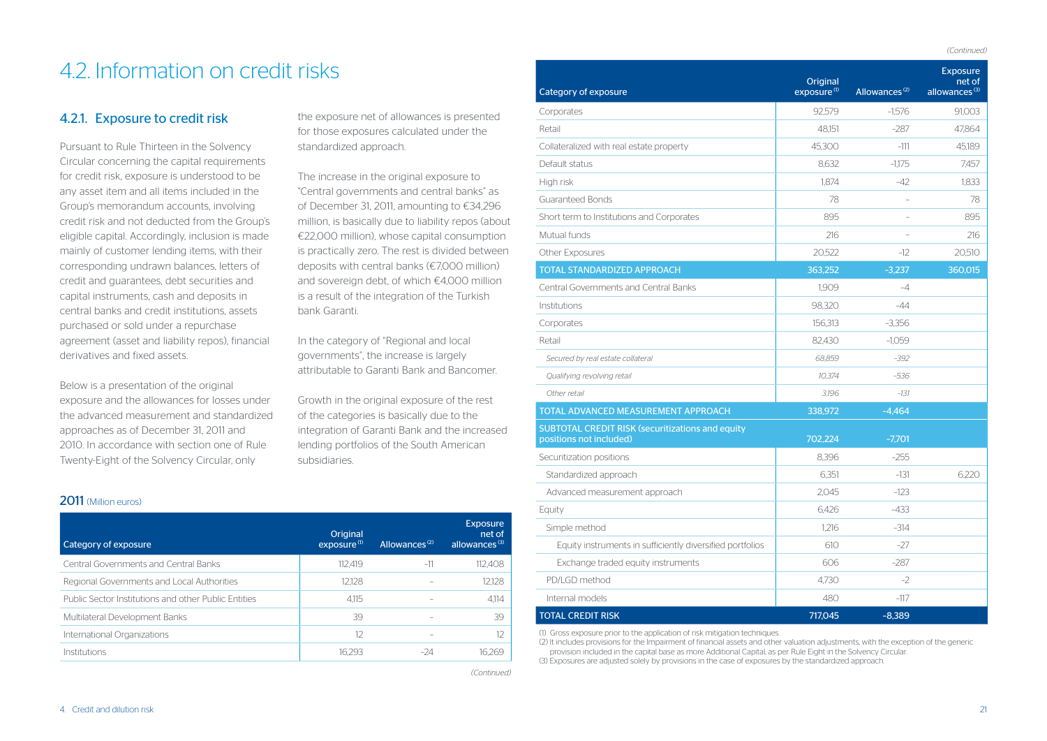## 4.2. Information on credit risks

### 4.2.1. Exposure to credit risk

Pursuant to Rule Thirteen in the Solvency Circular concerning the capital requirements for credit risk, exposure is understood to be any asset item and all items included in the Group's memorandum accounts, involving credit risk and not deducted from the Group's eligible capital. Accordingly, inclusion is made mainly of customer lending items, with their corresponding undrawn balances, letters of credit and guarantees, debt securities and capital instruments, cash and deposits in central banks and credit institutions, assets purchased or sold under a repurchase agreement (asset and liability repos), financial derivatives and fixed assets.

Below is a presentation of the original exposure and the allowances for losses under the advanced measurement and standardized approaches as of December 31, 2011 and 2010. In accordance with section one of Rule Twenty-Eight of the Solvency Circular, only the exposure net of allowances is presented for those exposures calculated under the standardized approach.

The increase in the original exposure to "Central governments and central banks" as of December 31, 2011, amounting to €34,296 million, is basically due to liability repos (about €22,000 million), whose capital consumption is practically zero. The rest is divided between deposits with central banks (€7,000 million) and sovereign debt, of which €4,000 million is a result of the integration of the Turkish bank Garanti.

In the category of "Regional and local governments", the increase is largely attributable to Garanti Bank and Bancomer.

Growth in the original exposure of the rest of the categories is basically due to the integration of Garanti Bank and the increased lending portfolios of the South American subsidiaries.

**2011** (Million euros)

| Category of exposure | Original exposure [1] | Allowances [2] | Exposure net of allowances [3] |
|---|---|---|---|
| Central Governments and Central Banks | 112,419 | -11 | 112,408 |
| Regional Governments and Local Authorities | 12,128 | - | 12,128 |
| Public Sector Institutions and other Public Entities | 4,115 | - | 4,114 |
| Multilateral Development Banks | 39 | - | 39 |
| International Organizations | 12 | - | 12 |
| Institutions | 16,293 | -24 | 16,269 |
| Corporates | 92,579 | -1,576 | 91,003 |
| Retail | 48,151 | -287 | 47,864 |
| Collateralized with real estate property | 45,300 | -111 | 45,189 |
| Default status | 8,632 | -1,175 | 7,457 |
| High risk | 1,874 | -42 | 1,833 |
| Guaranteed Bonds | 78 | - | 78 |
| Short term to Institutions and Corporates | 895 | - | 895 |
| Mutual funds | 216 | - | 216 |
| Other Exposures | 20,522 | -12 | 20,510 |
| **TOTAL STANDARDIZED APPROACH** | **363,252** | **-3,237** | **360,015** |
| Central Governments and Central Banks | 1,909 | -4 | |
| Institutions | 98,320 | -44 | |
| Corporates | 156,313 | -3,356 | |
| Retail | 82,430 | -1,059 | |
| *Secured by real estate collateral* | *68,859* | *-392* | |
| *Qualifying revolving retail* | *10,374* | *-536* | |
| *Other retail* | *3,196* | *-131* | |
| **TOTAL ADVANCED MEASUREMENT APPROACH** | **338,972** | **-4,464** | |
| **SUBTOTAL CREDIT RISK (securitizations and equity positions not included)** | **702,224** | **-7,701** | |
| Securitization positions | 8,396 | -255 | |
| Standardized approach | 6,351 | -131 | 6,220 |
| Advanced measurement approach | 2,045 | -123 | |
| Equity | 6,426 | -433 | |
| Simple method | 1,216 | -314 | |
| Equity instruments in sufficiently diversified portfolios | 610 | -27 | |
| Exchange traded equity instruments | 606 | -287 | |
| PD/LGD method | 4,730 | -2 | |
| Internal models | 480 | -117 | |
| **TOTAL CREDIT RISK** | **717,045** | **-8,389** | |

(1) Gross exposure prior to the application of risk mitigation techniques.
(2) It includes provisions for the Impairment of financial assets and other valuation adjustments, with the exception of the generic provision included in the capital base as more Additional Capital, as per Rule Eight in the Solvency Circular.
(3) Exposures are adjusted solely by provisions in the case of exposures by the standardized approach.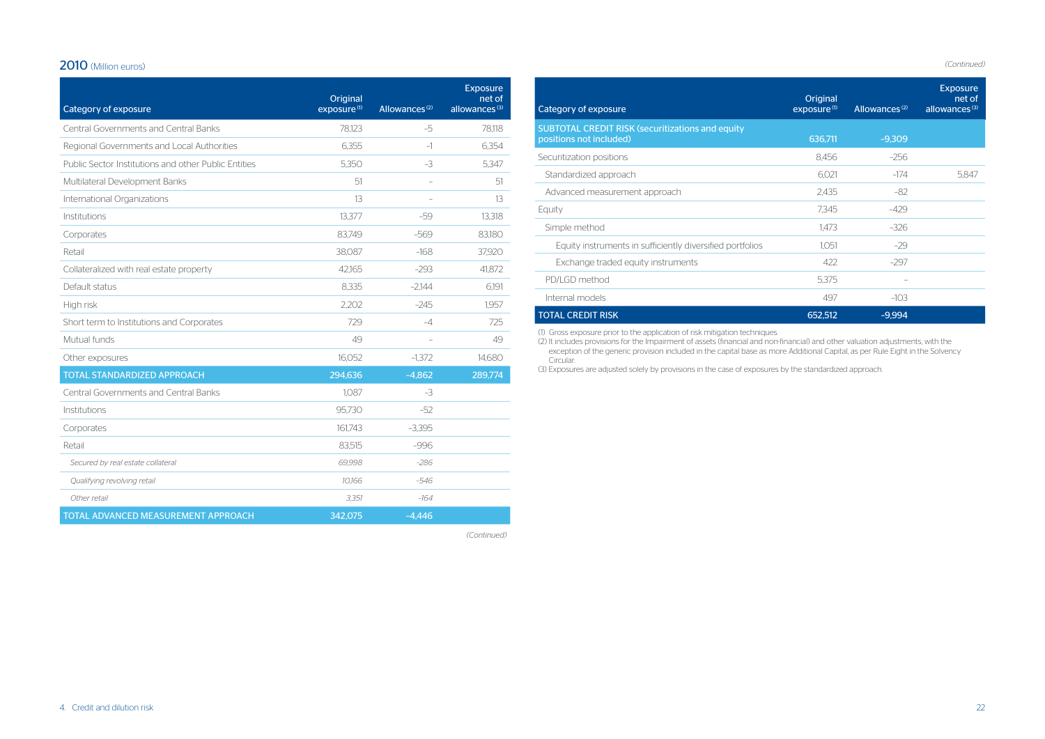## 2010 (Million euros)

| Category of exposure | Original exposure [1] | Allowances [2] | Exposure net of allowances [3] |
|---|---|---|---|
| Central Governments and Central Banks | 78,123 | -5 | 78,118 |
| Regional Governments and Local Authorities | 6,355 | -1 | 6,354 |
| Public Sector Institutions and other Public Entities | 5,350 | -3 | 5,347 |
| Multilateral Development Banks | 51 | – | 51 |
| International Organizations | 13 | – | 13 |
| Institutions | 13,377 | -59 | 13,318 |
| Corporates | 83,749 | -569 | 83,180 |
| Retail | 38,087 | -168 | 37,920 |
| Collateralized with real estate property | 42,165 | -293 | 41,872 |
| Default status | 8,335 | -2,144 | 6,191 |
| High risk | 2,202 | -245 | 1,957 |
| Short term to Institutions and Corporates | 729 | -4 | 725 |
| Mutual funds | 49 | – | 49 |
| Other exposures | 16,052 | -1,372 | 14,680 |
| TOTAL STANDARDIZED APPROACH | 294,636 | -4,862 | 289,774 |
| Central Governments and Central Banks | 1,087 | -3 | |
| Institutions | 95,730 | -52 | |
| Corporates | 161,743 | -3,395 | |
| Retail | 83,515 | -996 | |
| *Secured by real estate collateral* | *69,998* | *-286* | |
| *Qualifying revolving retail* | *10,166* | *-546* | |
| *Other retail* | *3,351* | *-164* | |
| TOTAL ADVANCED MEASUREMENT APPROACH | 342,075 | -4,446 | |
| SUBTOTAL CREDIT RISK (securitizations and equity positions not included) | 636,711 | -9,309 | |
| Securitization positions | 8,456 | -256 | |
| Standardized approach | 6,021 | -174 | 5,847 |
| Advanced measurement approach | 2,435 | -82 | |
| Equity | 7,345 | -429 | |
| Simple method | 1,473 | -326 | |
| Equity instruments in sufficiently diversified portfolios | 1,051 | -29 | |
| Exchange traded equity instruments | 422 | -297 | |
| PD/LGD method | 5,375 | – | |
| Internal models | 497 | -103 | |
| TOTAL CREDIT RISK | 652,512 | -9,994 | |

(1) Gross exposure prior to the application of risk mitigation techniques.
(2) It includes provisions for the Impairment of assets (financial and non-financial) and other valuation adjustments, with the exception of the generic provision included in the capital base as more Additional Capital, as per Rule Eight in the Solvency Circular.
(3) Exposures are adjusted solely by provisions in the case of exposures by the standardized approach.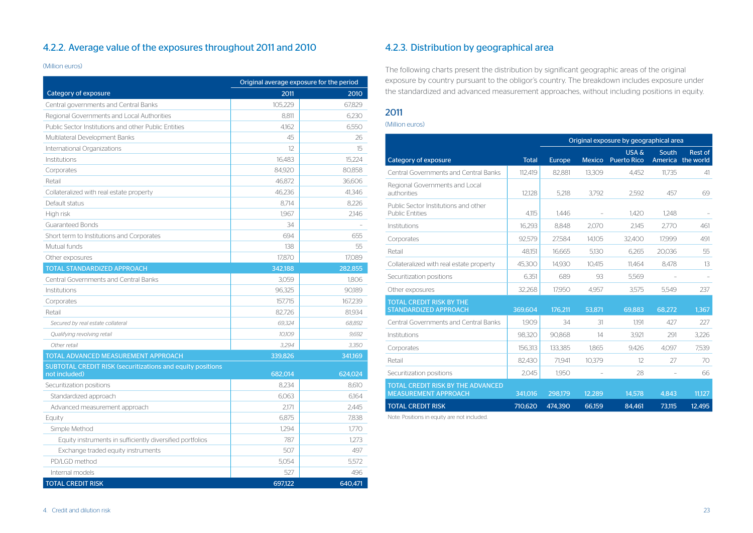## 4.2.2. Average value of the exposures throughout 2011 and 2010

(Million euros)

| Category of exposure | Original average exposure for the period | |
|---|---|---|
| | 2011 | 2010 |
| Central governments and Central Banks | 105,229 | 67,829 |
| Regional Governments and Local Authorities | 8,811 | 6,230 |
| Public Sector Institutions and other Public Entities | 4,162 | 6,550 |
| Multilateral Development Banks | 45 | 26 |
| International Organizations | 12 | 15 |
| Institutions | 16,483 | 15,224 |
| Corporates | 84,920 | 80,858 |
| Retail | 46,872 | 36,606 |
| Collateralized with real estate property | 46,236 | 41,346 |
| Default status | 8,714 | 8,226 |
| High risk | 1,967 | 2,146 |
| Guaranteed Bonds | 34 | - |
| Short term to Institutions and Corporates | 694 | 655 |
| Mutual funds | 138 | 55 |
| Other exposures | 17,870 | 17,089 |
| TOTAL STANDARDIZED APPROACH | 342,188 | 282,855 |
| Central Governments and Central Banks | 3,059 | 1,806 |
| Institutions | 96,325 | 90,189 |
| Corporates | 157,715 | 167,239 |
| Retail | 82,726 | 81,934 |
| *Secured by real estate collateral* | *69,324* | *68,892* |
| *Qualifying revolving retail* | *10,109* | *9,692* |
| *Other retail* | *3,294* | *3,350* |
| TOTAL ADVANCED MEASUREMENT APPROACH | 339,826 | 341,169 |
| SUBTOTAL CREDIT RISK (securitizations and equity positions not included) | 682,014 | 624,024 |
| Securitization positions | 8,234 | 8,610 |
| Standardized approach | 6,063 | 6,164 |
| Advanced measurement approach | 2,171 | 2,445 |
| Equity | 6,875 | 7,838 |
| Simple Method | 1,294 | 1,770 |
| Equity instruments in sufficiently diversified portfolios | 787 | 1,273 |
| Exchange traded equity instruments | 507 | 497 |
| PD/LGD method | 5,054 | 5,572 |
| Internal models | 527 | 496 |
| TOTAL CREDIT RISK | 697,122 | 640,471 |

## 4.2.3. Distribution by geographical area

The following charts present the distribution by significant geographic areas of the original exposure by country pursuant to the obligor's country. The breakdown includes exposure under the standardized and advanced measurement approaches, without including positions in equity.

### 2011

(Million euros)

| Category of exposure | Original exposure by geographical area | | | | | |
|---|---|---|---|---|---|---|
| | Total | Europe | Mexico | USA & Puerto Rico | South America | Rest of the world |
| Central Governments and Central Banks | 112,419 | 82,881 | 13,309 | 4,452 | 11,735 | 41 |
| Regional Governments and Local authorities | 12,128 | 5,218 | 3,792 | 2,592 | 457 | 69 |
| Public Sector Institutions and other Public Entities | 4,115 | 1,446 | - | 1,420 | 1,248 | - |
| Institutions | 16,293 | 8,848 | 2,070 | 2,145 | 2,770 | 461 |
| Corporates | 92,579 | 27,584 | 14,105 | 32,400 | 17,999 | 491 |
| Retail | 48,151 | 16,665 | 5,130 | 6,265 | 20,036 | 55 |
| Collateralized with real estate property | 45,300 | 14,930 | 10,415 | 11,464 | 8,478 | 13 |
| Securitization positions | 6,351 | 689 | 93 | 5,569 | - | - |
| Other exposures | 32,268 | 17,950 | 4,957 | 3,575 | 5,549 | 237 |
| TOTAL CREDIT RISK BY THE STANDARDIZED APPROACH | 369,604 | 176,211 | 53,871 | 69,883 | 68,272 | 1,367 |
| Central Governments and Central Banks | 1,909 | 34 | 31 | 1,191 | 427 | 227 |
| Institutions | 98,320 | 90,868 | 14 | 3,921 | 291 | 3,226 |
| Corporates | 156,313 | 133,385 | 1,865 | 9,426 | 4,097 | 7,539 |
| Retail | 82,430 | 71,941 | 10,379 | 12 | 27 | 70 |
| Securitization positions | 2,045 | 1,950 | - | 28 | - | 66 |
| TOTAL CREDIT RISK BY THE ADVANCED MEASUREMENT APPROACH | 341,016 | 298,179 | 12,289 | 14,578 | 4,843 | 11,127 |
| TOTAL CREDIT RISK | 710,620 | 474,390 | 66,159 | 84,461 | 73,115 | 12,495 |

Note: Positions in equity are not included.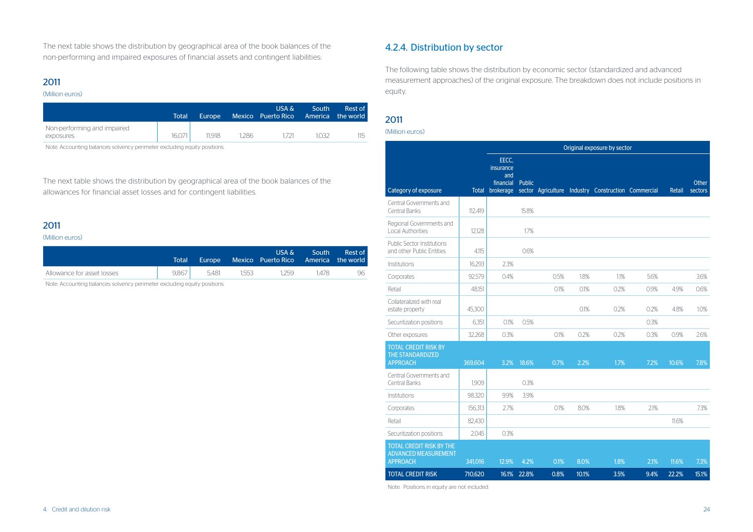The next table shows the distribution by geographical area of the book balances of the non-performing and impaired exposures of financial assets and contingent liabilities:

## 2011

(Million euros)

| | Total | Europe | Mexico | USA & Puerto Rico | South America | Rest of the world |
|---|---|---|---|---|---|---|
| Non-performing and impaired exposures | 16,071 | 11,918 | 1,286 | 1,721 | 1,032 | 115 |

Note: Accounting balances solvency perimeter excluding equity positions.

The next table shows the distribution by geographical area of the book balances of the allowances for financial asset losses and for contingent liabilities.

## 2011

(Million euros)

| | Total | Europe | Mexico | USA & Puerto Rico | South America | Rest of the world |
|---|---|---|---|---|---|---|
| Allowance for asset losses | 9,867 | 5,481 | 1,553 | 1,259 | 1,478 | 96 |

Note: Accounting balances solvency perimeter excluding equity positions.

### 4.2.4. Distribution by sector

The following table shows the distribution by economic sector (standardized and advanced measurement approaches) of the original exposure. The breakdown does not include positions in equity.

## 2011

(Million euros)

| | | Original exposure by sector | | | | | | | |
|---|---|---|---|---|---|---|---|---|---|
| Category of exposure | Total | EECC, insurance and financial brokerage | Public sector | Agriculture | Industry | Construction | Commercial | Retail | Other sectors |
| Central Governments and Central Banks | 112,419 | | 15.8% | | | | | | |
| Regional Governments and Local Authorities | 12,128 | | 1.7% | | | | | | |
| Public Sector Institutions and other Public Entities | 4,115 | | 0.6% | | | | | | |
| Institutions | 16,293 | 2.3% | | | | | | | |
| Corporates | 92,579 | 0.4% | | 0.5% | 1.8% | 1.1% | 5.6% | | 3.6% |
| Retail | 48,151 | | | 0.1% | 0.1% | 0.2% | 0.9% | 4.9% | 0.6% |
| Collateralized with real estate property | 45,300 | | | | 0.1% | 0.2% | 0.2% | 4.8% | 1.0% |
| Securitization positions | 6,351 | 0.1% | 0.5% | | | | 0.3% | | |
| Other exposures | 32,268 | 0.3% | | 0.1% | 0.2% | 0.2% | 0.3% | 0.9% | 2.6% |
| TOTAL CREDIT RISK BY THE STANDARDIZED APPROACH | 369,604 | 3.2% | 18.6% | 0.7% | 2.2% | 1.7% | 7.2% | 10.6% | 7.8% |
| Central Governments and Central Banks | 1,909 | | 0.3% | | | | | | |
| Institutions | 98,320 | 9.9% | 3.9% | | | | | | |
| Corporates | 156,313 | 2.7% | | 0.1% | 8.0% | 1.8% | 2.1% | | 7.3% |
| Retail | 82,430 | | | | | | | 11.6% | |
| Securitization positions | 2,045 | 0.3% | | | | | | | |
| TOTAL CREDIT RISK BY THE ADVANCED MEASUREMENT APPROACH | 341,016 | 12.9% | 4.2% | 0.1% | 8.0% | 1.8% | 2.1% | 11.6% | 7.3% |
| TOTAL CREDIT RISK | 710,620 | 16.1% | 22.8% | 0.8% | 10.1% | 3.5% | 9.4% | 22.2% | 15.1% |

Note: Positions in equity are not included.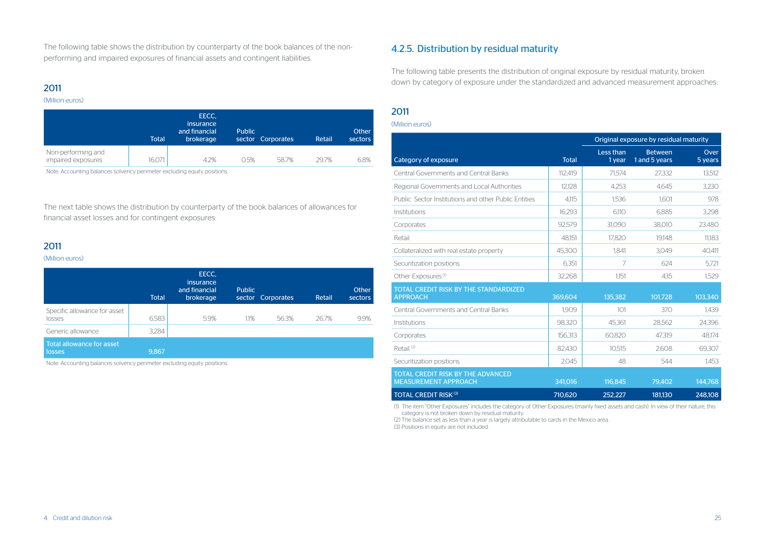The following table shows the distribution by counterparty of the book balances of the non-performing and impaired exposures of financial assets and contingent liabilities.

## 2011

(Million euros)

| | Total | EECC, insurance and financial brokerage | Public sector | Corporates | Retail | Other sectors |
|---|---|---|---|---|---|---|
| Non-performing and impaired exposures | 16,071 | 4.2% | 0.5% | 58.7% | 29.7% | 6.8% |

Note: Accounting balances solvency perimeter excluding equity positions.

The next table shows the distribution by counterparty of the book balances of allowances for financial asset losses and for contingent exposures:

## 2011

(Million euros)

| | Total | EECC, insurance and financial brokerage | Public sector | Corporates | Retail | Other sectors |
|---|---|---|---|---|---|---|
| Specific allowance for asset losses | 6,583 | 5.9% | 1.1% | 56.3% | 26.7% | 9.9% |
| Generic allowance | 3,284 | | | | | |
| Total allowance for asset losses | 9,867 | | | | | |

Note: Accounting balances solvency perimeter excluding equity positions.

## 4.2.5. Distribution by residual maturity

The following table presents the distribution of original exposure by residual maturity, broken down by category of exposure under the standardized and advanced measurement approaches:

## 2011

(Million euros)

| | | Original exposure by residual maturity | | |
|---|---|---|---|---|
| Category of exposure | Total | Less than 1 year | Between 1 and 5 years | Over 5 years |
| Central Governments and Central Banks | 112,419 | 71,574 | 27,332 | 13,512 |
| Regional Governments and Local Authorities | 12,128 | 4,253 | 4,645 | 3,230 |
| Public Sector Institutions and other Public Entities | 4,115 | 1,536 | 1,601 | 978 |
| Institutions | 16,293 | 6,110 | 6,885 | 3,298 |
| Corporates | 92,579 | 31,090 | 38,010 | 23,480 |
| Retail | 48,151 | 17,820 | 19,148 | 11,183 |
| Collateralized with real estate property | 45,300 | 1,841 | 3,049 | 40,411 |
| Securitization positions | 6,351 | 7 | 624 | 5,721 |
| Other Exposures [1] | 32,268 | 1,151 | 435 | 1,529 |
| TOTAL CREDIT RISK BY THE STANDARDIZED APPROACH | 369,604 | 135,382 | 101,728 | 103,340 |
| Central Governments and Central Banks | 1,909 | 101 | 370 | 1,439 |
| Institutions | 98,320 | 45,361 | 28,562 | 24,396 |
| Corporates | 156,313 | 60,820 | 47,319 | 48,174 |
| Retail [2] | 82,430 | 10,515 | 2,608 | 69,307 |
| Securitization positions | 2,045 | 48 | 544 | 1,453 |
| TOTAL CREDIT RISK BY THE ADVANCED MEASUREMENT APPROACH | 341,016 | 116,845 | 79,402 | 144,768 |
| TOTAL CREDIT RISK [3] | 710,620 | 252,227 | 181,130 | 248,108 |

(1) The item "Other Exposures" includes the category of Other Exposures (mainly fixed assets and cash). In view of their nature, this category is not broken down by residual maturity.
(2) The balance set as less than a year is largely attributable to cards in the Mexico area.
(3) Positions in equity are not included.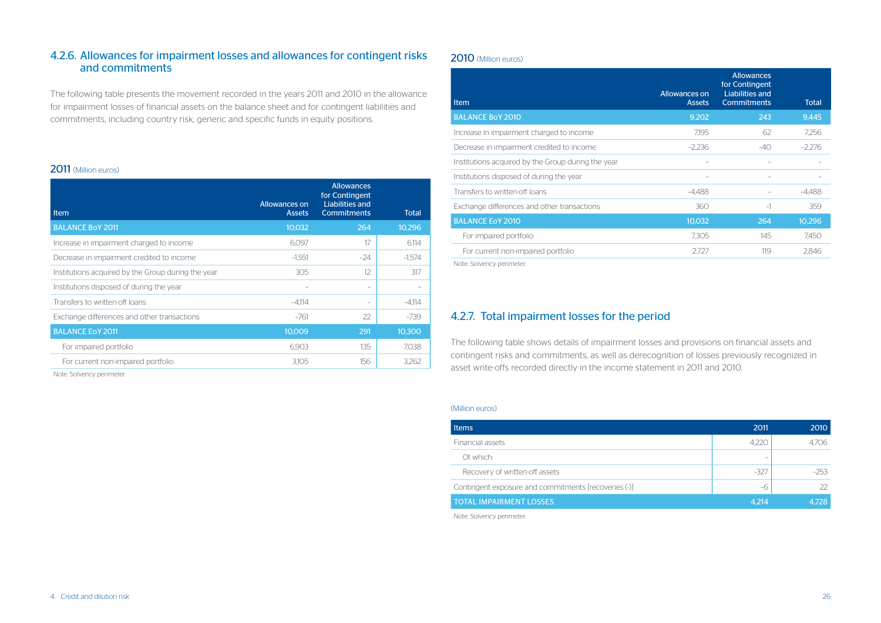### 4.2.6. Allowances for impairment losses and allowances for contingent risks and commitments

The following table presents the movement recorded in the years 2011 and 2010 in the allowance for impairment losses of financial assets on the balance sheet and for contingent liabilities and commitments, including country risk, generic and specific funds in equity positions.

**2011** (Million euros)

| Item | Allowances on Assets | Allowances for Contingent Liabilities and Commitments | Total |
|---|---|---|---|
| BALANCE BoY 2011 | 10,032 | 264 | 10,296 |
| Increase in impairment charged to income | 6,097 | 17 | 6,114 |
| Decrease in impairment credited to income | -1,551 | -24 | -1,574 |
| Institutions acquired by the Group during the year | 305 | 12 | 317 |
| Institutions disposed of during the year | – | – | – |
| Transfers to written-off loans | -4,114 | – | -4,114 |
| Exchange differences and other transactions | -761 | 22 | -739 |
| BALANCE EoY 2011 | 10,009 | 291 | 10,300 |
| For impaired portfolio | 6,903 | 135 | 7,038 |
| For current non-impaired portfolio | 3,105 | 156 | 3,262 |

Note: Solvency perimeter.

**2010** (Million euros)

| Item | Allowances on Assets | Allowances for Contingent Liabilities and Commitments | Total |
|---|---|---|---|
| BALANCE BoY 2010 | 9,202 | 243 | 9,445 |
| Increase in impairment charged to income | 7,195 | 62 | 7,256 |
| Decrease in impairment credited to income | -2,236 | -40 | -2,276 |
| Institutions acquired by the Group during the year | – | – | – |
| Institutions disposed of during the year | – | – | – |
| Transfers to written-off loans | -4,488 | – | -4,488 |
| Exchange differences and other transactions | 360 | -1 | 359 |
| BALANCE EoY 2010 | 10,032 | 264 | 10,296 |
| For impaired portfolio | 7,305 | 145 | 7,450 |
| For current non-impaired portfolio | 2,727 | 119 | 2,846 |

Note: Solvency perimeter.

### 4.2.7. Total impairment losses for the period

The following table shows details of impairment losses and provisions on financial assets and contingent risks and commitments, as well as derecognition of losses previously recognized in asset write-offs recorded directly in the income statement in 2011 and 2010.

(Million euros)

| Items | 2011 | 2010 |
|---|---|---|
| Financial assets | 4,220 | 4,706 |
| Of which: | – | |
| Recovery of written-off assets | -327 | -253 |
| Contingent exposure and commitments [recoveries (-)] | -6 | 22 |
| TOTAL IMPAIRMENT LOSSES | 4,214 | 4,728 |

Note: Solvency perimeter.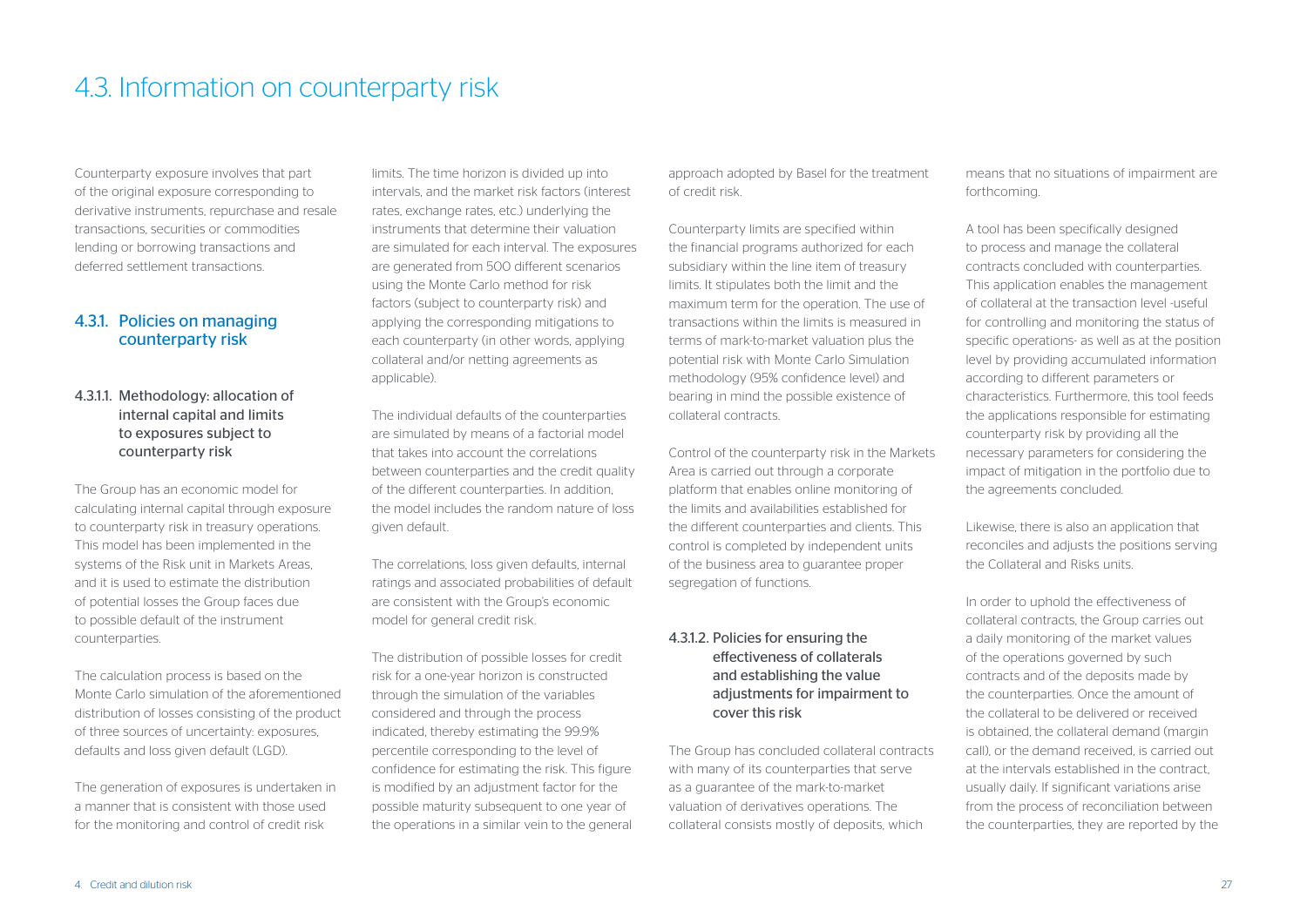# 4.3. Information on counterparty risk

Counterparty exposure involves that part of the original exposure corresponding to derivative instruments, repurchase and resale transactions, securities or commodities lending or borrowing transactions and deferred settlement transactions.

## 4.3.1. Policies on managing counterparty risk

### 4.3.1.1. Methodology: allocation of internal capital and limits to exposures subject to counterparty risk

The Group has an economic model for calculating internal capital through exposure to counterparty risk in treasury operations. This model has been implemented in the systems of the Risk unit in Markets Areas, and it is used to estimate the distribution of potential losses the Group faces due to possible default of the instrument counterparties.

The calculation process is based on the Monte Carlo simulation of the aforementioned distribution of losses consisting of the product of three sources of uncertainty: exposures, defaults and loss given default (LGD).

The generation of exposures is undertaken in a manner that is consistent with those used for the monitoring and control of credit risk limits. The time horizon is divided up into intervals, and the market risk factors (interest rates, exchange rates, etc.) underlying the instruments that determine their valuation are simulated for each interval. The exposures are generated from 500 different scenarios using the Monte Carlo method for risk factors (subject to counterparty risk) and applying the corresponding mitigations to each counterparty (in other words, applying collateral and/or netting agreements as applicable).

The individual defaults of the counterparties are simulated by means of a factorial model that takes into account the correlations between counterparties and the credit quality of the different counterparties. In addition, the model includes the random nature of loss given default.

The correlations, loss given defaults, internal ratings and associated probabilities of default are consistent with the Group's economic model for general credit risk.

The distribution of possible losses for credit risk for a one-year horizon is constructed through the simulation of the variables considered and through the process indicated, thereby estimating the 99.9% percentile corresponding to the level of confidence for estimating the risk. This figure is modified by an adjustment factor for the possible maturity subsequent to one year of the operations in a similar vein to the general approach adopted by Basel for the treatment of credit risk.

Counterparty limits are specified within the financial programs authorized for each subsidiary within the line item of treasury limits. It stipulates both the limit and the maximum term for the operation. The use of transactions within the limits is measured in terms of mark-to-market valuation plus the potential risk with Monte Carlo Simulation methodology (95% confidence level) and bearing in mind the possible existence of collateral contracts.

Control of the counterparty risk in the Markets Area is carried out through a corporate platform that enables online monitoring of the limits and availabilities established for the different counterparties and clients. This control is completed by independent units of the business area to guarantee proper segregation of functions.

### 4.3.1.2. Policies for ensuring the effectiveness of collaterals and establishing the value adjustments for impairment to cover this risk

The Group has concluded collateral contracts with many of its counterparties that serve as a guarantee of the mark-to-market valuation of derivatives operations. The collateral consists mostly of deposits, which means that no situations of impairment are forthcoming.

A tool has been specifically designed to process and manage the collateral contracts concluded with counterparties. This application enables the management of collateral at the transaction level -useful for controlling and monitoring the status of specific operations- as well as at the position level by providing accumulated information according to different parameters or characteristics. Furthermore, this tool feeds the applications responsible for estimating counterparty risk by providing all the necessary parameters for considering the impact of mitigation in the portfolio due to the agreements concluded.

Likewise, there is also an application that reconciles and adjusts the positions serving the Collateral and Risks units.

In order to uphold the effectiveness of collateral contracts, the Group carries out a daily monitoring of the market values of the operations governed by such contracts and of the deposits made by the counterparties. Once the amount of the collateral to be delivered or received is obtained, the collateral demand (margin call), or the demand received, is carried out at the intervals established in the contract, usually daily. If significant variations arise from the process of reconciliation between the counterparties, they are reported by the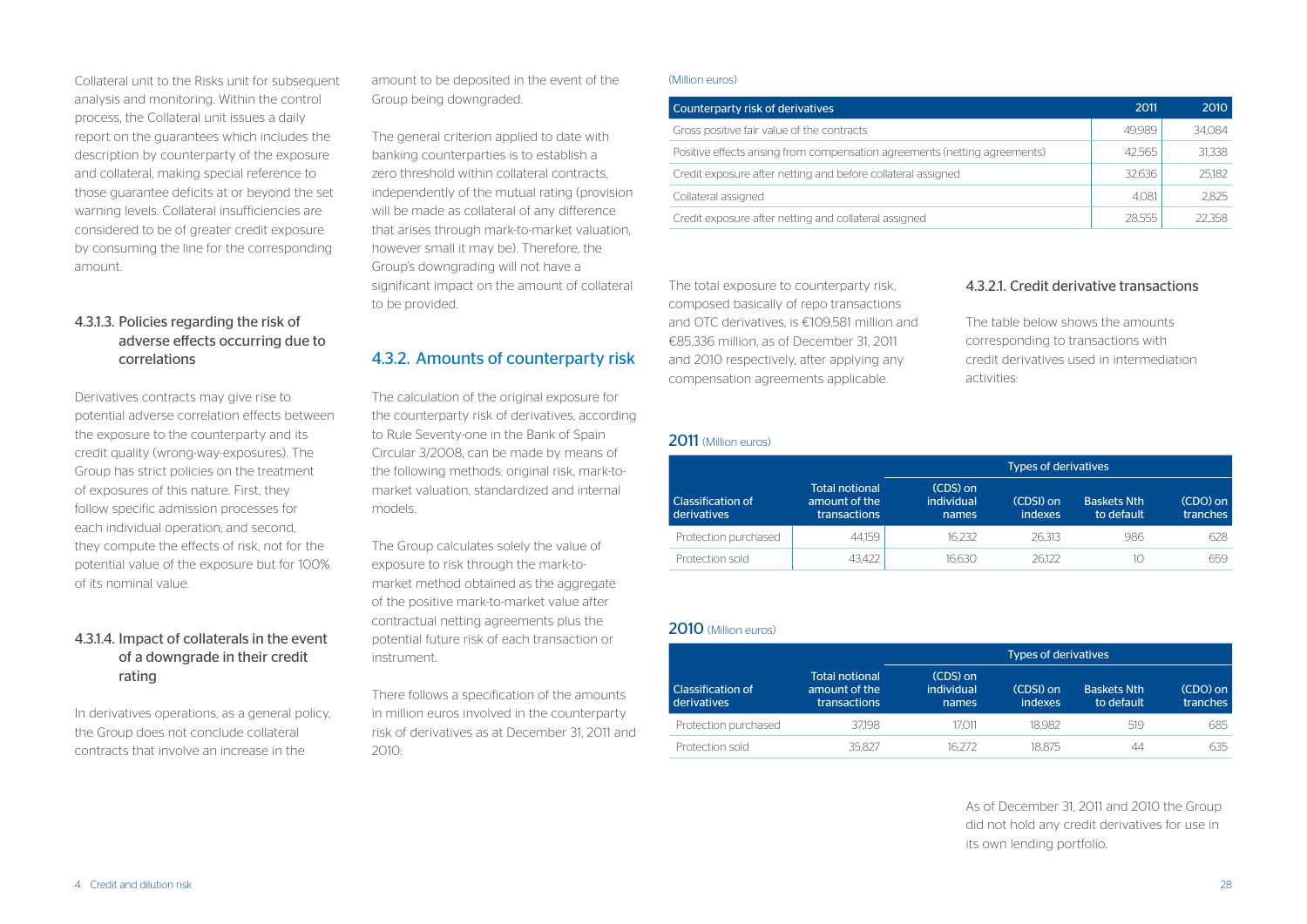Collateral unit to the Risks unit for subsequent analysis and monitoring. Within the control process, the Collateral unit issues a daily report on the guarantees which includes the description by counterparty of the exposure and collateral, making special reference to those guarantee deficits at or beyond the set warning levels. Collateral insufficiencies are considered to be of greater credit exposure by consuming the line for the corresponding amount.

#### 4.3.1.3. Policies regarding the risk of adverse effects occurring due to correlations

Derivatives contracts may give rise to potential adverse correlation effects between the exposure to the counterparty and its credit quality (wrong-way-exposures). The Group has strict policies on the treatment of exposures of this nature. First, they follow specific admission processes for each individual operation; and second, they compute the effects of risk, not for the potential value of the exposure but for 100% of its nominal value.

#### 4.3.1.4. Impact of collaterals in the event of a downgrade in their credit rating

In derivatives operations, as a general policy, the Group does not conclude collateral contracts that involve an increase in the amount to be deposited in the event of the Group being downgraded.

The general criterion applied to date with banking counterparties is to establish a zero threshold within collateral contracts, independently of the mutual rating (provision will be made as collateral of any difference that arises through mark-to-market valuation, however small it may be). Therefore, the Group's downgrading will not have a significant impact on the amount of collateral to be provided.

### 4.3.2. Amounts of counterparty risk

The calculation of the original exposure for the counterparty risk of derivatives, according to Rule Seventy-one in the Bank of Spain Circular 3/2008, can be made by means of the following methods: original risk, mark-to-market valuation, standardized and internal models.

The Group calculates solely the value of exposure to risk through the mark-to-market method obtained as the aggregate of the positive mark-to-market value after contractual netting agreements plus the potential future risk of each transaction or instrument.

There follows a specification of the amounts in million euros involved in the counterparty risk of derivatives as at December 31, 2011 and 2010:

(Million euros)

| Counterparty risk of derivatives | 2011 | 2010 |
|---|---|---|
| Gross positive fair value of the contracts | 49,989 | 34,084 |
| Positive effects arising from compensation agreements (netting agreements) | 42,565 | 31,338 |
| Credit exposure after netting and before collateral assigned | 32,636 | 25,182 |
| Collateral assigned | 4,081 | 2,825 |
| Credit exposure after netting and collateral assigned | 28,555 | 22,358 |

The total exposure to counterparty risk, composed basically of repo transactions and OTC derivatives, is €109,581 million and €85,336 million, as of December 31, 2011 and 2010 respectively, after applying any compensation agreements applicable.

#### 4.3.2.1. Credit derivative transactions

The table below shows the amounts corresponding to transactions with credit derivatives used in intermediation activities:

**2011** (Million euros)

| | | Types of derivatives | | | |
|---|---|---|---|---|---|
| Classification of derivatives | Total notional amount of the transactions | (CDS) on individual names | (CDSI) on indexes | Baskets Nth to default | (CDO) on tranches |
| Protection purchased | 44,159 | 16,232 | 26,313 | 986 | 628 |
| Protection sold | 43,422 | 16,630 | 26,122 | 10 | 659 |

**2010** (Million euros)

| | | Types of derivatives | | | |
|---|---|---|---|---|---|
| Classification of derivatives | Total notional amount of the transactions | (CDS) on individual names | (CDSI) on indexes | Baskets Nth to default | (CDO) on tranches |
| Protection purchased | 37,198 | 17,011 | 18,982 | 519 | 685 |
| Protection sold | 35,827 | 16,272 | 18,875 | 44 | 635 |

As of December 31, 2011 and 2010 the Group did not hold any credit derivatives for use in its own lending portfolio.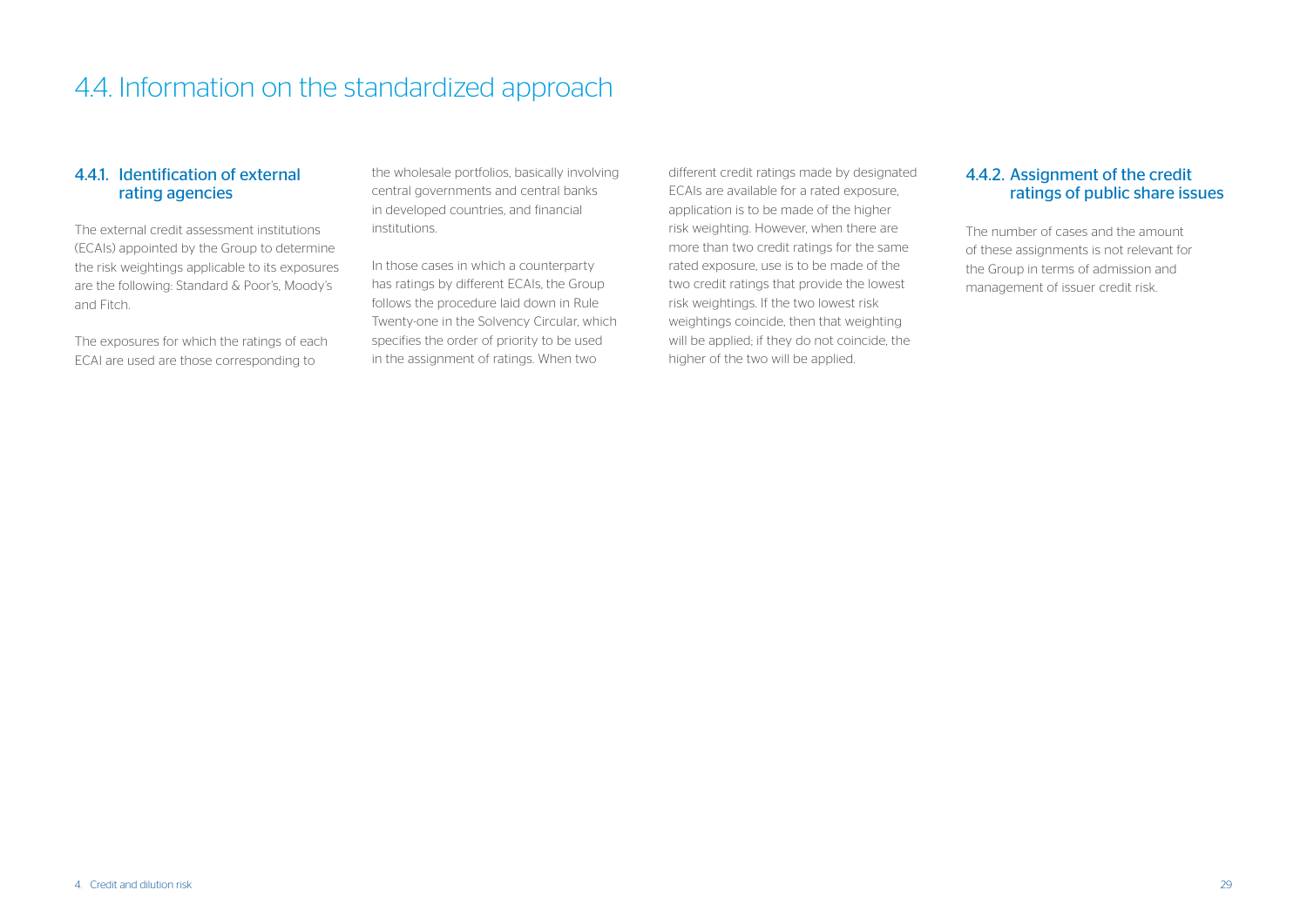# 4.4. Information on the standardized approach

## 4.4.1. Identification of external rating agencies

The external credit assessment institutions (ECAIs) appointed by the Group to determine the risk weightings applicable to its exposures are the following: Standard & Poor's, Moody's and Fitch.

The exposures for which the ratings of each ECAI are used are those corresponding to the wholesale portfolios, basically involving central governments and central banks in developed countries, and financial institutions.

In those cases in which a counterparty has ratings by different ECAIs, the Group follows the procedure laid down in Rule Twenty-one in the Solvency Circular, which specifies the order of priority to be used in the assignment of ratings. When two different credit ratings made by designated ECAIs are available for a rated exposure, application is to be made of the higher risk weighting. However, when there are more than two credit ratings for the same rated exposure, use is to be made of the two credit ratings that provide the lowest risk weightings. If the two lowest risk weightings coincide, then that weighting will be applied; if they do not coincide, the higher of the two will be applied.

## 4.4.2. Assignment of the credit ratings of public share issues

The number of cases and the amount of these assignments is not relevant for the Group in terms of admission and management of issuer credit risk.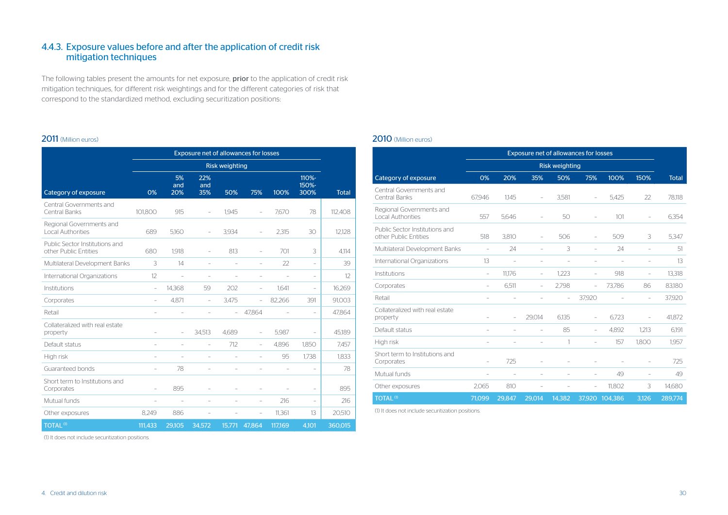## 4.4.3. Exposure values before and after the application of credit risk mitigation techniques

The following tables present the amounts for net exposure, **prior** to the application of credit risk mitigation techniques, for different risk weightings and for the different categories of risk that correspond to the standardized method, excluding securitization positions:

**2011** (Million euros)

| | Exposure net of allowances for losses | | | | | | | |
|---|---|---|---|---|---|---|---|---|
| | Risk weighting | | | | | | | |
| Category of exposure | 0% | 5% and 20% | 22% and 35% | 50% | 75% | 100% | 110%-150%-300% | Total |
| Central Governments and Central Banks | 101,800 | 915 | - | 1,945 | - | 7,670 | 78 | 112,408 |
| Regional Governments and Local Authorities | 689 | 5,160 | - | 3,934 | - | 2,315 | 30 | 12,128 |
| Public Sector Institutions and other Public Entities | 680 | 1,918 | - | 813 | - | 701 | 3 | 4,114 |
| Multilateral Development Banks | 3 | 14 | - | - | - | 22 | - | 39 |
| International Organizations | 12 | - | - | - | - | - | - | 12 |
| Institutions | - | 14,368 | 59 | 202 | - | 1,641 | - | 16,269 |
| Corporates | - | 4,871 | - | 3,475 | - | 82,266 | 391 | 91,003 |
| Retail | - | - | - | - | 47,864 | - | - | 47,864 |
| Collateralized with real estate property | - | - | 34,513 | 4,689 | - | 5,987 | - | 45,189 |
| Default status | - | - | - | 712 | - | 4,896 | 1,850 | 7,457 |
| High risk | - | - | - | - | - | 95 | 1,738 | 1,833 |
| Guaranteed bonds | - | 78 | - | - | - | - | - | 78 |
| Short term to Institutions and Corporates | - | 895 | - | - | - | - | - | 895 |
| Mutual funds | - | - | - | - | - | 216 | - | 216 |
| Other exposures | 8,249 | 886 | - | - | - | 11,361 | 13 | 20,510 |
| TOTAL (1) | 111,433 | 29,105 | 34,572 | 15,771 | 47,864 | 117,169 | 4,101 | 360,015 |

(1) It does not include securitization positions.

**2010** (Million euros)

| | Exposure net of allowances for losses | | | | | | | |
|---|---|---|---|---|---|---|---|---|
| | Risk weighting | | | | | | | |
| Category of exposure | 0% | 20% | 35% | 50% | 75% | 100% | 150% | Total |
| Central Governments and Central Banks | 67,946 | 1,145 | - | 3,581 | - | 5,425 | 22 | 78,118 |
| Regional Governments and Local Authorities | 557 | 5,646 | - | 50 | - | 101 | - | 6,354 |
| Public Sector Institutions and other Public Entities | 518 | 3,810 | - | 506 | - | 509 | 3 | 5,347 |
| Multilateral Development Banks | - | 24 | - | 3 | - | 24 | - | 51 |
| International Organizations | 13 | - | - | - | - | - | - | 13 |
| Institutions | - | 11,176 | - | 1,223 | - | 918 | - | 13,318 |
| Corporates | - | 6,511 | - | 2,798 | - | 73,786 | 86 | 83,180 |
| Retail | - | - | - | - | 37,920 | - | - | 37,920 |
| Collateralized with real estate property | - | - | 29,014 | 6,135 | - | 6,723 | - | 41,872 |
| Default status | - | - | - | 85 | - | 4,892 | 1,213 | 6,191 |
| High risk | - | - | - | 1 | - | 157 | 1,800 | 1,957 |
| Short term to Institutions and Corporates | - | 725 | - | - | - | - | - | 725 |
| Mutual funds | - | - | - | - | - | 49 | - | 49 |
| Other exposures | 2,065 | 810 | - | - | - | 11,802 | 3 | 14,680 |
| TOTAL (1) | 71,099 | 29,847 | 29,014 | 14,382 | 37,920 | 104,386 | 3,126 | 289,774 |

(1) It does not include securitization positions.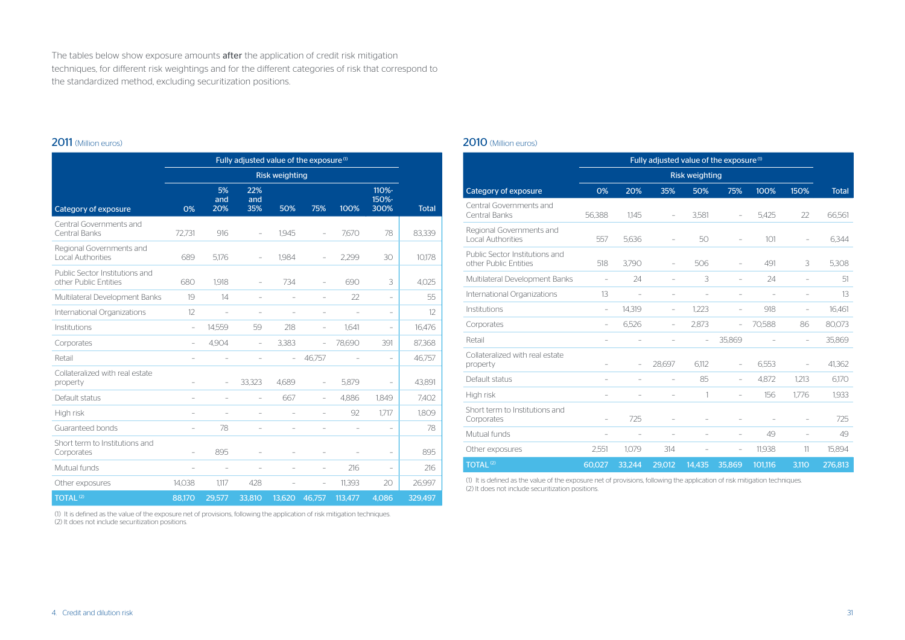The tables below show exposure amounts **after** the application of credit risk mitigation techniques, for different risk weightings and for the different categories of risk that correspond to the standardized method, excluding securitization positions.

## 2011 (Million euros)

| | Fully adjusted value of the exposure [1] | | | | | | | |
|---|---|---|---|---|---|---|---|---|
| | Risk weighting | | | | | | | |
| Category of exposure | 0% | 5% and 20% | 22% and 35% | 50% | 75% | 100% | 110%-150%-300% | Total |
| Central Governments and Central Banks | 72,731 | 916 | – | 1,945 | – | 7,670 | 78 | 83,339 |
| Regional Governments and Local Authorities | 689 | 5,176 | – | 1,984 | – | 2,299 | 30 | 10,178 |
| Public Sector Institutions and other Public Entities | 680 | 1,918 | – | 734 | – | 690 | 3 | 4,025 |
| Multilateral Development Banks | 19 | 14 | – | – | – | 22 | – | 55 |
| International Organizations | 12 | – | – | – | – | – | – | 12 |
| Institutions | – | 14,559 | 59 | 218 | – | 1,641 | – | 16,476 |
| Corporates | – | 4,904 | – | 3,383 | – | 78,690 | 391 | 87,368 |
| Retail | – | – | – | – | 46,757 | – | – | 46,757 |
| Collateralized with real estate property | – | – | 33,323 | 4,689 | – | 5,879 | – | 43,891 |
| Default status | – | – | – | 667 | – | 4,886 | 1,849 | 7,402 |
| High risk | – | – | – | – | – | 92 | 1,717 | 1,809 |
| Guaranteed bonds | – | 78 | – | – | – | – | – | 78 |
| Short term to Institutions and Corporates | – | 895 | – | – | – | – | – | 895 |
| Mutual funds | – | – | – | – | – | 216 | – | 216 |
| Other exposures | 14,038 | 1,117 | 428 | – | – | 11,393 | 20 | 26,997 |
| TOTAL [2] | 88,170 | 29,577 | 33,810 | 13,620 | 46,757 | 113,477 | 4,086 | 329,497 |

(1) It is defined as the value of the exposure net of provisions, following the application of risk mitigation techniques.
(2) It does not include securitization positions.

## 2010 (Million euros)

| | Fully adjusted value of the exposure [1] | | | | | | | |
|---|---|---|---|---|---|---|---|---|
| | Risk weighting | | | | | | | |
| Category of exposure | 0% | 20% | 35% | 50% | 75% | 100% | 150% | Total |
| Central Governments and Central Banks | 56,388 | 1,145 | – | 3,581 | – | 5,425 | 22 | 66,561 |
| Regional Governments and Local Authorities | 557 | 5,636 | – | 50 | – | 101 | – | 6,344 |
| Public Sector Institutions and other Public Entities | 518 | 3,790 | – | 506 | – | 491 | 3 | 5,308 |
| Multilateral Development Banks | – | 24 | – | 3 | – | 24 | – | 51 |
| International Organizations | 13 | – | – | – | – | – | – | 13 |
| Institutions | – | 14,319 | – | 1,223 | – | 918 | – | 16,461 |
| Corporates | – | 6,526 | – | 2,873 | – | 70,588 | 86 | 80,073 |
| Retail | – | – | – | – | 35,869 | – | – | 35,869 |
| Collateralized with real estate property | – | – | 28,697 | 6,112 | – | 6,553 | – | 41,362 |
| Default status | – | – | – | 85 | – | 4,872 | 1,213 | 6,170 |
| High risk | – | – | – | 1 | – | 156 | 1,776 | 1,933 |
| Short term to Institutions and Corporates | – | 725 | – | – | – | – | – | 725 |
| Mutual funds | – | – | – | – | – | 49 | – | 49 |
| Other exposures | 2,551 | 1,079 | 314 | – | – | 11,938 | 11 | 15,894 |
| TOTAL [2] | 60,027 | 33,244 | 29,012 | 14,435 | 35,869 | 101,116 | 3,110 | 276,813 |

(1) It is defined as the value of the exposure net of provisions, following the application of risk mitigation techniques.
(2) It does not include securitization positions.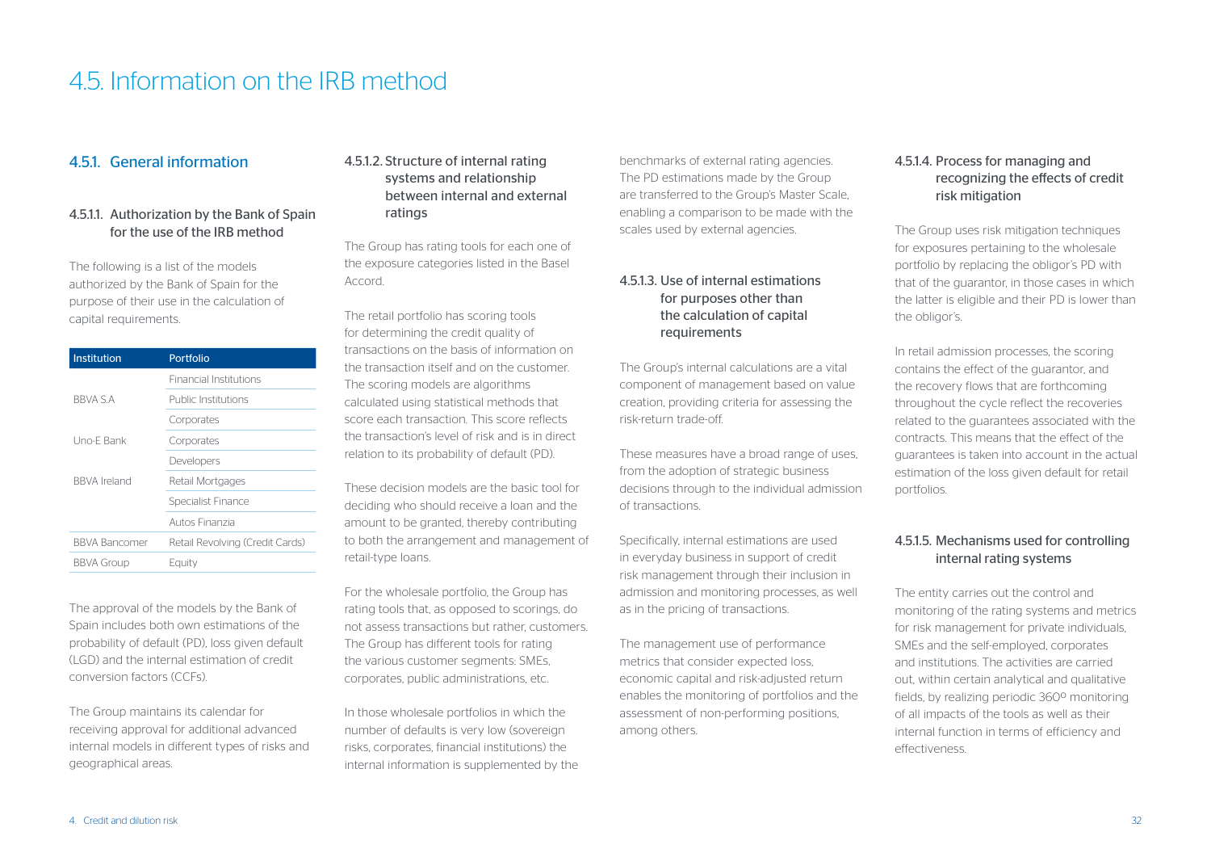# 4.5. Information on the IRB method

## 4.5.1. General information

### 4.5.1.1. Authorization by the Bank of Spain for the use of the IRB method

The following is a list of the models authorized by the Bank of Spain for the purpose of their use in the calculation of capital requirements.

| Institution | Portfolio |
|---|---|
| BBVA S.A | Financial Institutions |
| | Public Institutions |
| | Corporates |
| Uno-E Bank | Corporates |
| BBVA Ireland | Developers |
| | Retail Mortgages |
| | Specialist Finance |
| | Autos Finanzia |
| BBVA Bancomer | Retail Revolving (Credit Cards) |
| BBVA Group | Equity |

The approval of the models by the Bank of Spain includes both own estimations of the probability of default (PD), loss given default (LGD) and the internal estimation of credit conversion factors (CCFs).

The Group maintains its calendar for receiving approval for additional advanced internal models in different types of risks and geographical areas.

### 4.5.1.2. Structure of internal rating systems and relationship between internal and external ratings

The Group has rating tools for each one of the exposure categories listed in the Basel Accord.

The retail portfolio has scoring tools for determining the credit quality of transactions on the basis of information on the transaction itself and on the customer. The scoring models are algorithms calculated using statistical methods that score each transaction. This score reflects the transaction's level of risk and is in direct relation to its probability of default (PD).

These decision models are the basic tool for deciding who should receive a loan and the amount to be granted, thereby contributing to both the arrangement and management of retail-type loans.

For the wholesale portfolio, the Group has rating tools that, as opposed to scorings, do not assess transactions but rather, customers. The Group has different tools for rating the various customer segments: SMEs, corporates, public administrations, etc.

In those wholesale portfolios in which the number of defaults is very low (sovereign risks, corporates, financial institutions) the internal information is supplemented by the benchmarks of external rating agencies. The PD estimations made by the Group are transferred to the Group's Master Scale, enabling a comparison to be made with the scales used by external agencies.

### 4.5.1.3. Use of internal estimations for purposes other than the calculation of capital requirements

The Group's internal calculations are a vital component of management based on value creation, providing criteria for assessing the risk-return trade-off.

These measures have a broad range of uses, from the adoption of strategic business decisions through to the individual admission of transactions.

Specifically, internal estimations are used in everyday business in support of credit risk management through their inclusion in admission and monitoring processes, as well as in the pricing of transactions.

The management use of performance metrics that consider expected loss, economic capital and risk-adjusted return enables the monitoring of portfolios and the assessment of non-performing positions, among others.

### 4.5.1.4. Process for managing and recognizing the effects of credit risk mitigation

The Group uses risk mitigation techniques for exposures pertaining to the wholesale portfolio by replacing the obligor's PD with that of the guarantor, in those cases in which the latter is eligible and their PD is lower than the obligor's.

In retail admission processes, the scoring contains the effect of the guarantor, and the recovery flows that are forthcoming throughout the cycle reflect the recoveries related to the guarantees associated with the contracts. This means that the effect of the guarantees is taken into account in the actual estimation of the loss given default for retail portfolios.

### 4.5.1.5. Mechanisms used for controlling internal rating systems

The entity carries out the control and monitoring of the rating systems and metrics for risk management for private individuals, SMEs and the self-employed, corporates and institutions. The activities are carried out, within certain analytical and qualitative fields, by realizing periodic 360º monitoring of all impacts of the tools as well as their internal function in terms of efficiency and effectiveness.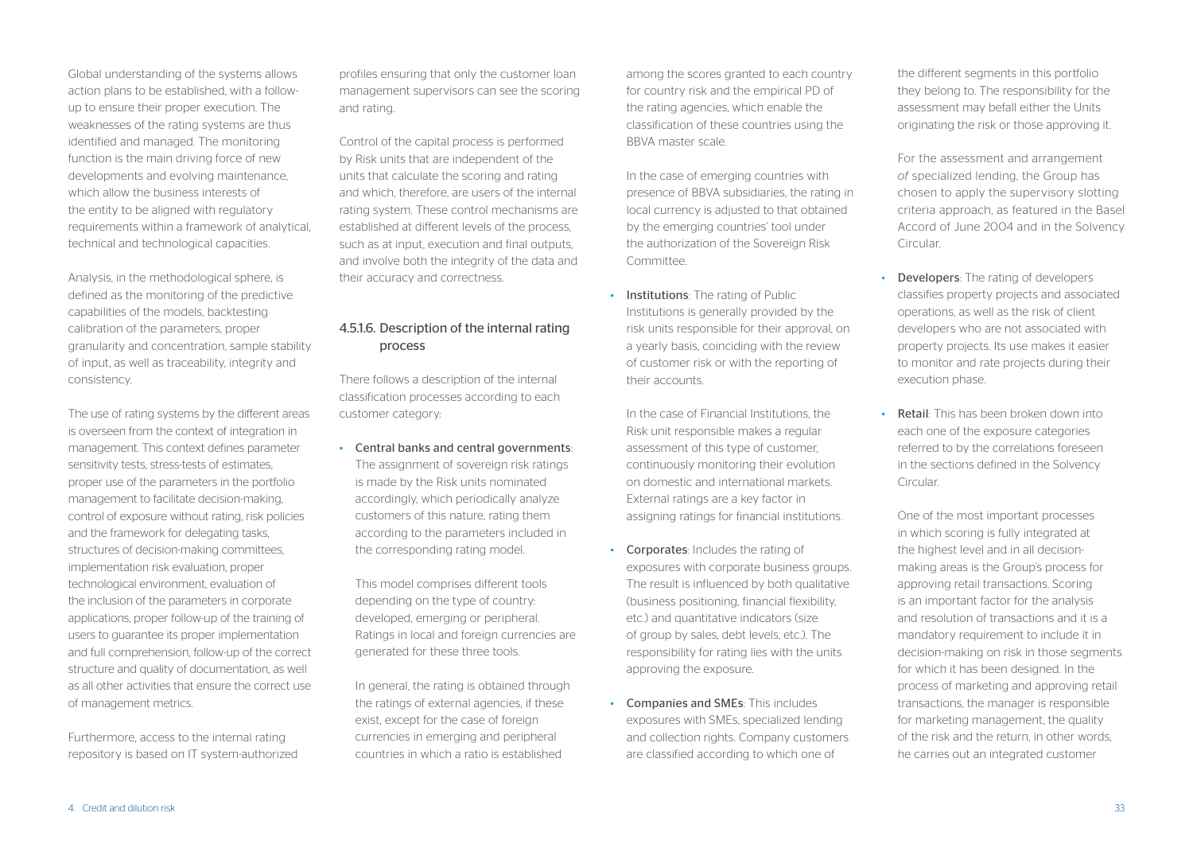Global understanding of the systems allows action plans to be established, with a follow-up to ensure their proper execution. The weaknesses of the rating systems are thus identified and managed. The monitoring function is the main driving force of new developments and evolving maintenance, which allow the business interests of the entity to be aligned with regulatory requirements within a framework of analytical, technical and technological capacities.

Analysis, in the methodological sphere, is defined as the monitoring of the predictive capabilities of the models, backtesting calibration of the parameters, proper granularity and concentration, sample stability of input, as well as traceability, integrity and consistency.

The use of rating systems by the different areas is overseen from the context of integration in management. This context defines parameter sensitivity tests, stress-tests of estimates, proper use of the parameters in the portfolio management to facilitate decision-making, control of exposure without rating, risk policies and the framework for delegating tasks, structures of decision-making committees, implementation risk evaluation, proper technological environment, evaluation of the inclusion of the parameters in corporate applications, proper follow-up of the training of users to guarantee its proper implementation and full comprehension, follow-up of the correct structure and quality of documentation, as well as all other activities that ensure the correct use of management metrics.

Furthermore, access to the internal rating repository is based on IT system-authorized profiles ensuring that only the customer loan management supervisors can see the scoring and rating.

Control of the capital process is performed by Risk units that are independent of the units that calculate the scoring and rating and which, therefore, are users of the internal rating system. These control mechanisms are established at different levels of the process, such as at input, execution and final outputs, and involve both the integrity of the data and their accuracy and correctness.

### 4.5.1.6. Description of the internal rating process

There follows a description of the internal classification processes according to each customer category:

- **Central banks and central governments**: The assignment of sovereign risk ratings is made by the Risk units nominated accordingly, which periodically analyze customers of this nature, rating them according to the parameters included in the corresponding rating model.

  This model comprises different tools depending on the type of country: developed, emerging or peripheral. Ratings in local and foreign currencies are generated for these three tools.

  In general, the rating is obtained through the ratings of external agencies, if these exist, except for the case of foreign currencies in emerging and peripheral countries in which a ratio is established among the scores granted to each country for country risk and the empirical PD of the rating agencies, which enable the classification of these countries using the BBVA master scale.

  In the case of emerging countries with presence of BBVA subsidiaries, the rating in local currency is adjusted to that obtained by the emerging countries' tool under the authorization of the Sovereign Risk Committee.

- **Institutions**: The rating of Public Institutions is generally provided by the risk units responsible for their approval, on a yearly basis, coinciding with the review of customer risk or with the reporting of their accounts.

  In the case of Financial Institutions, the Risk unit responsible makes a regular assessment of this type of customer, continuously monitoring their evolution on domestic and international markets. External ratings are a key factor in assigning ratings for financial institutions.

- **Corporates**: Includes the rating of exposures with corporate business groups. The result is influenced by both qualitative (business positioning, financial flexibility, etc.) and quantitative indicators (size of group by sales, debt levels, etc.). The responsibility for rating lies with the units approving the exposure.

- **Companies and SMEs**: This includes exposures with SMEs, specialized lending and collection rights. Company customers are classified according to which one of the different segments in this portfolio they belong to. The responsibility for the assessment may befall either the Units originating the risk or those approving it.

  For the assessment and arrangement of specialized lending, the Group has chosen to apply the supervisory slotting criteria approach, as featured in the Basel Accord of June 2004 and in the Solvency Circular.

- **Developers**: The rating of developers classifies property projects and associated operations, as well as the risk of client developers who are not associated with property projects. Its use makes it easier to monitor and rate projects during their execution phase.

- **Retail**: This has been broken down into each one of the exposure categories referred to by the correlations foreseen in the sections defined in the Solvency Circular.

  One of the most important processes in which scoring is fully integrated at the highest level and in all decision-making areas is the Group's process for approving retail transactions. Scoring is an important factor for the analysis and resolution of transactions and it is a mandatory requirement to include it in decision-making on risk in those segments for which it has been designed. In the process of marketing and approving retail transactions, the manager is responsible for marketing management, the quality of the risk and the return, in other words, he carries out an integrated customer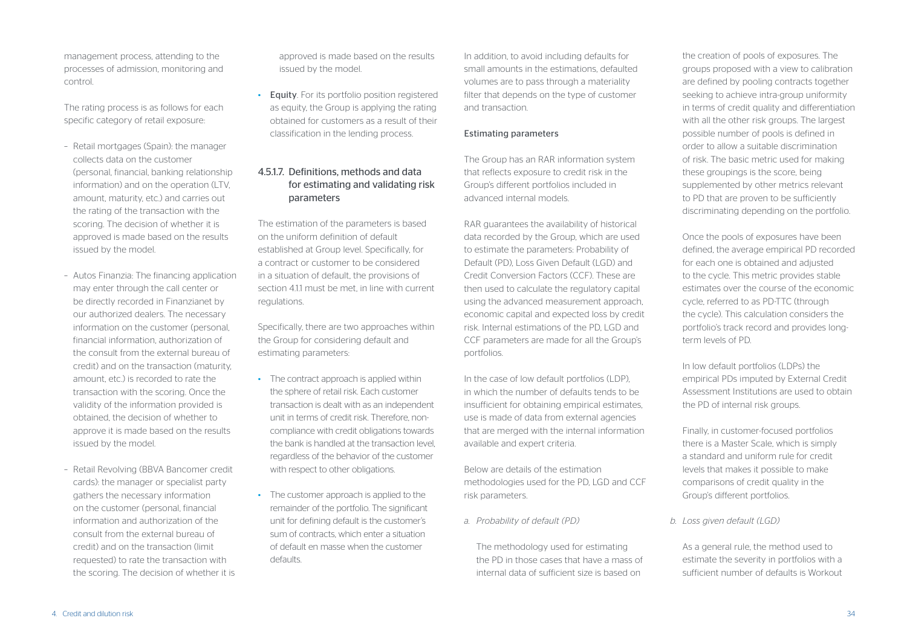management process, attending to the processes of admission, monitoring and control.

The rating process is as follows for each specific category of retail exposure:

- Retail mortgages (Spain): the manager collects data on the customer (personal, financial, banking relationship information) and on the operation (LTV, amount, maturity, etc.) and carries out the rating of the transaction with the scoring. The decision of whether it is approved is made based on the results issued by the model.
- Autos Finanzia: The financing application may enter through the call center or be directly recorded in Finanzianet by our authorized dealers. The necessary information on the customer (personal, financial information, authorization of the consult from the external bureau of credit) and on the transaction (maturity, amount, etc.) is recorded to rate the transaction with the scoring. Once the validity of the information provided is obtained, the decision of whether to approve it is made based on the results issued by the model.
- Retail Revolving (BBVA Bancomer credit cards): the manager or specialist party gathers the necessary information on the customer (personal, financial information and authorization of the consult from the external bureau of credit) and on the transaction (limit requested) to rate the transaction with the scoring. The decision of whether it is approved is made based on the results issued by the model.

- **Equity**. For its portfolio position registered as equity, the Group is applying the rating obtained for customers as a result of their classification in the lending process.

### 4.5.1.7. Definitions, methods and data for estimating and validating risk parameters

The estimation of the parameters is based on the uniform definition of default established at Group level. Specifically, for a contract or customer to be considered in a situation of default, the provisions of section 4.1.1 must be met, in line with current regulations.

Specifically, there are two approaches within the Group for considering default and estimating parameters:

- The contract approach is applied within the sphere of retail risk. Each customer transaction is dealt with as an independent unit in terms of credit risk. Therefore, non-compliance with credit obligations towards the bank is handled at the transaction level, regardless of the behavior of the customer with respect to other obligations.
- The customer approach is applied to the remainder of the portfolio. The significant unit for defining default is the customer's sum of contracts, which enter a situation of default en masse when the customer defaults.

In addition, to avoid including defaults for small amounts in the estimations, defaulted volumes are to pass through a materiality filter that depends on the type of customer and transaction.

#### Estimating parameters

The Group has an RAR information system that reflects exposure to credit risk in the Group's different portfolios included in advanced internal models.

RAR guarantees the availability of historical data recorded by the Group, which are used to estimate the parameters: Probability of Default (PD), Loss Given Default (LGD) and Credit Conversion Factors (CCF). These are then used to calculate the regulatory capital using the advanced measurement approach, economic capital and expected loss by credit risk. Internal estimations of the PD, LGD and CCF parameters are made for all the Group's portfolios.

In the case of low default portfolios (LDP), in which the number of defaults tends to be insufficient for obtaining empirical estimates, use is made of data from external agencies that are merged with the internal information available and expert criteria.

Below are details of the estimation methodologies used for the PD, LGD and CCF risk parameters.

*a. Probability of default (PD)*

The methodology used for estimating the PD in those cases that have a mass of internal data of sufficient size is based on the creation of pools of exposures. The groups proposed with a view to calibration are defined by pooling contracts together seeking to achieve intra-group uniformity in terms of credit quality and differentiation with all the other risk groups. The largest possible number of pools is defined in order to allow a suitable discrimination of risk. The basic metric used for making these groupings is the score, being supplemented by other metrics relevant to PD that are proven to be sufficiently discriminating depending on the portfolio.

Once the pools of exposures have been defined, the average empirical PD recorded for each one is obtained and adjusted to the cycle. This metric provides stable estimates over the course of the economic cycle, referred to as PD-TTC (through the cycle). This calculation considers the portfolio's track record and provides long-term levels of PD.

In low default portfolios (LDPs) the empirical PDs imputed by External Credit Assessment Institutions are used to obtain the PD of internal risk groups.

Finally, in customer-focused portfolios there is a Master Scale, which is simply a standard and uniform rule for credit levels that makes it possible to make comparisons of credit quality in the Group's different portfolios.

*b. Loss given default (LGD)*

As a general rule, the method used to estimate the severity in portfolios with a sufficient number of defaults is Workout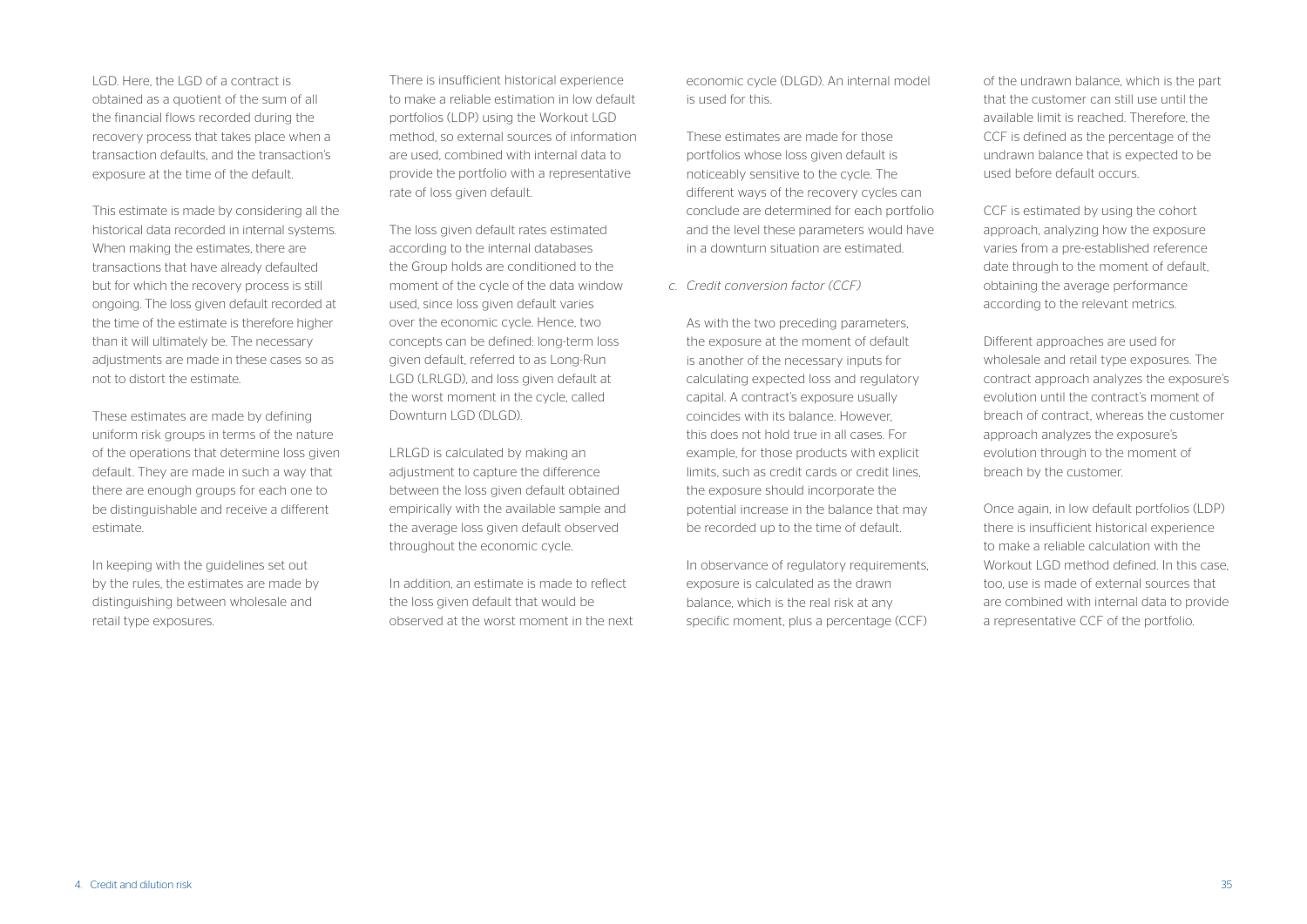LGD. Here, the LGD of a contract is obtained as a quotient of the sum of all the financial flows recorded during the recovery process that takes place when a transaction defaults, and the transaction's exposure at the time of the default.

This estimate is made by considering all the historical data recorded in internal systems. When making the estimates, there are transactions that have already defaulted but for which the recovery process is still ongoing. The loss given default recorded at the time of the estimate is therefore higher than it will ultimately be. The necessary adjustments are made in these cases so as not to distort the estimate.

These estimates are made by defining uniform risk groups in terms of the nature of the operations that determine loss given default. They are made in such a way that there are enough groups for each one to be distinguishable and receive a different estimate.

In keeping with the guidelines set out by the rules, the estimates are made by distinguishing between wholesale and retail type exposures.

There is insufficient historical experience to make a reliable estimation in low default portfolios (LDP) using the Workout LGD method, so external sources of information are used, combined with internal data to provide the portfolio with a representative rate of loss given default.

The loss given default rates estimated according to the internal databases the Group holds are conditioned to the moment of the cycle of the data window used, since loss given default varies over the economic cycle. Hence, two concepts can be defined: long-term loss given default, referred to as Long-Run LGD (LRLGD), and loss given default at the worst moment in the cycle, called Downturn LGD (DLGD).

LRLGD is calculated by making an adjustment to capture the difference between the loss given default obtained empirically with the available sample and the average loss given default observed throughout the economic cycle.

In addition, an estimate is made to reflect the loss given default that would be observed at the worst moment in the next economic cycle (DLGD). An internal model is used for this.

These estimates are made for those portfolios whose loss given default is noticeably sensitive to the cycle. The different ways of the recovery cycles can conclude are determined for each portfolio and the level these parameters would have in a downturn situation are estimated.

c. *Credit conversion factor (CCF)*

As with the two preceding parameters, the exposure at the moment of default is another of the necessary inputs for calculating expected loss and regulatory capital. A contract's exposure usually coincides with its balance. However, this does not hold true in all cases. For example, for those products with explicit limits, such as credit cards or credit lines, the exposure should incorporate the potential increase in the balance that may be recorded up to the time of default.

In observance of regulatory requirements, exposure is calculated as the drawn balance, which is the real risk at any specific moment, plus a percentage (CCF) of the undrawn balance, which is the part that the customer can still use until the available limit is reached. Therefore, the CCF is defined as the percentage of the undrawn balance that is expected to be used before default occurs.

CCF is estimated by using the cohort approach, analyzing how the exposure varies from a pre-established reference date through to the moment of default, obtaining the average performance according to the relevant metrics.

Different approaches are used for wholesale and retail type exposures. The contract approach analyzes the exposure's evolution until the contract's moment of breach of contract, whereas the customer approach analyzes the exposure's evolution through to the moment of breach by the customer.

Once again, in low default portfolios (LDP) there is insufficient historical experience to make a reliable calculation with the Workout LGD method defined. In this case, too, use is made of external sources that are combined with internal data to provide a representative CCF of the portfolio.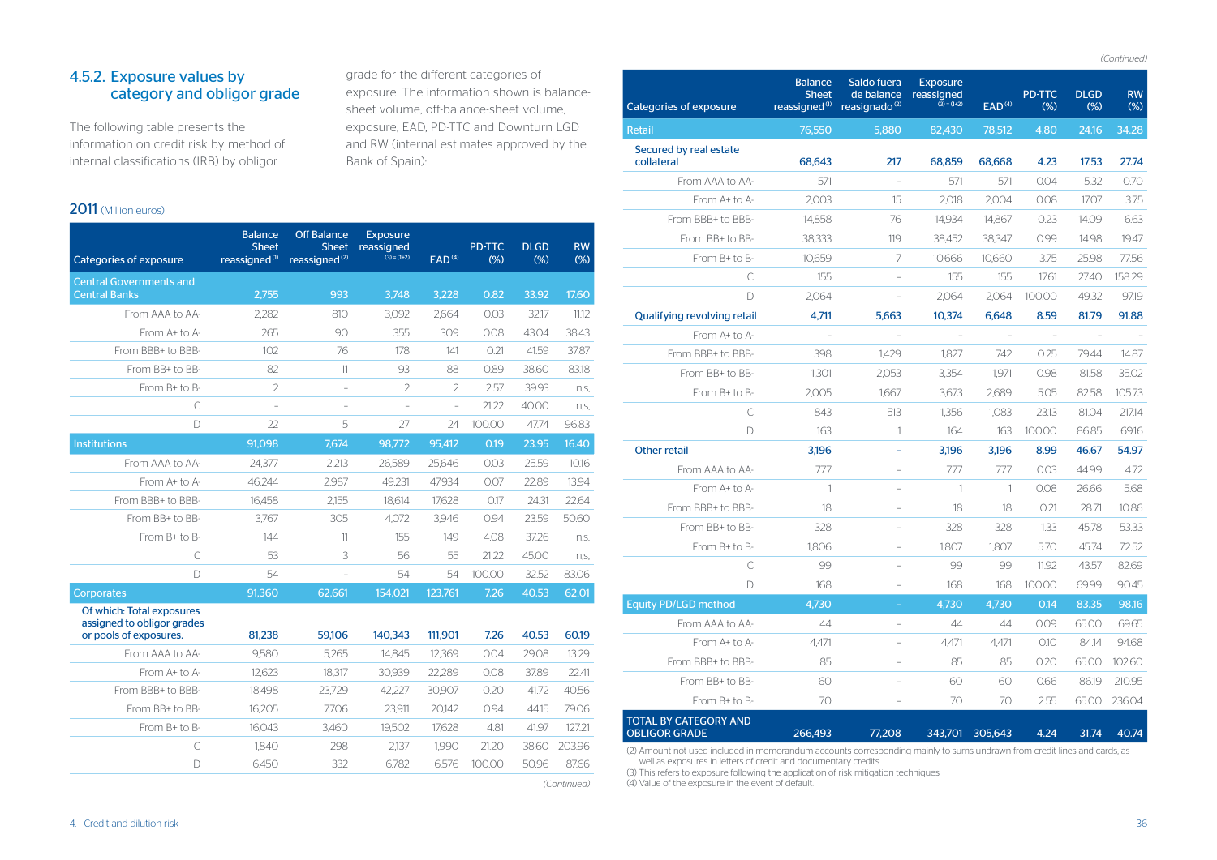## 4.5.2. Exposure values by category and obligor grade

The following table presents the information on credit risk by method of internal classifications (IRB) by obligor grade for the different categories of exposure. The information shown is balance-sheet volume, off-balance-sheet volume, exposure, EAD, PD-TTC and Downturn LGD and RW (internal estimates approved by the Bank of Spain):

**2011** (Million euros)

| Categories of exposure | Balance Sheet reassigned [1] | Off Balance Sheet reassigned [2] | Exposure reassigned (3) = (1+2) | EAD [4] | PD-TTC (%) | DLGD (%) | RW (%) |
|---|---|---|---|---|---|---|---|
| **Central Governments and Central Banks** | **2,755** | **993** | **3,748** | **3,228** | **0.82** | **33.92** | **17.60** |
| From AAA to AA- | 2,282 | 810 | 3,092 | 2,664 | 0.03 | 32.17 | 11.12 |
| From A+ to A- | 265 | 90 | 355 | 309 | 0.08 | 43.04 | 38.43 |
| From BBB+ to BBB- | 102 | 76 | 178 | 141 | 0.21 | 41.59 | 37.87 |
| From BB+ to BB- | 82 | 11 | 93 | 88 | 0.89 | 38.60 | 83.18 |
| From B+ to B- | 2 | - | 2 | 2 | 2.57 | 39.93 | n.s. |
| C | - | - | - | - | 21.22 | 40.00 | n.s. |
| D | 22 | 5 | 27 | 24 | 100.00 | 47.74 | 96.83 |
| **Institutions** | **91,098** | **7,674** | **98,772** | **95,412** | **0.19** | **23.95** | **16.40** |
| From AAA to AA- | 24,377 | 2,213 | 26,589 | 25,646 | 0.03 | 25.59 | 10.16 |
| From A+ to A- | 46,244 | 2,987 | 49,231 | 47,934 | 0.07 | 22.89 | 13.94 |
| From BBB+ to BBB- | 16,458 | 2,155 | 18,614 | 17,628 | 0.17 | 24.31 | 22.64 |
| From BB+ to BB- | 3,767 | 305 | 4,072 | 3,946 | 0.94 | 23.59 | 50.60 |
| From B+ to B- | 144 | 11 | 155 | 149 | 4.08 | 37.26 | n.s. |
| C | 53 | 3 | 56 | 55 | 21.22 | 45.00 | n.s. |
| D | 54 | - | 54 | 54 | 100.00 | 32.52 | 83.06 |
| **Corporates** | **91,360** | **62,661** | **154,021** | **123,761** | **7.26** | **40.53** | **62.01** |
| **Of which: Total exposures assigned to obligor grades or pools of exposures.** | **81,238** | **59,106** | **140,343** | **111,901** | **7.26** | **40.53** | **60.19** |
| From AAA to AA- | 9,580 | 5,265 | 14,845 | 12,369 | 0.04 | 29.08 | 13.29 |
| From A+ to A- | 12,623 | 18,317 | 30,939 | 22,289 | 0.08 | 37.89 | 22.41 |
| From BBB+ to BBB- | 18,498 | 23,729 | 42,227 | 30,907 | 0.20 | 41.72 | 40.56 |
| From BB+ to BB- | 16,205 | 7,706 | 23,911 | 20,142 | 0.94 | 44.15 | 79.06 |
| From B+ to B- | 16,043 | 3,460 | 19,502 | 17,628 | 4.81 | 41.97 | 127.21 |
| C | 1,840 | 298 | 2,137 | 1,990 | 21.20 | 38.60 | 203.96 |
| D | 6,450 | 332 | 6,782 | 6,576 | 100.00 | 50.96 | 87.66 |

*(Continued)*

*(Continued)*

| Categories of exposure | Balance Sheet reassigned [1] | Saldo fuera de balance reasignado [2] | Exposure reassigned (3) = (1+2) | EAD [4] | PD-TTC (%) | DLGD (%) | RW (%) |
|---|---|---|---|---|---|---|---|
| **Retail** | **76,550** | **5,880** | **82,430** | **78,512** | **4.80** | **24.16** | **34.28** |
| **Secured by real estate collateral** | **68,643** | **217** | **68,859** | **68,668** | **4.23** | **17.53** | **27.74** |
| From AAA to AA- | 571 | - | 571 | 571 | 0.04 | 5.32 | 0.70 |
| From A+ to A- | 2,003 | 15 | 2,018 | 2,004 | 0.08 | 17.07 | 3.75 |
| From BBB+ to BBB- | 14,858 | 76 | 14,934 | 14,867 | 0.23 | 14.09 | 6.63 |
| From BB+ to BB- | 38,333 | 119 | 38,452 | 38,347 | 0.99 | 14.98 | 19.47 |
| From B+ to B- | 10,659 | 7 | 10,666 | 10,660 | 3.75 | 25.98 | 77.56 |
| C | 155 | - | 155 | 155 | 17.61 | 27.40 | 158.29 |
| D | 2,064 | - | 2,064 | 2,064 | 100.00 | 49.32 | 97.19 |
| **Qualifying revolving retail** | **4,711** | **5,663** | **10,374** | **6,648** | **8.59** | **81.79** | **91.88** |
| From A+ to A- | - | - | - | - | - | - | - |
| From BBB+ to BBB- | 398 | 1,429 | 1,827 | 742 | 0.25 | 79.44 | 14.87 |
| From BB+ to BB- | 1,301 | 2,053 | 3,354 | 1,971 | 0.98 | 81.58 | 35.02 |
| From B+ to B- | 2,005 | 1,667 | 3,673 | 2,689 | 5.05 | 82.58 | 105.73 |
| C | 843 | 513 | 1,356 | 1,083 | 23.13 | 81.04 | 217.14 |
| D | 163 | 1 | 164 | 163 | 100.00 | 86.85 | 69.16 |
| **Other retail** | **3,196** | **-** | **3,196** | **3,196** | **8.99** | **46.67** | **54.97** |
| From AAA to AA- | 777 | - | 777 | 777 | 0.03 | 44.99 | 4.72 |
| From A+ to A- | 1 | - | 1 | 1 | 0.08 | 26.66 | 5.68 |
| From BBB+ to BBB- | 18 | - | 18 | 18 | 0.21 | 28.71 | 10.86 |
| From BB+ to BB- | 328 | - | 328 | 328 | 1.33 | 45.78 | 53.33 |
| From B+ to B- | 1,806 | - | 1,807 | 1,807 | 5.70 | 45.74 | 72.52 |
| C | 99 | - | 99 | 99 | 11.92 | 43.57 | 82.69 |
| D | 168 | - | 168 | 168 | 100.00 | 69.99 | 90.45 |
| **Equity PD/LGD method** | **4,730** | **-** | **4,730** | **4,730** | **0.14** | **83.35** | **98.16** |
| From AAA to AA- | 44 | - | 44 | 44 | 0.09 | 65.00 | 69.65 |
| From A+ to A- | 4,471 | - | 4,471 | 4,471 | 0.10 | 84.14 | 94.68 |
| From BBB+ to BBB- | 85 | - | 85 | 85 | 0.20 | 65.00 | 102.60 |
| From BB+ to BB- | 60 | - | 60 | 60 | 0.66 | 86.19 | 210.95 |
| From B+ to B- | 70 | - | 70 | 70 | 2.55 | 65.00 | 236.04 |
| **TOTAL BY CATEGORY AND OBLIGOR GRADE** | **266,493** | **77,208** | **343,701** | **305,643** | **4.24** | **31.74** | **40.74** |

(2) Amount not used included in memorandum accounts corresponding mainly to sums undrawn from credit lines and cards, as well as exposures in letters of credit and documentary credits.
(3) This refers to exposure following the application of risk mitigation techniques.
(4) Value of the exposure in the event of default.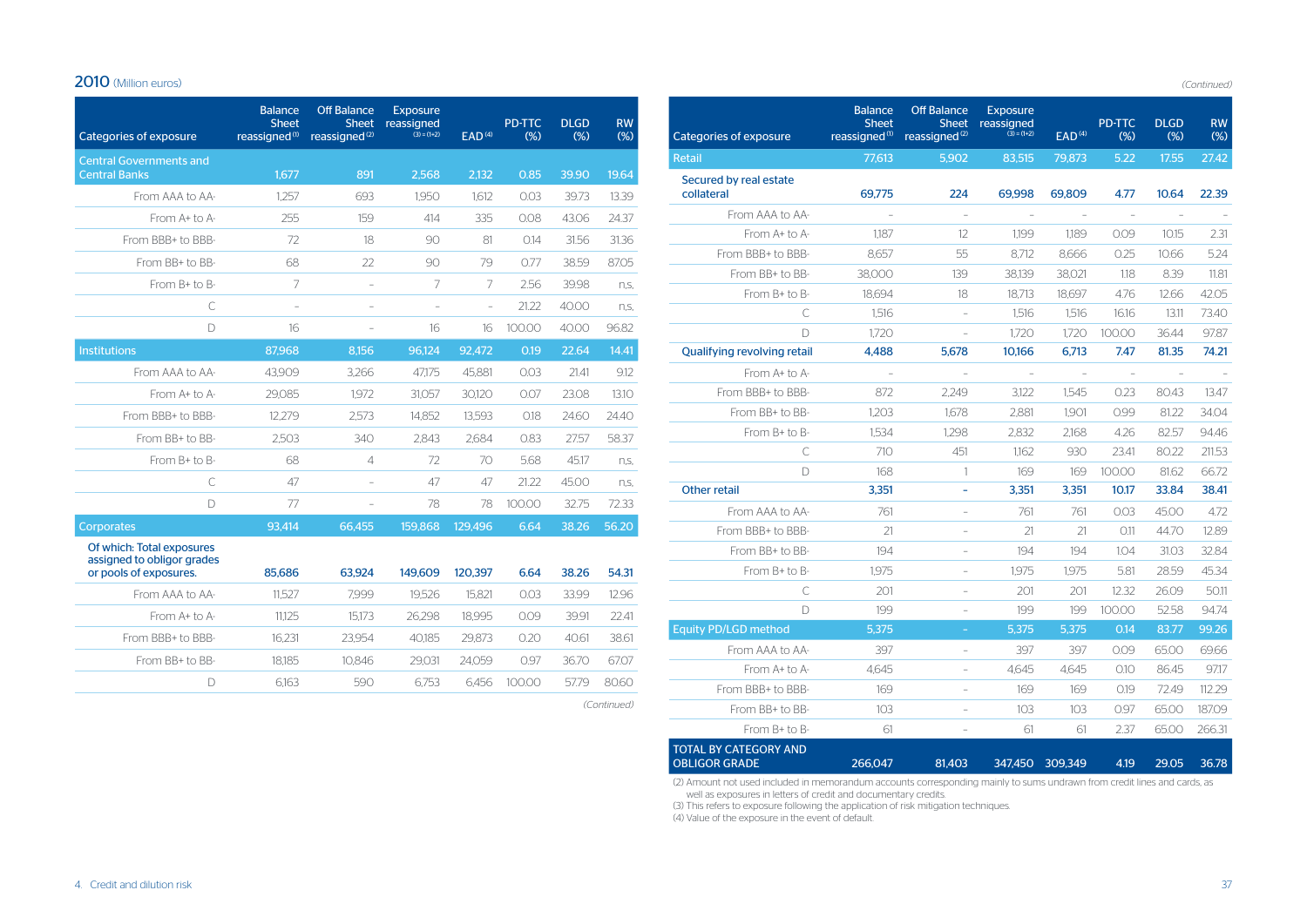## 2010 (Million euros)

| Categories of exposure | Balance Sheet reassigned (1) | Off Balance Sheet reassigned (2) | Exposure reassigned (3)=(1+2) | EAD (4) | PD-TTC (%) | DLGD (%) | RW (%) |
|---|---|---|---|---|---|---|---|
| **Central Governments and Central Banks** | **1,677** | **891** | **2,568** | **2,132** | **0.85** | **39.90** | **19.64** |
| From AAA to AA- | 1,257 | 693 | 1,950 | 1,612 | 0.03 | 39.73 | 13.39 |
| From A+ to A- | 255 | 159 | 414 | 335 | 0.08 | 43.06 | 24.37 |
| From BBB+ to BBB- | 72 | 18 | 90 | 81 | 0.14 | 31.56 | 31.36 |
| From BB+ to BB- | 68 | 22 | 90 | 79 | 0.77 | 38.59 | 87.05 |
| From B+ to B- | 7 | – | 7 | 7 | 2.56 | 39.98 | n.s. |
| C | – | – | – | – | 21.22 | 40.00 | n.s. |
| D | 16 | – | 16 | 16 | 100.00 | 40.00 | 96.82 |
| **Institutions** | **87,968** | **8,156** | **96,124** | **92,472** | **0.19** | **22.64** | **14.41** |
| From AAA to AA- | 43,909 | 3,266 | 47,175 | 45,881 | 0.03 | 21.41 | 9.12 |
| From A+ to A- | 29,085 | 1,972 | 31,057 | 30,120 | 0.07 | 23.08 | 13.10 |
| From BBB+ to BBB- | 12,279 | 2,573 | 14,852 | 13,593 | 0.18 | 24.60 | 24.40 |
| From BB+ to BB- | 2,503 | 340 | 2,843 | 2,684 | 0.83 | 27.57 | 58.37 |
| From B+ to B- | 68 | 4 | 72 | 70 | 5.68 | 45.17 | n.s. |
| C | 47 | – | 47 | 47 | 21.22 | 45.00 | n.s. |
| D | 77 | – | 78 | 78 | 100.00 | 32.75 | 72.33 |
| **Corporates** | **93,414** | **66,455** | **159,868** | **129,496** | **6.64** | **38.26** | **56.20** |
| Of which: Total exposures assigned to obligor grades or pools of exposures. | 85,686 | 63,924 | 149,609 | 120,397 | 6.64 | 38.26 | 54.31 |
| From AAA to AA- | 11,527 | 7,999 | 19,526 | 15,821 | 0.03 | 33.99 | 12.96 |
| From A+ to A- | 11,125 | 15,173 | 26,298 | 18,995 | 0.09 | 39.91 | 22.41 |
| From BBB+ to BBB- | 16,231 | 23,954 | 40,185 | 29,873 | 0.20 | 40.61 | 38.61 |
| From BB+ to BB- | 18,185 | 10,846 | 29,031 | 24,059 | 0.97 | 36.70 | 67.07 |
| D | 6,163 | 590 | 6,753 | 6,456 | 100.00 | 57.79 | 80.60 |
| **Retail** | **77,613** | **5,902** | **83,515** | **79,873** | **5.22** | **17.55** | **27.42** |
| Secured by real estate collateral | 69,775 | 224 | 69,998 | 69,809 | 4.77 | 10.64 | 22.39 |
| From AAA to AA- | – | – | – | – | – | – | – |
| From A+ to A- | 1,187 | 12 | 1,199 | 1,189 | 0.09 | 10.15 | 2.31 |
| From BBB+ to BBB- | 8,657 | 55 | 8,712 | 8,666 | 0.25 | 10.66 | 5.24 |
| From BB+ to BB- | 38,000 | 139 | 38,139 | 38,021 | 1.18 | 8.39 | 11.81 |
| From B+ to B- | 18,694 | 18 | 18,713 | 18,697 | 4.76 | 12.66 | 42.05 |
| C | 1,516 | – | 1,516 | 1,516 | 16.16 | 13.11 | 73.40 |
| D | 1,720 | – | 1,720 | 1,720 | 100.00 | 36.44 | 97.87 |
| Qualifying revolving retail | 4,488 | 5,678 | 10,166 | 6,713 | 7.47 | 81.35 | 74.21 |
| From A+ to A- | – | – | – | – | – | – | – |
| From BBB+ to BBB- | 872 | 2,249 | 3,122 | 1,545 | 0.23 | 80.43 | 13.47 |
| From BB+ to BB- | 1,203 | 1,678 | 2,881 | 1,901 | 0.99 | 81.22 | 34.04 |
| From B+ to B- | 1,534 | 1,298 | 2,832 | 2,168 | 4.26 | 82.57 | 94.46 |
| C | 710 | 451 | 1,162 | 930 | 23.41 | 80.22 | 211.53 |
| D | 168 | 1 | 169 | 169 | 100.00 | 81.62 | 66.72 |
| Other retail | 3,351 | – | 3,351 | 3,351 | 10.17 | 33.84 | 38.41 |
| From AAA to AA- | 761 | – | 761 | 761 | 0.03 | 45.00 | 4.72 |
| From BBB+ to BBB- | 21 | – | 21 | 21 | 0.11 | 44.70 | 12.89 |
| From BB+ to BB- | 194 | – | 194 | 194 | 1.04 | 31.03 | 32.84 |
| From B+ to B- | 1,975 | – | 1,975 | 1,975 | 5.81 | 28.59 | 45.34 |
| C | 201 | – | 201 | 201 | 12.32 | 26.09 | 50.11 |
| D | 199 | – | 199 | 199 | 100.00 | 52.58 | 94.74 |
| **Equity PD/LGD method** | **5,375** | **–** | **5,375** | **5,375** | **0.14** | **83.77** | **99.26** |
| From AAA to AA- | 397 | – | 397 | 397 | 0.09 | 65.00 | 69.66 |
| From A+ to A- | 4,645 | – | 4,645 | 4,645 | 0.10 | 86.45 | 97.17 |
| From BBB+ to BBB- | 169 | – | 169 | 169 | 0.19 | 72.49 | 112.29 |
| From BB+ to BB- | 103 | – | 103 | 103 | 0.97 | 65.00 | 187.09 |
| From B+ to B- | 61 | – | 61 | 61 | 2.37 | 65.00 | 266.31 |
| **TOTAL BY CATEGORY AND OBLIGOR GRADE** | **266,047** | **81,403** | **347,450** | **309,349** | **4.19** | **29.05** | **36.78** |

(2) Amount not used included in memorandum accounts corresponding mainly to sums undrawn from credit lines and cards, as well as exposures in letters of credit and documentary credits.
(3) This refers to exposure following the application of risk mitigation techniques.
(4) Value of the exposure in the event of default.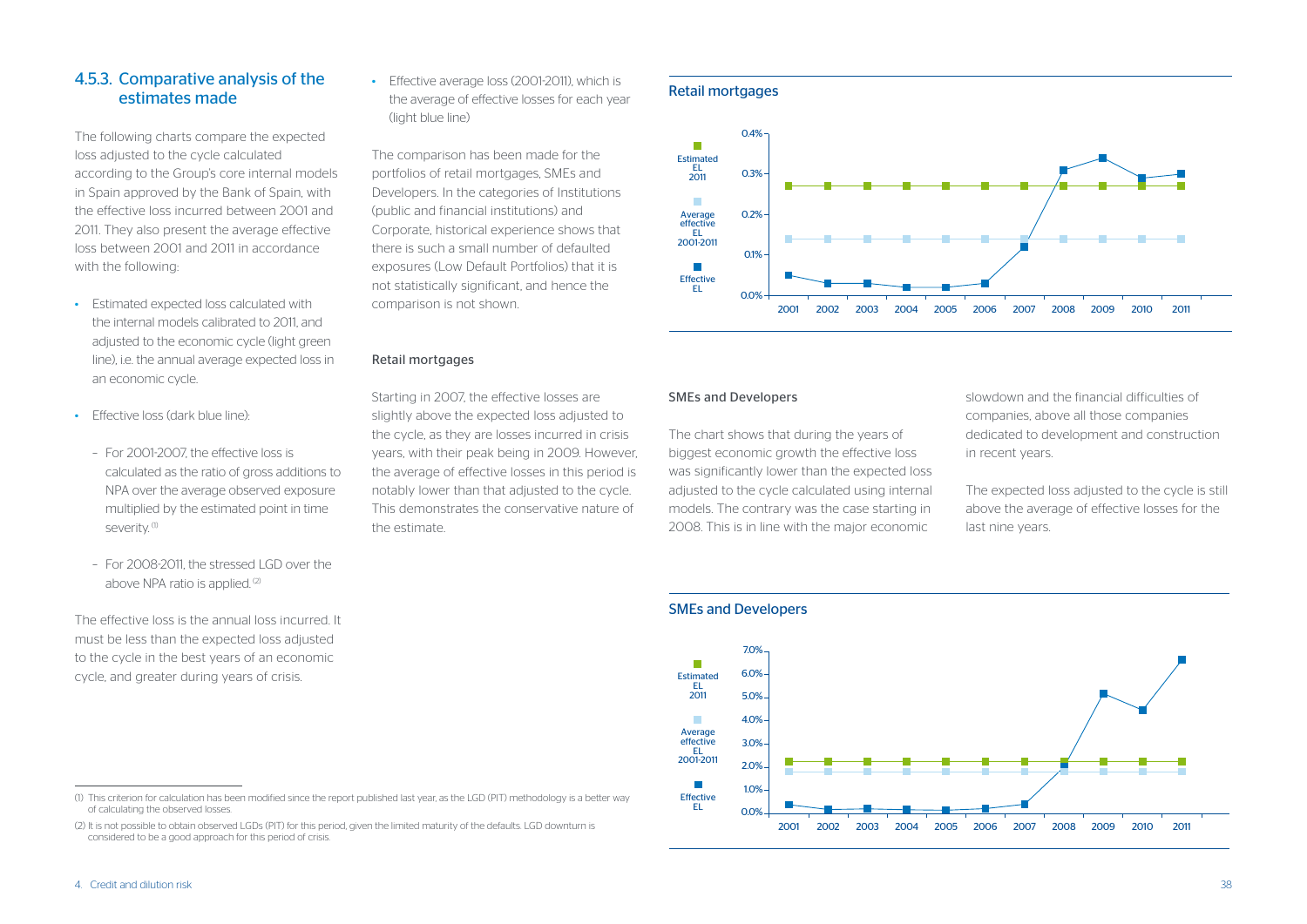## 4.5.3. Comparative analysis of the estimates made

The following charts compare the expected loss adjusted to the cycle calculated according to the Group's core internal models in Spain approved by the Bank of Spain, with the effective loss incurred between 2001 and 2011. They also present the average effective loss between 2001 and 2011 in accordance with the following:

- Estimated expected loss calculated with the internal models calibrated to 2011, and adjusted to the economic cycle (light green line), i.e. the annual average expected loss in an economic cycle.
- Effective loss (dark blue line):
  - For 2001-2007, the effective loss is calculated as the ratio of gross additions to NPA over the average observed exposure multiplied by the estimated point in time severity.[1]
  - For 2008-2011, the stressed LGD over the above NPA ratio is applied.[2]

The effective loss is the annual loss incurred. It must be less than the expected loss adjusted to the cycle in the best years of an economic cycle, and greater during years of crisis.

- Effective average loss (2001-2011), which is the average of effective losses for each year (light blue line)

The comparison has been made for the portfolios of retail mortgages, SMEs and Developers. In the categories of Institutions (public and financial institutions) and Corporate, historical experience shows that there is such a small number of defaulted exposures (Low Default Portfolios) that it is not statistically significant, and hence the comparison is not shown.

### Retail mortgages

Starting in 2007, the effective losses are slightly above the expected loss adjusted to the cycle, as they are losses incurred in crisis years, with their peak being in 2009. However, the average of effective losses in this period is notably lower than that adjusted to the cycle. This demonstrates the conservative nature of the estimate.

**Retail mortgages**

| | 2001 | 2002 | 2003 | 2004 | 2005 | 2006 | 2007 | 2008 | 2009 | 2010 | 2011 |
|---|---|---|---|---|---|---|---|---|---|---|---|
| Estimated EL 2011 | | | | | | | | | | | |
| Average effective EL 2001-2011 | | | | | | | | | | | |
| Effective EL | | | | | | | | | | | |

### SMEs and Developers

The chart shows that during the years of biggest economic growth the effective loss was significantly lower than the expected loss adjusted to the cycle calculated using internal models. The contrary was the case starting in 2008. This is in line with the major economic slowdown and the financial difficulties of companies, above all those companies dedicated to development and construction in recent years.

The expected loss adjusted to the cycle is still above the average of effective losses for the last nine years.

**SMEs and Developers**

| | 2001 | 2002 | 2003 | 2004 | 2005 | 2006 | 2007 | 2008 | 2009 | 2010 | 2011 |
|---|---|---|---|---|---|---|---|---|---|---|---|
| Estimated EL 2011 | | | | | | | | | | | |
| Average effective EL 2001-2011 | | | | | | | | | | | |
| Effective EL | | | | | | | | | | | |

(1) This criterion for calculation has been modified since the report published last year, as the LGD (PIT) methodology is a better way of calculating the observed losses.

(2) It is not possible to obtain observed LGDs (PIT) for this period, given the limited maturity of the defaults. LGD downturn is considered to be a good approach for this period of crisis.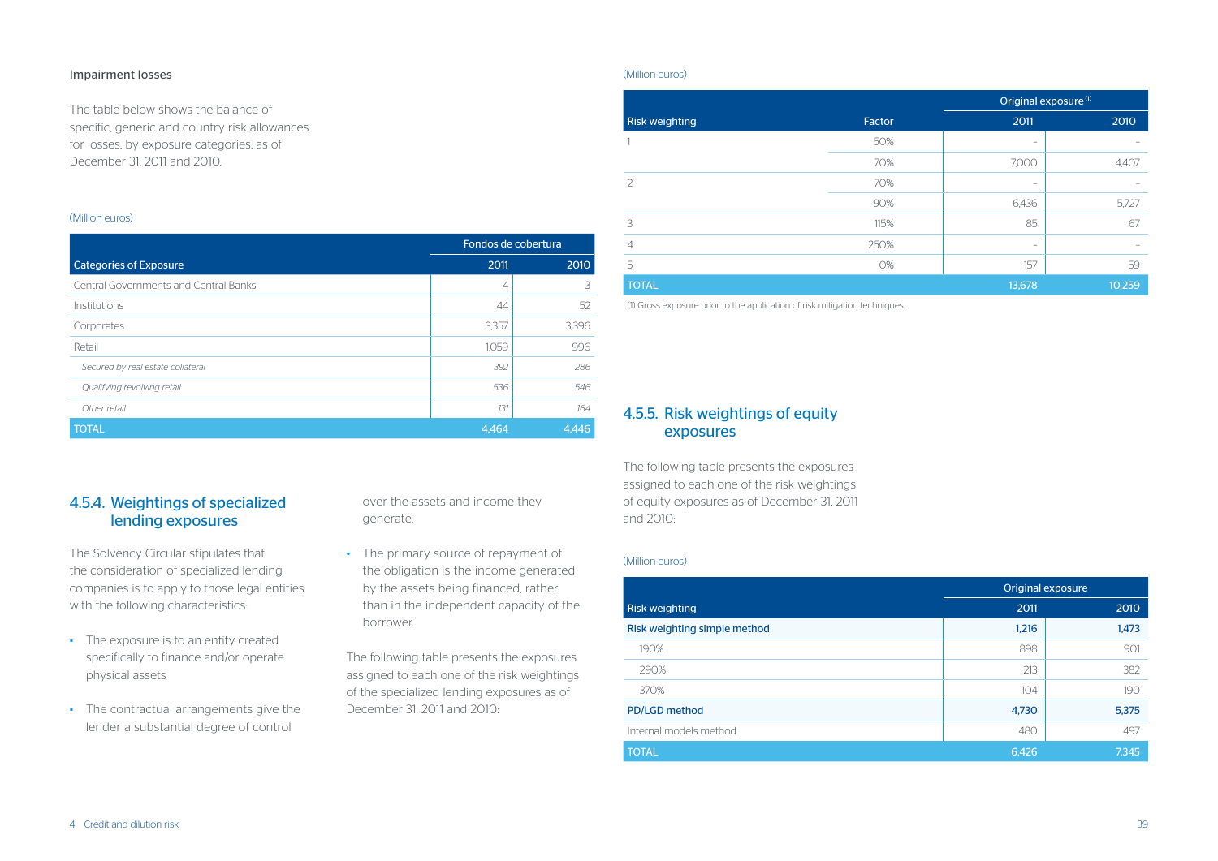Impairment losses

The table below shows the balance of specific, generic and country risk allowances for losses, by exposure categories, as of December 31, 2011 and 2010.

(Million euros)

| Categories of Exposure | Fondos de cobertura | |
|---|---|---|
| | 2011 | 2010 |
| Central Governments and Central Banks | 4 | 3 |
| Institutions | 44 | 52 |
| Corporates | 3,357 | 3,396 |
| Retail | 1,059 | 996 |
| *Secured by real estate collateral* | *392* | *286* |
| *Qualifying revolving retail* | *536* | *546* |
| *Other retail* | *131* | *164* |
| TOTAL | 4,464 | 4,446 |

## 4.5.4. Weightings of specialized lending exposures

The Solvency Circular stipulates that the consideration of specialized lending companies is to apply to those legal entities with the following characteristics:

- The exposure is to an entity created specifically to finance and/or operate physical assets
- The contractual arrangements give the lender a substantial degree of control over the assets and income they generate.
- The primary source of repayment of the obligation is the income generated by the assets being financed, rather than in the independent capacity of the borrower.

The following table presents the exposures assigned to each one of the risk weightings of the specialized lending exposures as of December 31, 2011 and 2010:

(Million euros)

| Risk weighting | Factor | Original exposure [1] | |
|---|---|---|---|
| | | 2011 | 2010 |
| 1 | 50% | - | - |
| | 70% | 7,000 | 4,407 |
| 2 | 70% | - | - |
| | 90% | 6,436 | 5,727 |
| 3 | 115% | 85 | 67 |
| 4 | 250% | - | - |
| 5 | 0% | 157 | 59 |
| TOTAL | | 13,678 | 10,259 |

(1) Gross exposure prior to the application of risk mitigation techniques.

## 4.5.5. Risk weightings of equity exposures

The following table presents the exposures assigned to each one of the risk weightings of equity exposures as of December 31, 2011 and 2010:

(Million euros)

| Risk weighting | Original exposure | |
|---|---|---|
| | 2011 | 2010 |
| Risk weighting simple method | 1,216 | 1,473 |
| 190% | 898 | 901 |
| 290% | 213 | 382 |
| 370% | 104 | 190 |
| PD/LGD method | 4,730 | 5,375 |
| Internal models method | 480 | 497 |
| TOTAL | 6,426 | 7,345 |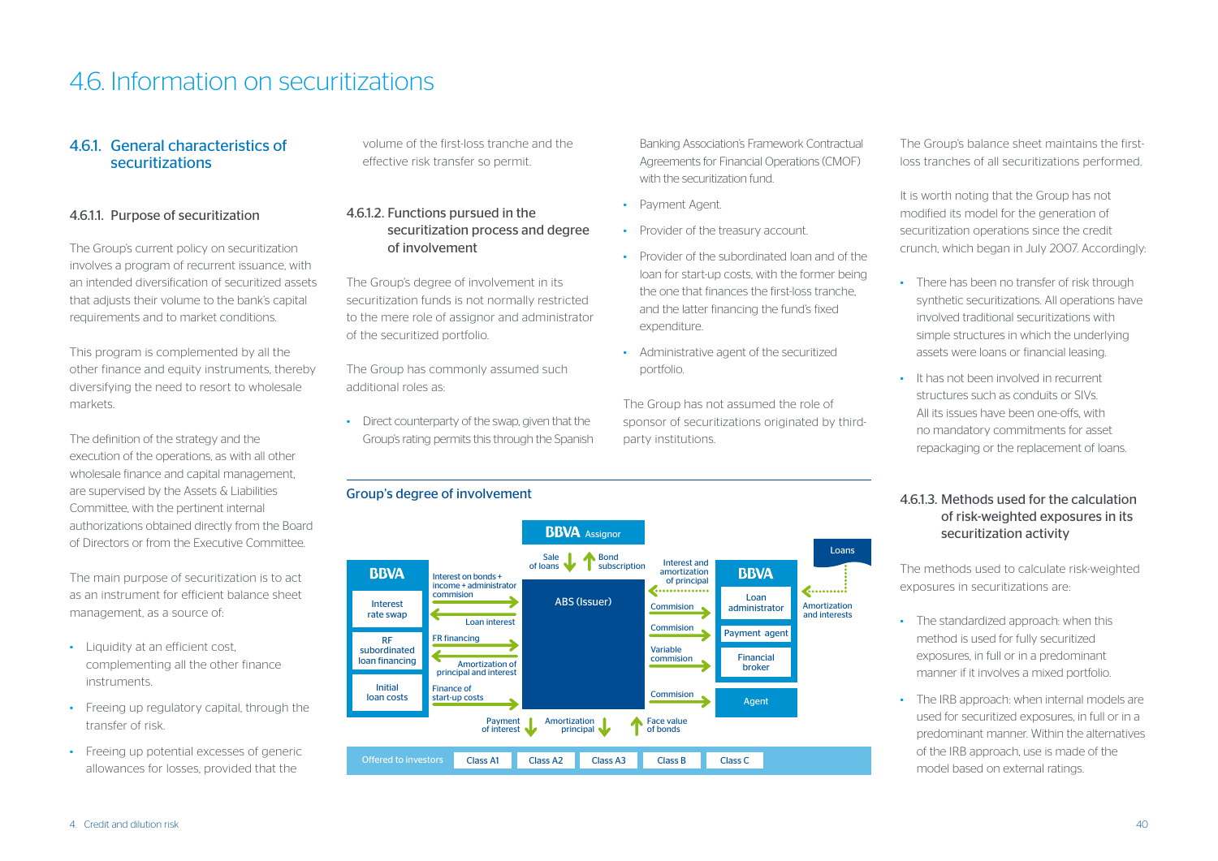# 4.6. Information on securitizations

## 4.6.1. General characteristics of securitizations

### 4.6.1.1. Purpose of securitization

The Group's current policy on securitization involves a program of recurrent issuance, with an intended diversification of securitized assets that adjusts their volume to the bank's capital requirements and to market conditions.

This program is complemented by all the other finance and equity instruments, thereby diversifying the need to resort to wholesale markets.

The definition of the strategy and the execution of the operations, as with all other wholesale finance and capital management, are supervised by the Assets & Liabilities Committee, with the pertinent internal authorizations obtained directly from the Board of Directors or from the Executive Committee.

The main purpose of securitization is to act as an instrument for efficient balance sheet management, as a source of:

- Liquidity at an efficient cost, complementing all the other finance instruments.
- Freeing up regulatory capital, through the transfer of risk.
- Freeing up potential excesses of generic allowances for losses, provided that the volume of the first-loss tranche and the effective risk transfer so permit.

### 4.6.1.2. Functions pursued in the securitization process and degree of involvement

The Group's degree of involvement in its securitization funds is not normally restricted to the mere role of assignor and administrator of the securitized portfolio.

The Group has commonly assumed such additional roles as:

- Direct counterparty of the swap, given that the Group's rating permits this through the Spanish Banking Association's Framework Contractual Agreements for Financial Operations (CMOF) with the securitization fund.
- Payment Agent.
- Provider of the treasury account.
- Provider of the subordinated loan and of the loan for start-up costs, with the former being the one that finances the first-loss tranche, and the latter financing the fund's fixed expenditure.
- Administrative agent of the securitized portfolio.

The Group has not assumed the role of sponsor of securitizations originated by third-party institutions.

**Group's degree of involvement**

BBVA Assignor

Sale of loans | Bond subscription

BBVA: Interest rate swap | RF subordinated loan financing | Initial loan costs

Interest on bonds + income + administrator commision | Loan interest | FR financing | Amortization of principal and interest | Finance of start-up costs

ABS (Issuer)

Interest and amortization of principal | Commision | Commision | Variable commision | Commision

BBVA: Loan administrator | Payment agent | Financial broker | Agent

Loans | Amortization and interests

Payment of interest | Amortization principal | Face value of bonds

Offered to investors: Class A1 | Class A2 | Class A3 | Class B | Class C

The Group's balance sheet maintains the first-loss tranches of all securitizations performed.

It is worth noting that the Group has not modified its model for the generation of securitization operations since the credit crunch, which began in July 2007. Accordingly:

- There has been no transfer of risk through synthetic securitizations. All operations have involved traditional securitizations with simple structures in which the underlying assets were loans or financial leasing.
- It has not been involved in recurrent structures such as conduits or SIVs. All its issues have been one-offs, with no mandatory commitments for asset repackaging or the replacement of loans.

### 4.6.1.3. Methods used for the calculation of risk-weighted exposures in its securitization activity

The methods used to calculate risk-weighted exposures in securitizations are:

- The standardized approach: when this method is used for fully securitized exposures, in full or in a predominant manner if it involves a mixed portfolio.
- The IRB approach: when internal models are used for securitized exposures, in full or in a predominant manner. Within the alternatives of the IRB approach, use is made of the model based on external ratings.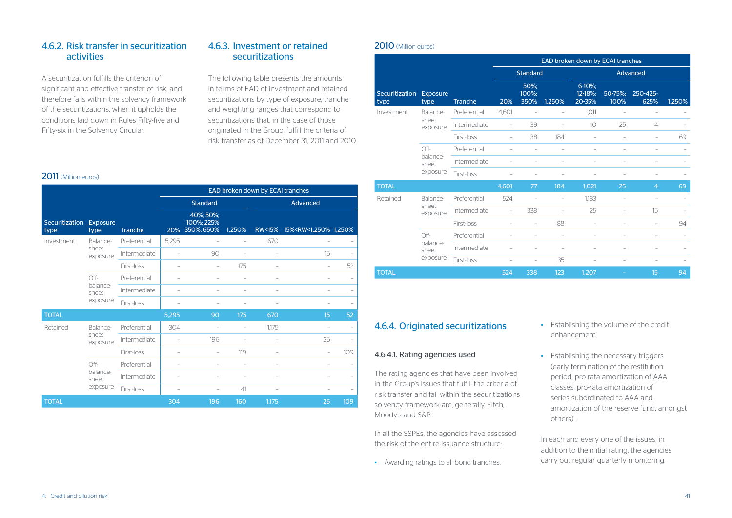## 4.6.2. Risk transfer in securitization activities

A securitization fulfills the criterion of significant and effective transfer of risk, and therefore falls within the solvency framework of the securitizations, when it upholds the conditions laid down in Rules Fifty-five and Fifty-six in the Solvency Circular.

## 4.6.3. Investment or retained securitizations

The following table presents the amounts in terms of EAD of investment and retained securitizations by type of exposure, tranche and weighting ranges that correspond to securitizations that, in the case of those originated in the Group, fulfill the criteria of risk transfer as of December 31, 2011 and 2010.

**2011** (Million euros)

| | | | EAD broken down by ECAI tranches | | | | | |
|---|---|---|---|---|---|---|---|---|
| | | | Standard | | | Advanced | | |
| Securitization type | Exposure type | Tranche | 20% | 40%; 50%; 100%; 225% 350%, 650% | 1,250% | RW<15% | 15%<RW<1,250% | 1,250% |
| Investment | Balance-sheet exposure | Preferential | 5,295 | – | – | 670 | – | – |
| | | Intermediate | – | 90 | – | – | 15 | – |
| | | First-loss | – | – | 175 | – | – | 52 |
| | Off-balance-sheet exposure | Preferential | – | – | – | – | – | – |
| | | Intermediate | – | – | – | – | – | – |
| | | First-loss | – | – | – | – | – | – |
| **TOTAL** | | | **5,295** | **90** | **175** | **670** | **15** | **52** |
| Retained | Balance-sheet exposure | Preferential | 304 | – | – | 1,175 | – | – |
| | | Intermediate | – | 196 | – | – | 25 | – |
| | | First-loss | – | – | 119 | – | – | 109 |
| | Off-balance-sheet exposure | Preferential | – | – | – | – | – | – |
| | | Intermediate | – | – | – | – | – | – |
| | | First-loss | – | – | 41 | – | – | – |
| **TOTAL** | | | **304** | **196** | **160** | **1,175** | **25** | **109** |

**2010** (Million euros)

| | | | EAD broken down by ECAI tranches | | | | | | |
|---|---|---|---|---|---|---|---|---|---|
| | | | Standard | | | Advanced | | | |
| Securitization type | Exposure type | Tranche | 20% | 50%; 100%; 350% | 1,250% | 6-10%; 12-18%; 20-35% | 50-75%; 100% | 250-425-625% | 1,250% |
| Investment | Balance-sheet exposure | Preferential | 4,601 | – | – | 1,011 | – | – | – |
| | | Intermediate | – | 39 | – | 10 | 25 | 4 | – |
| | | First-loss | – | 38 | 184 | – | – | – | 69 |
| | Off-balance-sheet exposure | Preferential | – | – | – | – | – | – | – |
| | | Intermediate | – | – | – | – | – | – | – |
| | | First-loss | – | – | – | – | – | – | – |
| **TOTAL** | | | **4,601** | **77** | **184** | **1,021** | **25** | **4** | **69** |
| Retained | Balance-sheet exposure | Preferential | 524 | – | – | 1,183 | – | – | – |
| | | Intermediate | – | 338 | – | 25 | – | 15 | – |
| | | First-loss | – | – | 88 | – | – | – | 94 |
| | Off-balance-sheet exposure | Preferential | – | – | – | – | – | – | – |
| | | Intermediate | – | – | – | – | – | – | – |
| | | First-loss | – | – | 35 | – | – | – | – |
| **TOTAL** | | | **524** | **338** | **123** | **1,207** | **–** | **15** | **94** |

## 4.6.4. Originated securitizations

### 4.6.4.1. Rating agencies used

The rating agencies that have been involved in the Group's issues that fulfill the criteria of risk transfer and fall within the securitizations solvency framework are, generally, Fitch, Moody's and S&P.

In all the SSPEs, the agencies have assessed the risk of the entire issuance structure:

- Awarding ratings to all bond tranches.
- Establishing the volume of the credit enhancement.
- Establishing the necessary triggers (early termination of the restitution period, pro-rata amortization of AAA classes, pro-rata amortization of series subordinated to AAA and amortization of the reserve fund, amongst others).

In each and every one of the issues, in addition to the initial rating, the agencies carry out regular quarterly monitoring.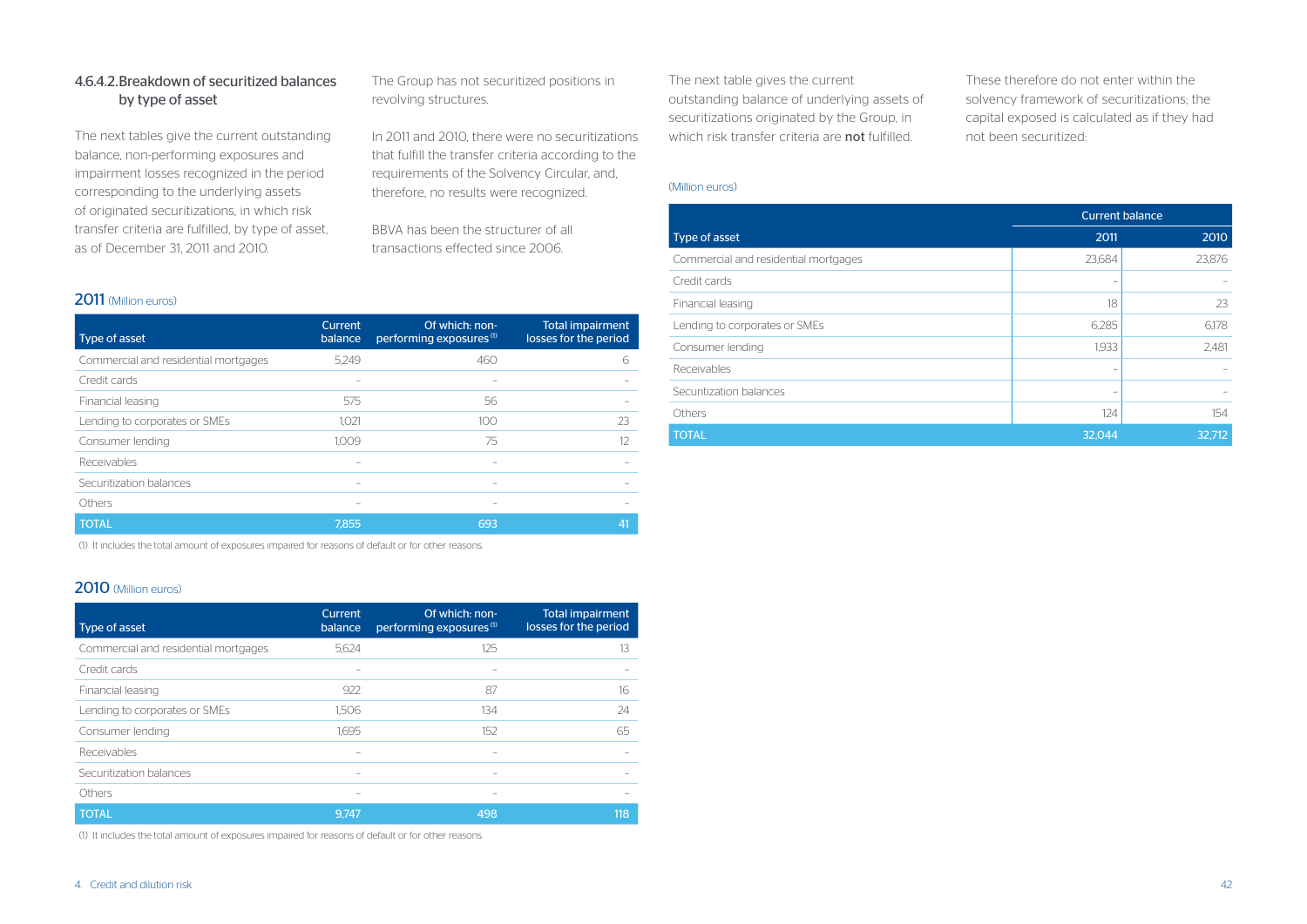### 4.6.4.2. Breakdown of securitized balances by type of asset

The next tables give the current outstanding balance, non-performing exposures and impairment losses recognized in the period corresponding to the underlying assets of originated securitizations, in which risk transfer criteria are fulfilled, by type of asset, as of December 31, 2011 and 2010.

The Group has not securitized positions in revolving structures.

In 2011 and 2010, there were no securitizations that fulfill the transfer criteria according to the requirements of the Solvency Circular, and, therefore, no results were recognized.

BBVA has been the structurer of all transactions effected since 2006.

**2011** (Million euros)

| Type of asset | Current balance | Of which: non-performing exposures [1] | Total impairment losses for the period |
|---|---|---|---|
| Commercial and residential mortgages | 5,249 | 460 | 6 |
| Credit cards | - | - | - |
| Financial leasing | 575 | 56 | - |
| Lending to corporates or SMEs | 1,021 | 100 | 23 |
| Consumer lending | 1,009 | 75 | 12 |
| Receivables | - | - | - |
| Securitization balances | - | - | - |
| Others | - | - | - |
| TOTAL | 7,855 | 693 | 41 |

(1) It includes the total amount of exposures impaired for reasons of default or for other reasons.

**2010** (Million euros)

| Type of asset | Current balance | Of which: non-performing exposures [1] | Total impairment losses for the period |
|---|---|---|---|
| Commercial and residential mortgages | 5,624 | 125 | 13 |
| Credit cards | - | - | - |
| Financial leasing | 922 | 87 | 16 |
| Lending to corporates or SMEs | 1,506 | 134 | 24 |
| Consumer lending | 1,695 | 152 | 65 |
| Receivables | - | - | - |
| Securitization balances | - | - | - |
| Others | - | - | - |
| TOTAL | 9,747 | 498 | 118 |

(1) It includes the total amount of exposures impaired for reasons of default or for other reasons.

The next table gives the current outstanding balance of underlying assets of securitizations originated by the Group, in which risk transfer criteria are **not** fulfilled.

These therefore do not enter within the solvency framework of securitizations; the capital exposed is calculated as if they had not been securitized:

(Million euros)

| Type of asset | Current balance | |
|---|---|---|
| | 2011 | 2010 |
| Commercial and residential mortgages | 23,684 | 23,876 |
| Credit cards | - | - |
| Financial leasing | 18 | 23 |
| Lending to corporates or SMEs | 6,285 | 6,178 |
| Consumer lending | 1,933 | 2,481 |
| Receivables | - | - |
| Securitization balances | - | - |
| Others | 124 | 154 |
| TOTAL | 32,044 | 32,712 |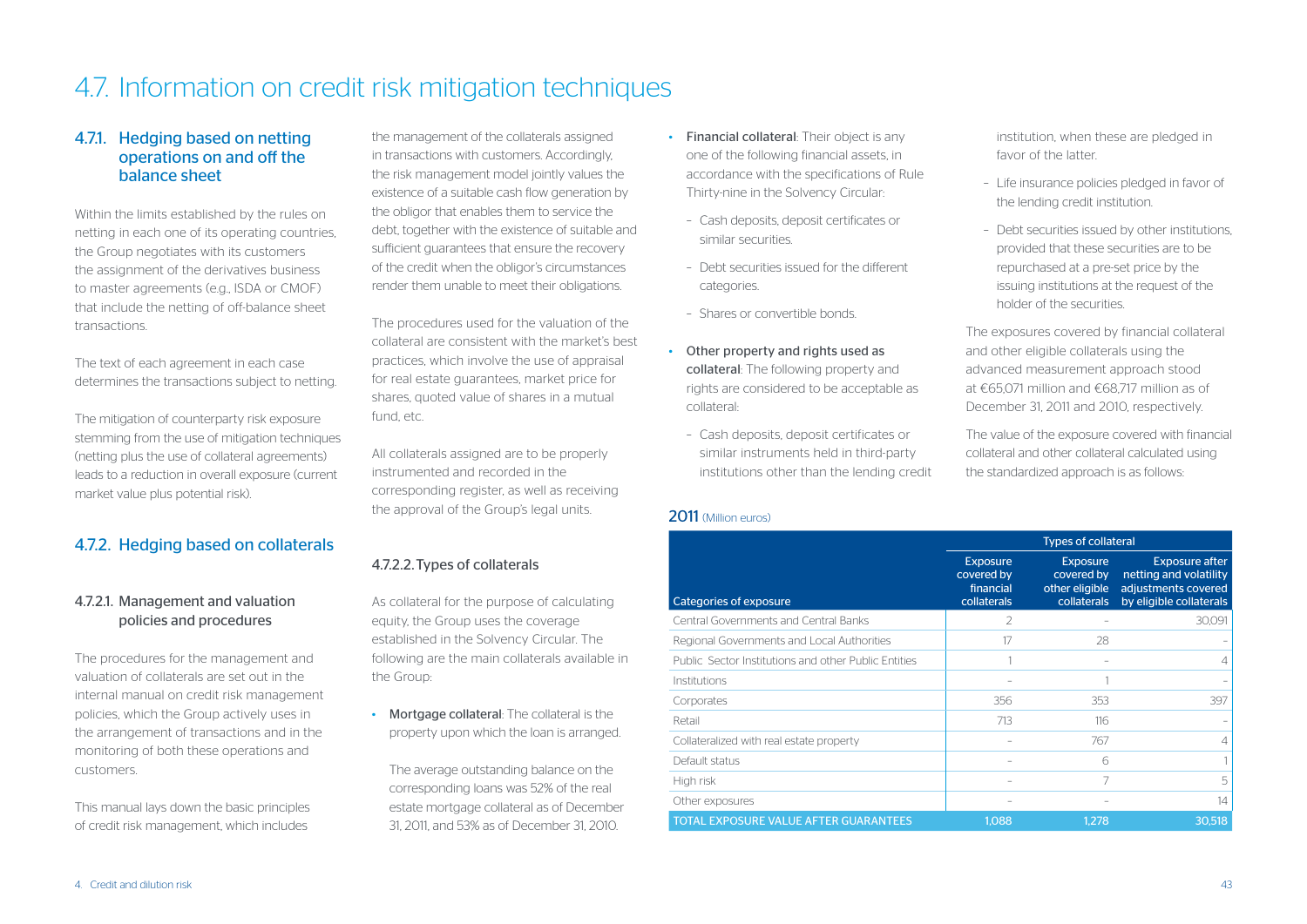# 4.7. Information on credit risk mitigation techniques

## 4.7.1. Hedging based on netting operations on and off the balance sheet

Within the limits established by the rules on netting in each one of its operating countries, the Group negotiates with its customers the assignment of the derivatives business to master agreements (e.g., ISDA or CMOF) that include the netting of off-balance sheet transactions.

The text of each agreement in each case determines the transactions subject to netting.

The mitigation of counterparty risk exposure stemming from the use of mitigation techniques (netting plus the use of collateral agreements) leads to a reduction in overall exposure (current market value plus potential risk).

## 4.7.2. Hedging based on collaterals

### 4.7.2.1. Management and valuation policies and procedures

The procedures for the management and valuation of collaterals are set out in the internal manual on credit risk management policies, which the Group actively uses in the arrangement of transactions and in the monitoring of both these operations and customers.

This manual lays down the basic principles of credit risk management, which includes the management of the collaterals assigned in transactions with customers. Accordingly, the risk management model jointly values the existence of a suitable cash flow generation by the obligor that enables them to service the debt, together with the existence of suitable and sufficient guarantees that ensure the recovery of the credit when the obligor's circumstances render them unable to meet their obligations.

The procedures used for the valuation of the collateral are consistent with the market's best practices, which involve the use of appraisal for real estate guarantees, market price for shares, quoted value of shares in a mutual fund, etc.

All collaterals assigned are to be properly instrumented and recorded in the corresponding register, as well as receiving the approval of the Group's legal units.

### 4.7.2.2. Types of collaterals

As collateral for the purpose of calculating equity, the Group uses the coverage established in the Solvency Circular. The following are the main collaterals available in the Group:

- **Mortgage collateral**: The collateral is the property upon which the loan is arranged.

  The average outstanding balance on the corresponding loans was 52% of the real estate mortgage collateral as of December 31, 2011, and 53% as of December 31, 2010.

- **Financial collateral**: Their object is any one of the following financial assets, in accordance with the specifications of Rule Thirty-nine in the Solvency Circular:
  - Cash deposits, deposit certificates or similar securities.
  - Debt securities issued for the different categories.
  - Shares or convertible bonds.

- **Other property and rights used as collateral**: The following property and rights are considered to be acceptable as collateral:
  - Cash deposits, deposit certificates or similar instruments held in third-party institutions other than the lending credit institution, when these are pledged in favor of the latter.
  - Life insurance policies pledged in favor of the lending credit institution.
  - Debt securities issued by other institutions, provided that these securities are to be repurchased at a pre-set price by the issuing institutions at the request of the holder of the securities.

The exposures covered by financial collateral and other eligible collaterals using the advanced measurement approach stood at €65,071 million and €68,717 million as of December 31, 2011 and 2010, respectively.

The value of the exposure covered with financial collateral and other collateral calculated using the standardized approach is as follows:

**2011** (Million euros)

| | Types of collateral | | |
|---|---|---|---|
| Categories of exposure | Exposure covered by financial collaterals | Exposure covered by other eligible collaterals | Exposure after netting and volatility adjustments covered by eligible collaterals |
| Central Governments and Central Banks | 2 | - | 30,091 |
| Regional Governments and Local Authorities | 17 | 28 | - |
| Public Sector Institutions and other Public Entities | 1 | - | 4 |
| Institutions | - | 1 | - |
| Corporates | 356 | 353 | 397 |
| Retail | 713 | 116 | - |
| Collateralized with real estate property | - | 767 | 4 |
| Default status | - | 6 | 1 |
| High risk | - | 7 | 5 |
| Other exposures | - | - | 14 |
| TOTAL EXPOSURE VALUE AFTER GUARANTEES | 1,088 | 1,278 | 30,518 |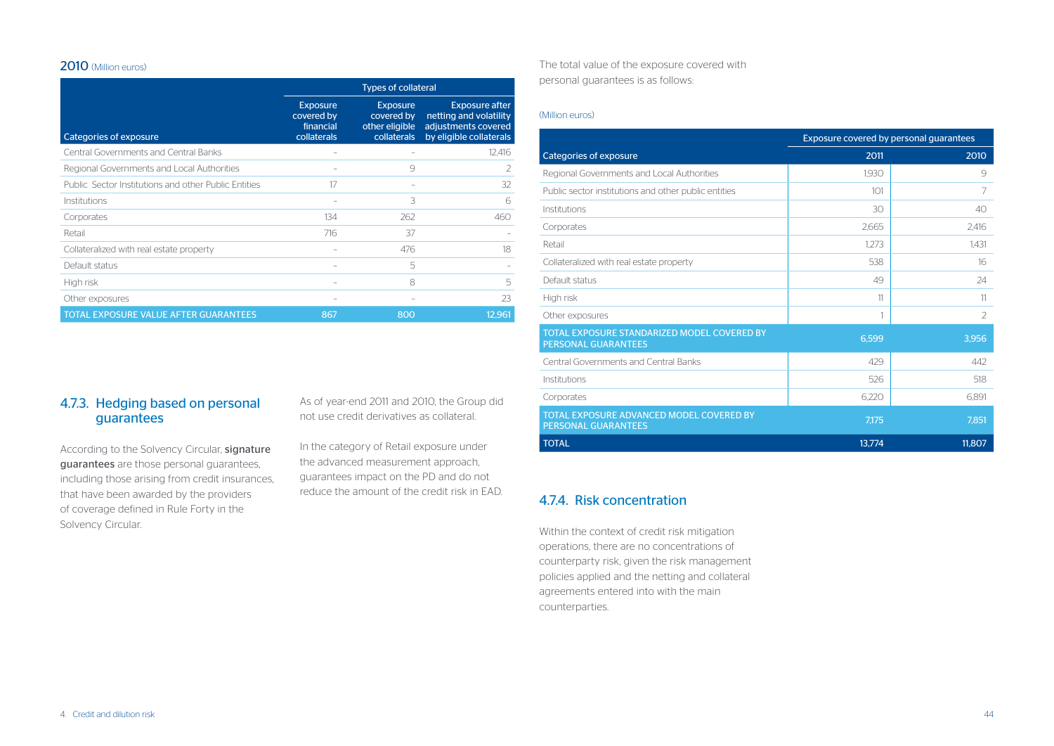**2010** (Million euros)

| Categories of exposure | Types of collateral | | |
|---|---|---|---|
| | Exposure covered by financial collaterals | Exposure covered by other eligible collaterals | Exposure after netting and volatility adjustments covered by eligible collaterals |
| Central Governments and Central Banks | – | – | 12,416 |
| Regional Governments and Local Authorities | – | 9 | 2 |
| Public Sector Institutions and other Public Entities | 17 | – | 32 |
| Institutions | – | 3 | 6 |
| Corporates | 134 | 262 | 460 |
| Retail | 716 | 37 | – |
| Collateralized with real estate property | – | 476 | 18 |
| Default status | – | 5 | – |
| High risk | – | 8 | 5 |
| Other exposures | – | – | 23 |
| TOTAL EXPOSURE VALUE AFTER GUARANTEES | 867 | 800 | 12,961 |

### 4.7.3. Hedging based on personal guarantees

According to the Solvency Circular, **signature guarantees** are those personal guarantees, including those arising from credit insurances, that have been awarded by the providers of coverage defined in Rule Forty in the Solvency Circular.

As of year-end 2011 and 2010, the Group did not use credit derivatives as collateral.

In the category of Retail exposure under the advanced measurement approach, guarantees impact on the PD and do not reduce the amount of the credit risk in EAD.

The total value of the exposure covered with personal guarantees is as follows:

(Million euros)

| Categories of exposure | Exposure covered by personal guarantees | |
|---|---|---|
| | 2011 | 2010 |
| Regional Governments and Local Authorities | 1,930 | 9 |
| Public sector institutions and other public entities | 101 | 7 |
| Institutions | 30 | 40 |
| Corporates | 2,665 | 2,416 |
| Retail | 1,273 | 1,431 |
| Collateralized with real estate property | 538 | 16 |
| Default status | 49 | 24 |
| High risk | 11 | 11 |
| Other exposures | 1 | 2 |
| TOTAL EXPOSURE STANDARIZED MODEL COVERED BY PERSONAL GUARANTEES | 6,599 | 3,956 |
| Central Governments and Central Banks | 429 | 442 |
| Institutions | 526 | 518 |
| Corporates | 6,220 | 6,891 |
| TOTAL EXPOSURE ADVANCED MODEL COVERED BY PERSONAL GUARANTEES | 7,175 | 7,851 |
| TOTAL | 13,774 | 11,807 |

### 4.7.4. Risk concentration

Within the context of credit risk mitigation operations, there are no concentrations of counterparty risk, given the risk management policies applied and the netting and collateral agreements entered into with the main counterparties.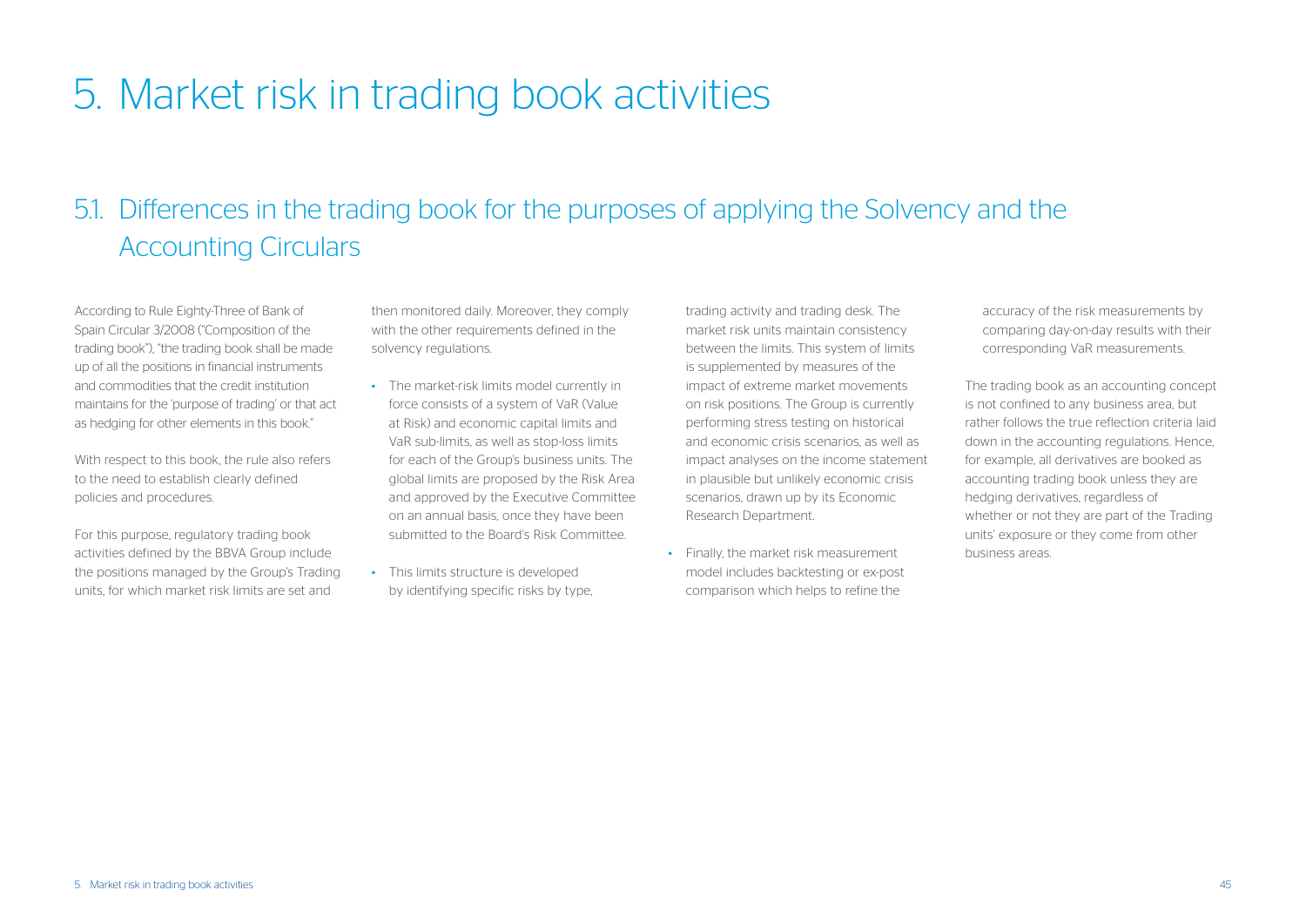# 5. Market risk in trading book activities

## 5.1. Differences in the trading book for the purposes of applying the Solvency and the Accounting Circulars

According to Rule Eighty-Three of Bank of Spain Circular 3/2008 ("Composition of the trading book"), "the trading book shall be made up of all the positions in financial instruments and commodities that the credit institution maintains for the 'purpose of trading' or that act as hedging for other elements in this book."

With respect to this book, the rule also refers to the need to establish clearly defined policies and procedures.

For this purpose, regulatory trading book activities defined by the BBVA Group include the positions managed by the Group's Trading units, for which market risk limits are set and then monitored daily. Moreover, they comply with the other requirements defined in the solvency regulations.

- The market-risk limits model currently in force consists of a system of VaR (Value at Risk) and economic capital limits and VaR sub-limits, as well as stop-loss limits for each of the Group's business units. The global limits are proposed by the Risk Area and approved by the Executive Committee on an annual basis, once they have been submitted to the Board's Risk Committee.
- This limits structure is developed by identifying specific risks by type, trading activity and trading desk. The market risk units maintain consistency between the limits. This system of limits is supplemented by measures of the impact of extreme market movements on risk positions. The Group is currently performing stress testing on historical and economic crisis scenarios, as well as impact analyses on the income statement in plausible but unlikely economic crisis scenarios, drawn up by its Economic Research Department.
- Finally, the market risk measurement model includes backtesting or ex-post comparison which helps to refine the accuracy of the risk measurements by comparing day-on-day results with their corresponding VaR measurements.

The trading book as an accounting concept is not confined to any business area, but rather follows the true reflection criteria laid down in the accounting regulations. Hence, for example, all derivatives are booked as accounting trading book unless they are hedging derivatives, regardless of whether or not they are part of the Trading units' exposure or they come from other business areas.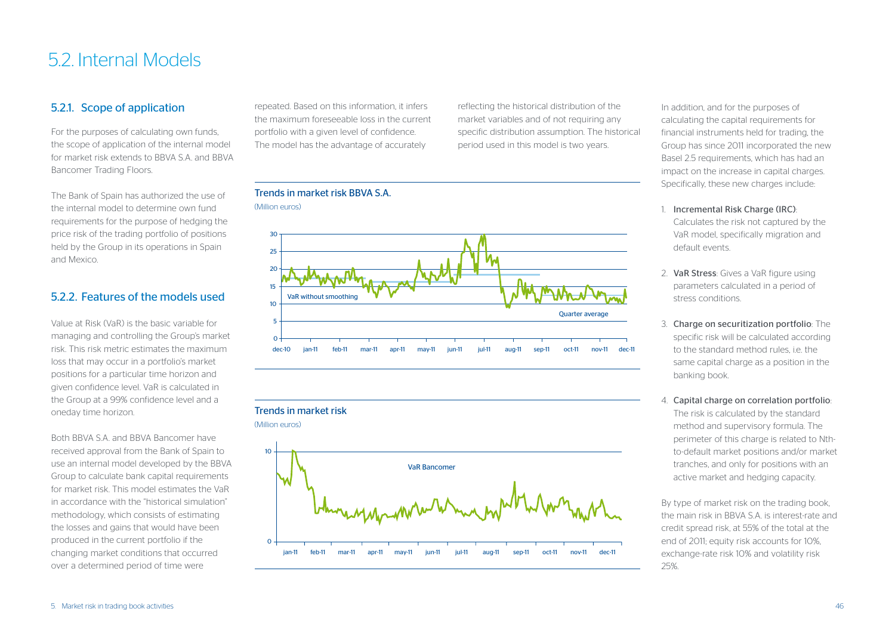# 5.2. Internal Models

## 5.2.1. Scope of application

For the purposes of calculating own funds, the scope of application of the internal model for market risk extends to BBVA S.A. and BBVA Bancomer Trading Floors.

The Bank of Spain has authorized the use of the internal model to determine own fund requirements for the purpose of hedging the price risk of the trading portfolio of positions held by the Group in its operations in Spain and Mexico.

## 5.2.2. Features of the models used

Value at Risk (VaR) is the basic variable for managing and controlling the Group's market risk. This risk metric estimates the maximum loss that may occur in a portfolio's market positions for a particular time horizon and given confidence level. VaR is calculated in the Group at a 99% confidence level and a oneday time horizon.

Both BBVA S.A. and BBVA Bancomer have received approval from the Bank of Spain to use an internal model developed by the BBVA Group to calculate bank capital requirements for market risk. This model estimates the VaR in accordance with the "historical simulation" methodology, which consists of estimating the losses and gains that would have been produced in the current portfolio if the changing market conditions that occurred over a determined period of time were repeated. Based on this information, it infers the maximum foreseeable loss in the current portfolio with a given level of confidence. The model has the advantage of accurately reflecting the historical distribution of the market variables and of not requiring any specific distribution assumption. The historical period used in this model is two years.

**Trends in market risk BBVA S.A.**

(Million euros)

VaR without smoothing — Quarter average

**Trends in market risk**

(Million euros)

VaR Bancomer

In addition, and for the purposes of calculating the capital requirements for financial instruments held for trading, the Group has since 2011 incorporated the new Basel 2.5 requirements, which has had an impact on the increase in capital charges. Specifically, these new charges include:

1. **Incremental Risk Charge (IRC)**: Calculates the risk not captured by the VaR model, specifically migration and default events.
2. **VaR Stress**: Gives a VaR figure using parameters calculated in a period of stress conditions.
3. **Charge on securitization portfolio**: The specific risk will be calculated according to the standard method rules, i.e. the same capital charge as a position in the banking book.
4. **Capital charge on correlation portfolio**: The risk is calculated by the standard method and supervisory formula. The perimeter of this charge is related to Nth-to-default market positions and/or market tranches, and only for positions with an active market and hedging capacity.

By type of market risk on the trading book, the main risk in BBVA S.A. is interest-rate and credit spread risk, at 55% of the total at the end of 2011; equity risk accounts for 10%, exchange-rate risk 10% and volatility risk 25%.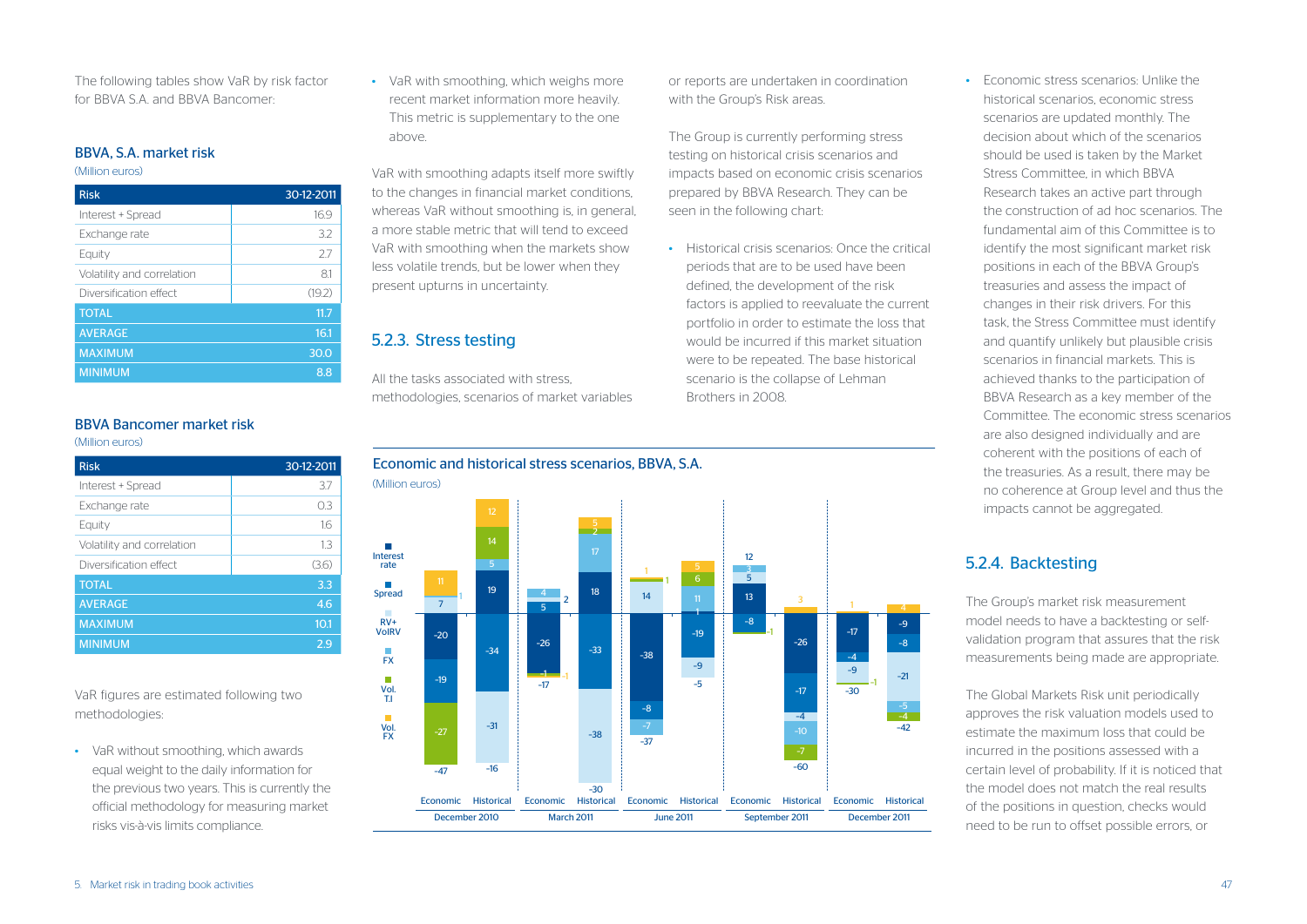The following tables show VaR by risk factor for BBVA S.A. and BBVA Bancomer:

**BBVA, S.A. market risk**
(Million euros)

| Risk | 30-12-2011 |
|---|---|
| Interest + Spread | 16.9 |
| Exchange rate | 3.2 |
| Equity | 2.7 |
| Volatility and correlation | 8.1 |
| Diversification effect | (19.2) |
| TOTAL | 11.7 |
| AVERAGE | 16.1 |
| MAXIMUM | 30.0 |
| MINIMUM | 8.8 |

**BBVA Bancomer market risk**
(Million euros)

| Risk | 30-12-2011 |
|---|---|
| Interest + Spread | 3.7 |
| Exchange rate | 0.3 |
| Equity | 1.6 |
| Volatility and correlation | 1.3 |
| Diversification effect | (3.6) |
| TOTAL | 3.3 |
| AVERAGE | 4.6 |
| MAXIMUM | 10.1 |
| MINIMUM | 2.9 |

VaR figures are estimated following two methodologies:

- VaR without smoothing, which awards equal weight to the daily information for the previous two years. This is currently the official methodology for measuring market risks vis-à-vis limits compliance.
- VaR with smoothing, which weighs more recent market information more heavily. This metric is supplementary to the one above.

VaR with smoothing adapts itself more swiftly to the changes in financial market conditions, whereas VaR without smoothing is, in general, a more stable metric that will tend to exceed VaR with smoothing when the markets show less volatile trends, but be lower when they present upturns in uncertainty.

## 5.2.3. Stress testing

All the tasks associated with stress, methodologies, scenarios of market variables or reports are undertaken in coordination with the Group's Risk areas.

The Group is currently performing stress testing on historical crisis scenarios and impacts based on economic crisis scenarios prepared by BBVA Research. They can be seen in the following chart:

- Historical crisis scenarios: Once the critical periods that are to be used have been defined, the development of the risk factors is applied to reevaluate the current portfolio in order to estimate the loss that would be incurred if this market situation were to be repeated. The base historical scenario is the collapse of Lehman Brothers in 2008.
- Economic stress scenarios: Unlike the historical scenarios, economic stress scenarios are updated monthly. The decision about which of the scenarios should be used is taken by the Market Stress Committee, in which BBVA Research takes an active part through the construction of ad hoc scenarios. The fundamental aim of this Committee is to identify the most significant market risk positions in each of the BBVA Group's treasuries and assess the impact of changes in their risk drivers. For this task, the Stress Committee must identify and quantify unlikely but plausible crisis scenarios in financial markets. This is achieved thanks to the participation of BBVA Research as a key member of the Committee. The economic stress scenarios are also designed individually and are coherent with the positions of each of the treasuries. As a result, there may be no coherence at Group level and thus the impacts cannot be aggregated.

**Economic and historical stress scenarios, BBVA, S.A.**
(Million euros)

Legend: Interest rate; Spread; RV+VolRV; FX; Vol. T.I; Vol. FX

| Period | Scenario | Total |
|---|---|---|
| December 2010 | Economic | -47 |
| December 2010 | Historical | -16 |
| March 2011 | Economic | -17 |
| March 2011 | Historical | -30 |
| June 2011 | Economic | -37 |
| June 2011 | Historical | -5 |
| September 2011 | Economic | -1 |
| September 2011 | Historical | -60 |
| December 2011 | Economic | -30 |
| December 2011 | Historical | -42 |

## 5.2.4. Backtesting

The Group's market risk measurement model needs to have a backtesting or self-validation program that assures that the risk measurements being made are appropriate.

The Global Markets Risk unit periodically approves the risk valuation models used to estimate the maximum loss that could be incurred in the positions assessed with a certain level of probability. If it is noticed that the model does not match the real results of the positions in question, checks would need to be run to offset possible errors, or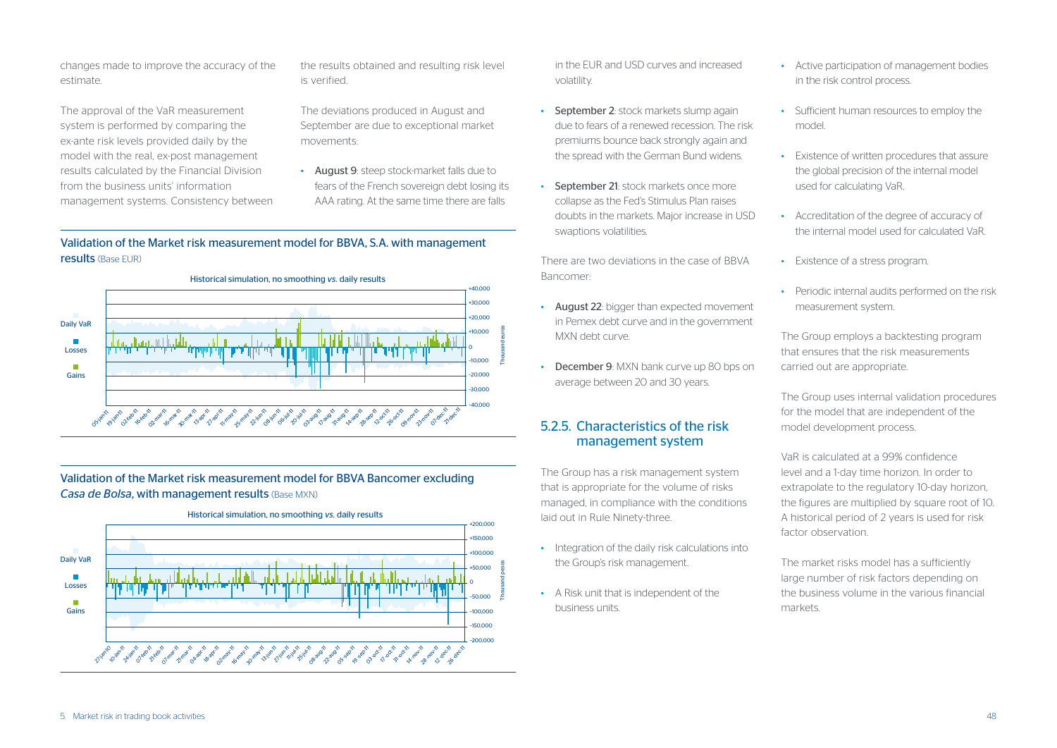changes made to improve the accuracy of the estimate.

The approval of the VaR measurement system is performed by comparing the ex-ante risk levels provided daily by the model with the real, ex-post management results calculated by the Financial Division from the business units' information management systems. Consistency between the results obtained and resulting risk level is verified.

The deviations produced in August and September are due to exceptional market movements:

- **August 9**: steep stock-market falls due to fears of the French sovereign debt losing its AAA rating. At the same time there are falls in the EUR and USD curves and increased volatility.
- **September 2**: stock markets slump again due to fears of a renewed recession. The risk premiums bounce back strongly again and the spread with the German Bund widens.
- **September 21**: stock markets once more collapse as the Fed's Stimulus Plan raises doubts in the markets. Major increase in USD swaptions volatilities.

### Validation of the Market risk measurement model for BBVA, S.A. with management results (Base EUR)

Historical simulation, no smoothing *vs.* daily results

Daily VaR
Losses
Gains

Thousand euros

### Validation of the Market risk measurement model for BBVA Bancomer excluding *Casa de Bolsa*, with management results (Base MXN)

Historical simulation, no smoothing *vs.* daily results

Daily VaR
Losses
Gains

Thousand pesos

There are two deviations in the case of BBVA Bancomer:

- **August 22**: bigger than expected movement in Pemex debt curve and in the government MXN debt curve.
- **December 9**: MXN bank curve up 80 bps on average between 20 and 30 years.

## 5.2.5. Characteristics of the risk management system

The Group has a risk management system that is appropriate for the volume of risks managed, in compliance with the conditions laid out in Rule Ninety-three.

- Integration of the daily risk calculations into the Group's risk management.
- A Risk unit that is independent of the business units.
- Active participation of management bodies in the risk control process.
- Sufficient human resources to employ the model.
- Existence of written procedures that assure the global precision of the internal model used for calculating VaR.
- Accreditation of the degree of accuracy of the internal model used for calculated VaR.
- Existence of a stress program.
- Periodic internal audits performed on the risk measurement system.

The Group employs a backtesting program that ensures that the risk measurements carried out are appropriate.

The Group uses internal validation procedures for the model that are independent of the model development process.

VaR is calculated at a 99% confidence level and a 1-day time horizon. In order to extrapolate to the regulatory 10-day horizon, the figures are multiplied by square root of 10. A historical period of 2 years is used for risk factor observation.

The market risks model has a sufficiently large number of risk factors depending on the business volume in the various financial markets.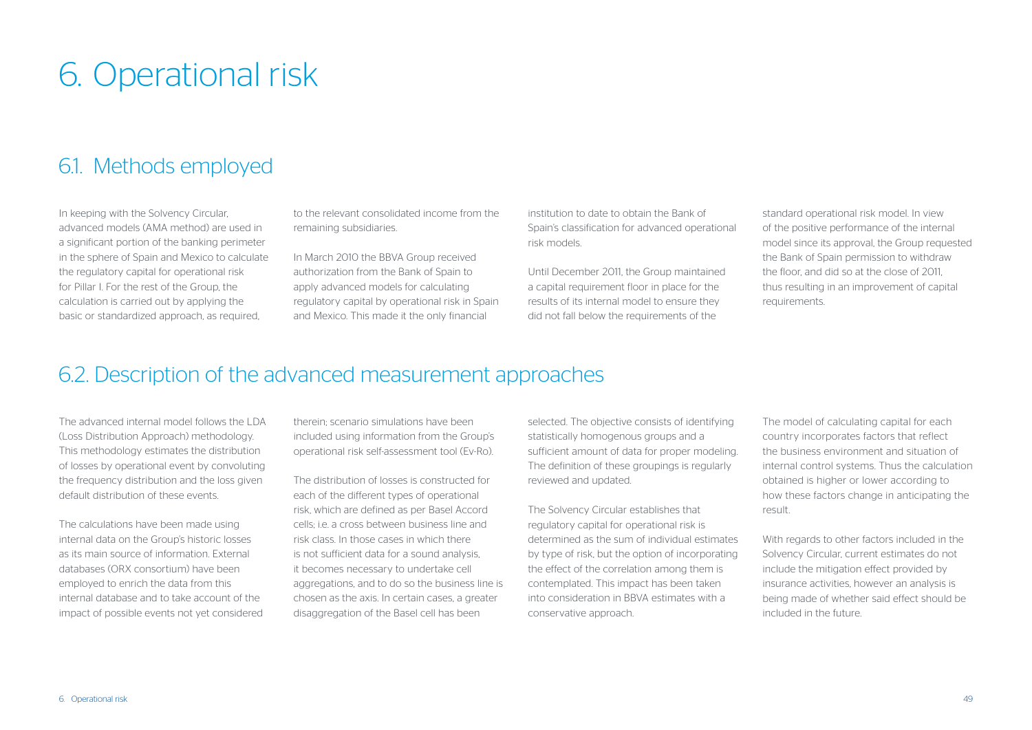# 6. Operational risk

## 6.1. Methods employed

In keeping with the Solvency Circular, advanced models (AMA method) are used in a significant portion of the banking perimeter in the sphere of Spain and Mexico to calculate the regulatory capital for operational risk for Pillar I. For the rest of the Group, the calculation is carried out by applying the basic or standardized approach, as required, to the relevant consolidated income from the remaining subsidiaries.

In March 2010 the BBVA Group received authorization from the Bank of Spain to apply advanced models for calculating regulatory capital by operational risk in Spain and Mexico. This made it the only financial institution to date to obtain the Bank of Spain's classification for advanced operational risk models.

Until December 2011, the Group maintained a capital requirement floor in place for the results of its internal model to ensure they did not fall below the requirements of the standard operational risk model. In view of the positive performance of the internal model since its approval, the Group requested the Bank of Spain permission to withdraw the floor, and did so at the close of 2011, thus resulting in an improvement of capital requirements.

## 6.2. Description of the advanced measurement approaches

The advanced internal model follows the LDA (Loss Distribution Approach) methodology. This methodology estimates the distribution of losses by operational event by convoluting the frequency distribution and the loss given default distribution of these events.

The calculations have been made using internal data on the Group's historic losses as its main source of information. External databases (ORX consortium) have been employed to enrich the data from this internal database and to take account of the impact of possible events not yet considered therein; scenario simulations have been included using information from the Group's operational risk self-assessment tool (Ev-Ro).

The distribution of losses is constructed for each of the different types of operational risk, which are defined as per Basel Accord cells; i.e. a cross between business line and risk class. In those cases in which there is not sufficient data for a sound analysis, it becomes necessary to undertake cell aggregations, and to do so the business line is chosen as the axis. In certain cases, a greater disaggregation of the Basel cell has been selected. The objective consists of identifying statistically homogenous groups and a sufficient amount of data for proper modeling. The definition of these groupings is regularly reviewed and updated.

The Solvency Circular establishes that regulatory capital for operational risk is determined as the sum of individual estimates by type of risk, but the option of incorporating the effect of the correlation among them is contemplated. This impact has been taken into consideration in BBVA estimates with a conservative approach.

The model of calculating capital for each country incorporates factors that reflect the business environment and situation of internal control systems. Thus the calculation obtained is higher or lower according to how these factors change in anticipating the result.

With regards to other factors included in the Solvency Circular, current estimates do not include the mitigation effect provided by insurance activities, however an analysis is being made of whether said effect should be included in the future.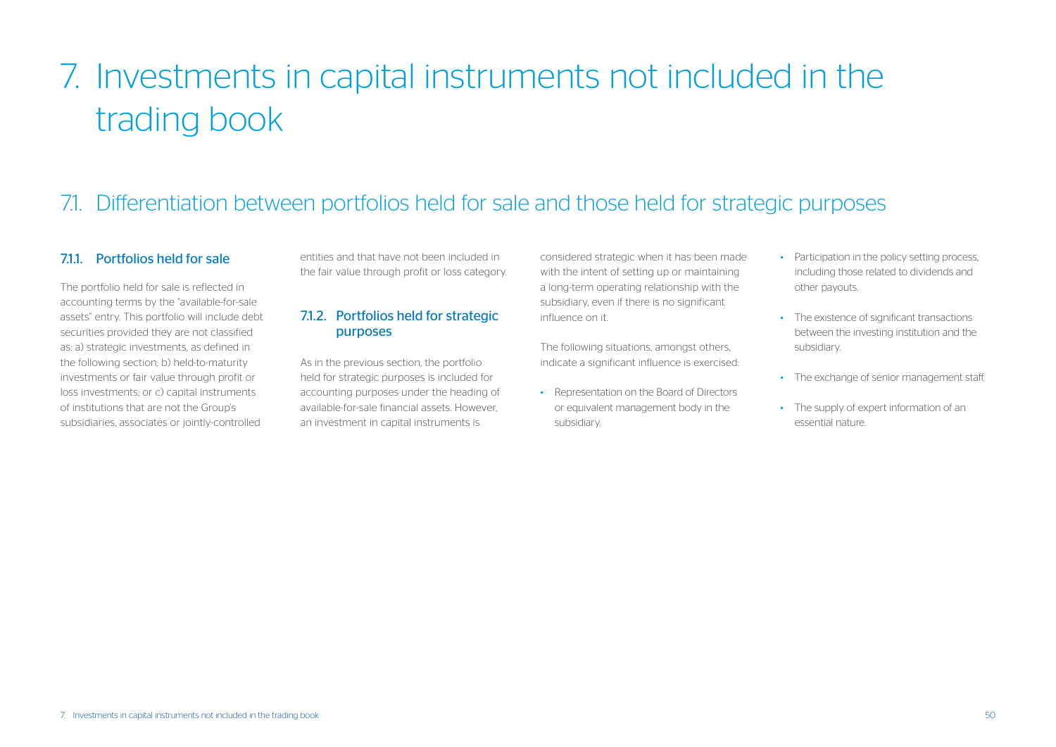# 7. Investments in capital instruments not included in the trading book

## 7.1. Differentiation between portfolios held for sale and those held for strategic purposes

### 7.1.1. Portfolios held for sale

The portfolio held for sale is reflected in accounting terms by the "available-for-sale assets" entry. This portfolio will include debt securities provided they are not classified as: a) strategic investments, as defined in the following section; b) held-to-maturity investments or fair value through profit or loss investments; or c) capital instruments of institutions that are not the Group's subsidiaries, associates or jointly-controlled entities and that have not been included in the fair value through profit or loss category.

### 7.1.2. Portfolios held for strategic purposes

As in the previous section, the portfolio held for strategic purposes is included for accounting purposes under the heading of available-for-sale financial assets. However, an investment in capital instruments is considered strategic when it has been made with the intent of setting up or maintaining a long-term operating relationship with the subsidiary, even if there is no significant influence on it.

The following situations, amongst others, indicate a significant influence is exercised:

- Representation on the Board of Directors or equivalent management body in the subsidiary.
- Participation in the policy setting process, including those related to dividends and other payouts.
- The existence of significant transactions between the investing institution and the subsidiary.
- The exchange of senior management staff.
- The supply of expert information of an essential nature.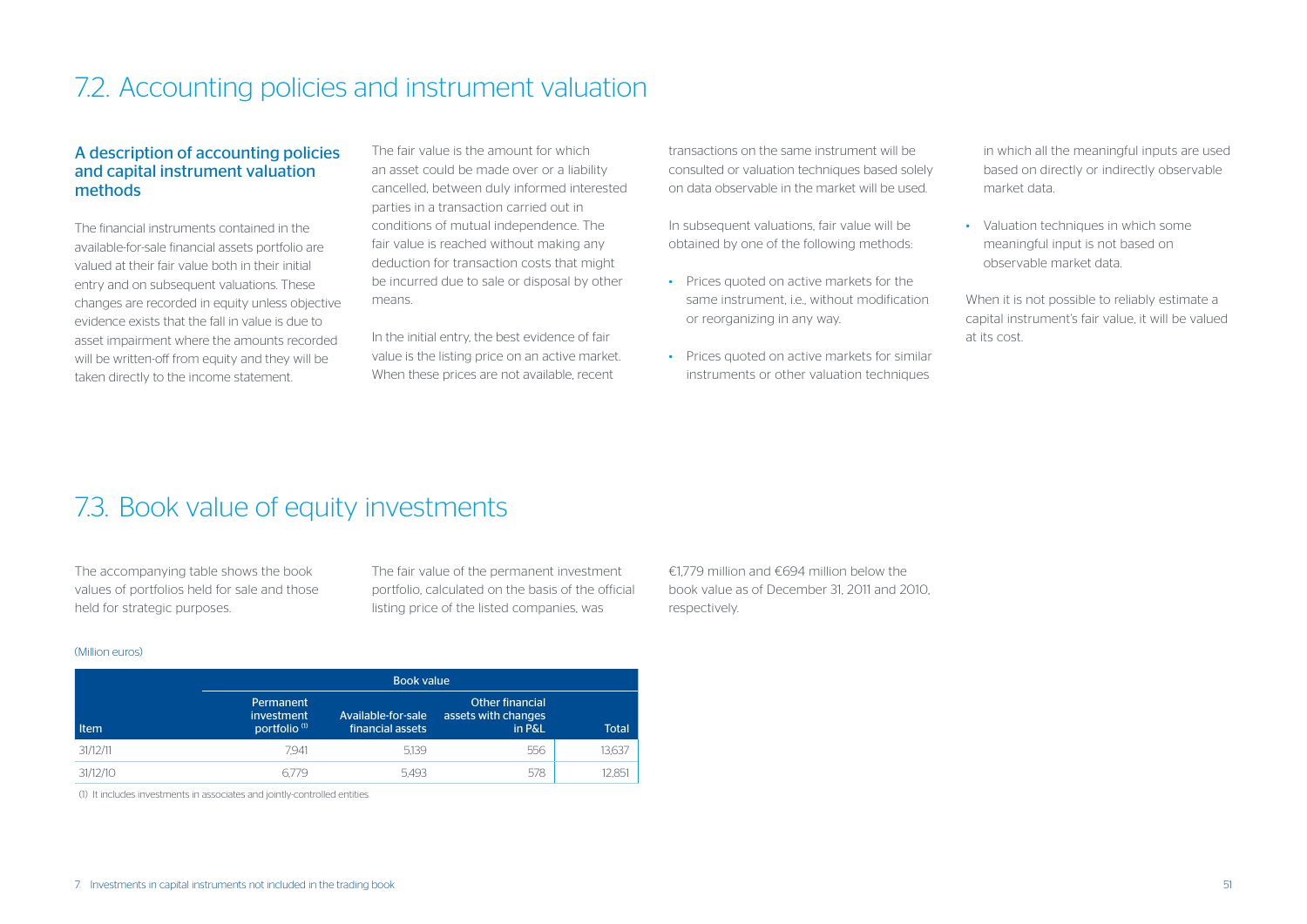# 7.2. Accounting policies and instrument valuation

## A description of accounting policies and capital instrument valuation methods

The financial instruments contained in the available-for-sale financial assets portfolio are valued at their fair value both in their initial entry and on subsequent valuations. These changes are recorded in equity unless objective evidence exists that the fall in value is due to asset impairment where the amounts recorded will be written-off from equity and they will be taken directly to the income statement.

The fair value is the amount for which an asset could be made over or a liability cancelled, between duly informed interested parties in a transaction carried out in conditions of mutual independence. The fair value is reached without making any deduction for transaction costs that might be incurred due to sale or disposal by other means.

In the initial entry, the best evidence of fair value is the listing price on an active market. When these prices are not available, recent transactions on the same instrument will be consulted or valuation techniques based solely on data observable in the market will be used.

In subsequent valuations, fair value will be obtained by one of the following methods:

- Prices quoted on active markets for the same instrument, i.e., without modification or reorganizing in any way.
- Prices quoted on active markets for similar instruments or other valuation techniques in which all the meaningful inputs are used based on directly or indirectly observable market data.
- Valuation techniques in which some meaningful input is not based on observable market data.

When it is not possible to reliably estimate a capital instrument's fair value, it will be valued at its cost.

# 7.3. Book value of equity investments

The accompanying table shows the book values of portfolios held for sale and those held for strategic purposes.

The fair value of the permanent investment portfolio, calculated on the basis of the official listing price of the listed companies, was €1,779 million and €694 million below the book value as of December 31, 2011 and 2010, respectively.

(Million euros)

| | Book value | | | |
|---|---|---|---|---|
| Item | Permanent investment portfolio [1] | Available-for-sale financial assets | Other financial assets with changes in P&L | Total |
| 31/12/11 | 7,941 | 5,139 | 556 | 13,637 |
| 31/12/10 | 6,779 | 5,493 | 578 | 12,851 |

(1) It includes investments in associates and jointly-controlled entities.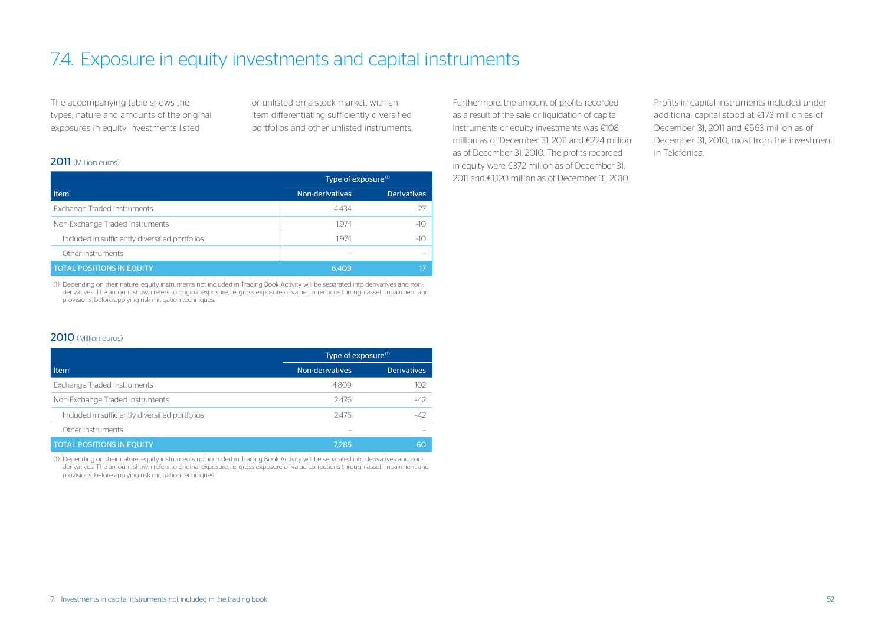# 7.4. Exposure in equity investments and capital instruments

The accompanying table shows the types, nature and amounts of the original exposures in equity investments listed or unlisted on a stock market, with an item differentiating sufficiently diversified portfolios and other unlisted instruments.

**2011** (Million euros)

| Item | Type of exposure (1) | |
|---|---|---|
| | Non-derivatives | Derivatives |
| Exchange Traded Instruments | 4,434 | 27 |
| Non-Exchange Traded Instruments | 1,974 | -10 |
| Included in sufficiently diversified portfolios | 1,974 | -10 |
| Other instruments | - | - |
| **TOTAL POSITIONS IN EQUITY** | **6,409** | **17** |

(1) Depending on their nature, equity instruments not included in Trading Book Activity will be separated into derivatives and non-derivatives. The amount shown refers to original exposure, i.e. gross exposure of value corrections through asset impairment and provisions, before applying risk mitigation techniques.

**2010** (Million euros)

| Item | Type of exposure (1) | |
|---|---|---|
| | Non-derivatives | Derivatives |
| Exchange Traded Instruments | 4,809 | 102 |
| Non-Exchange Traded Instruments | 2,476 | -42 |
| Included in sufficiently diversified portfolios | 2,476 | -42 |
| Other instruments | - | - |
| **TOTAL POSITIONS IN EQUITY** | **7,285** | **60** |

(1) Depending on their nature, equity instruments not included in Trading Book Activity will be separated into derivatives and non-derivatives. The amount shown refers to original exposure, i.e. gross exposure of value corrections through asset impairment and provisions, before applying risk mitigation techniques.

Furthermore, the amount of profits recorded as a result of the sale or liquidation of capital instruments or equity investments was €108 million as of December 31, 2011 and €224 million as of December 31, 2010. The profits recorded in equity were €372 million as of December 31, 2011 and €1,120 million as of December 31, 2010.

Profits in capital instruments included under additional capital stood at €173 million as of December 31, 2011 and €563 million as of December 31, 2010, most from the investment in Telefónica.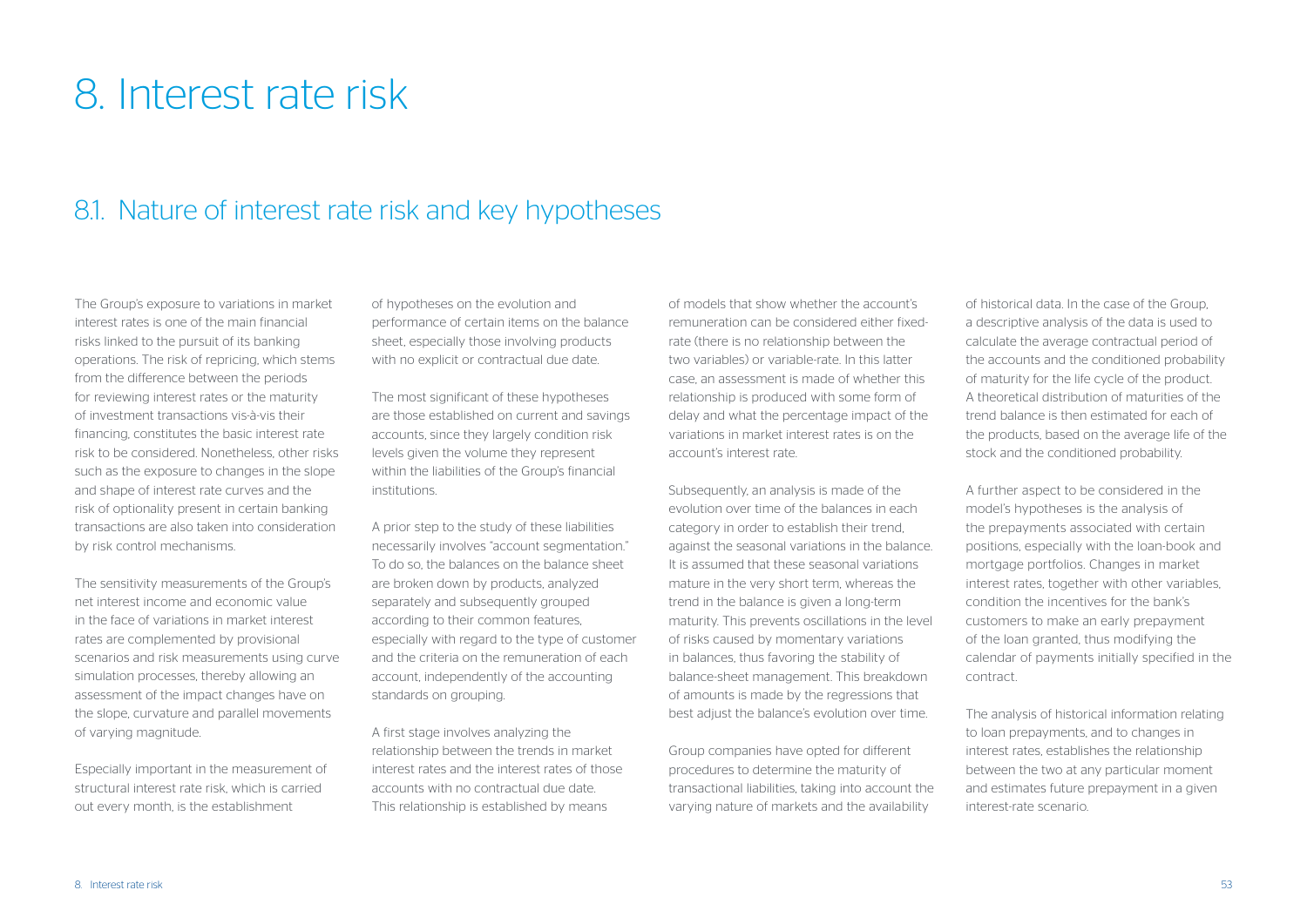# 8. Interest rate risk

## 8.1. Nature of interest rate risk and key hypotheses

The Group's exposure to variations in market interest rates is one of the main financial risks linked to the pursuit of its banking operations. The risk of repricing, which stems from the difference between the periods for reviewing interest rates or the maturity of investment transactions vis-à-vis their financing, constitutes the basic interest rate risk to be considered. Nonetheless, other risks such as the exposure to changes in the slope and shape of interest rate curves and the risk of optionality present in certain banking transactions are also taken into consideration by risk control mechanisms.

The sensitivity measurements of the Group's net interest income and economic value in the face of variations in market interest rates are complemented by provisional scenarios and risk measurements using curve simulation processes, thereby allowing an assessment of the impact changes have on the slope, curvature and parallel movements of varying magnitude.

Especially important in the measurement of structural interest rate risk, which is carried out every month, is the establishment of hypotheses on the evolution and performance of certain items on the balance sheet, especially those involving products with no explicit or contractual due date.

The most significant of these hypotheses are those established on current and savings accounts, since they largely condition risk levels given the volume they represent within the liabilities of the Group's financial institutions.

A prior step to the study of these liabilities necessarily involves "account segmentation." To do so, the balances on the balance sheet are broken down by products, analyzed separately and subsequently grouped according to their common features, especially with regard to the type of customer and the criteria on the remuneration of each account, independently of the accounting standards on grouping.

A first stage involves analyzing the relationship between the trends in market interest rates and the interest rates of those accounts with no contractual due date. This relationship is established by means of models that show whether the account's remuneration can be considered either fixed-rate (there is no relationship between the two variables) or variable-rate. In this latter case, an assessment is made of whether this relationship is produced with some form of delay and what the percentage impact of the variations in market interest rates is on the account's interest rate.

Subsequently, an analysis is made of the evolution over time of the balances in each category in order to establish their trend, against the seasonal variations in the balance. It is assumed that these seasonal variations mature in the very short term, whereas the trend in the balance is given a long-term maturity. This prevents oscillations in the level of risks caused by momentary variations in balances, thus favoring the stability of balance-sheet management. This breakdown of amounts is made by the regressions that best adjust the balance's evolution over time.

Group companies have opted for different procedures to determine the maturity of transactional liabilities, taking into account the varying nature of markets and the availability of historical data. In the case of the Group, a descriptive analysis of the data is used to calculate the average contractual period of the accounts and the conditioned probability of maturity for the life cycle of the product. A theoretical distribution of maturities of the trend balance is then estimated for each of the products, based on the average life of the stock and the conditioned probability.

A further aspect to be considered in the model's hypotheses is the analysis of the prepayments associated with certain positions, especially with the loan-book and mortgage portfolios. Changes in market interest rates, together with other variables, condition the incentives for the bank's customers to make an early prepayment of the loan granted, thus modifying the calendar of payments initially specified in the contract.

The analysis of historical information relating to loan prepayments, and to changes in interest rates, establishes the relationship between the two at any particular moment and estimates future prepayment in a given interest-rate scenario.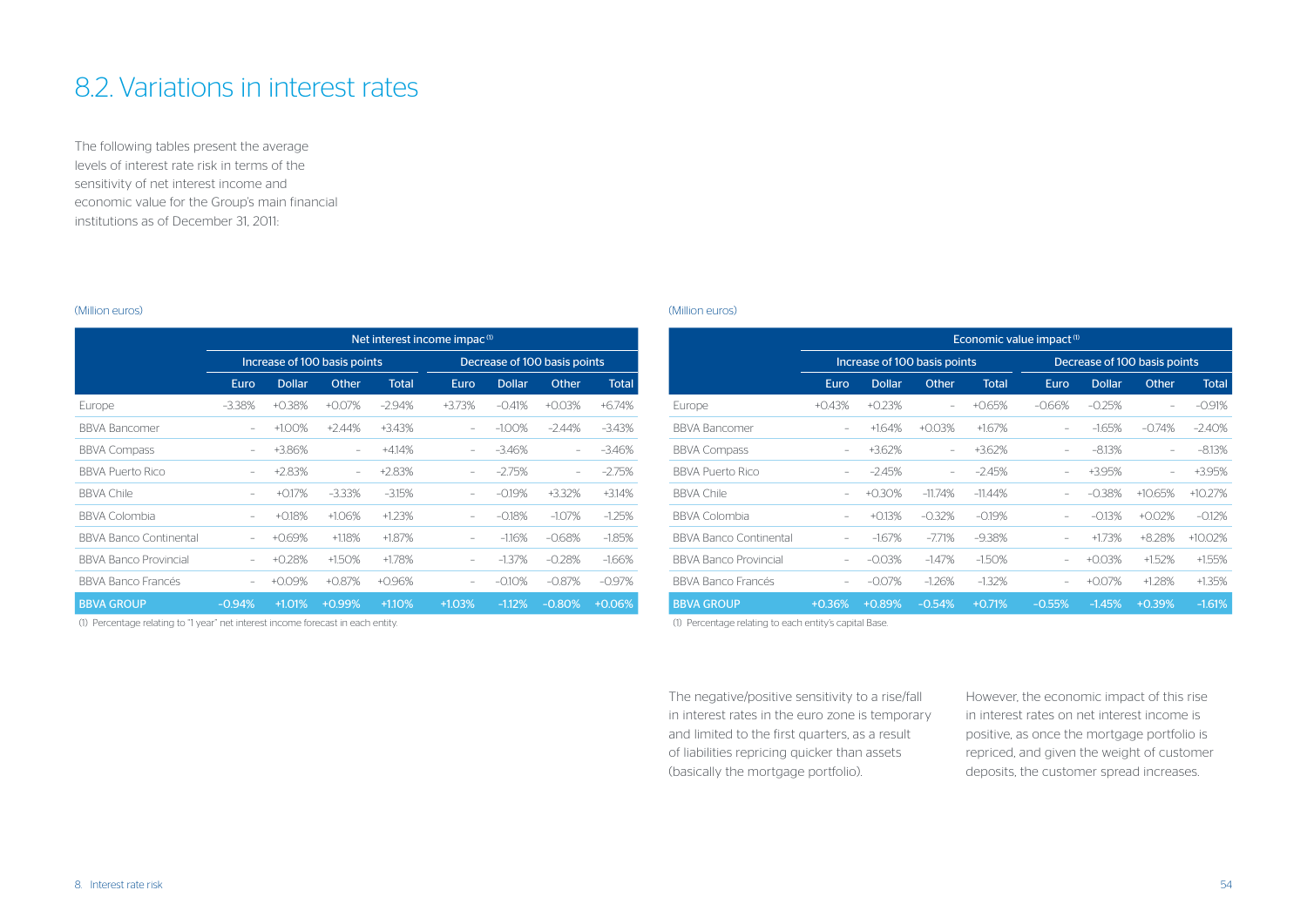# 8.2. Variations in interest rates

The following tables present the average levels of interest rate risk in terms of the sensitivity of net interest income and economic value for the Group's main financial institutions as of December 31, 2011:

(Million euros)

| | Net interest income impac [1] | | | | | | | |
|---|---|---|---|---|---|---|---|---|
| | Increase of 100 basis points | | | | Decrease of 100 basis points | | | |
| | Euro | Dollar | Other | Total | Euro | Dollar | Other | Total |
| Europe | -3.38% | +0.38% | +0.07% | -2.94% | +3.73% | -0.41% | +0.03% | +6.74% |
| BBVA Bancomer | – | +1.00% | +2.44% | +3.43% | – | -1.00% | -2.44% | -3.43% |
| BBVA Compass | – | +3.86% | – | +4.14% | – | -3.46% | – | -3.46% |
| BBVA Puerto Rico | – | +2.83% | – | +2.83% | – | -2.75% | – | -2.75% |
| BBVA Chile | – | +0.17% | -3.33% | -3.15% | – | -0.19% | +3.32% | +3.14% |
| BBVA Colombia | – | +0.18% | +1.06% | +1.23% | – | -0.18% | -1.07% | -1.25% |
| BBVA Banco Continental | – | +0.69% | +1.18% | +1.87% | – | -1.16% | -0.68% | -1.85% |
| BBVA Banco Provincial | – | +0.28% | +1.50% | +1.78% | – | -1.37% | -0.28% | -1.66% |
| BBVA Banco Francés | – | +0.09% | +0.87% | +0.96% | – | -0.10% | -0.87% | -0.97% |
| **BBVA GROUP** | **-0.94%** | **+1.01%** | **+0.99%** | **+1.10%** | **+1.03%** | **-1.12%** | **-0.80%** | **+0.06%** |

(1) Percentage relating to "1 year" net interest income forecast in each entity.

(Million euros)

| | Economic value impact [1] | | | | | | | |
|---|---|---|---|---|---|---|---|---|
| | Increase of 100 basis points | | | | Decrease of 100 basis points | | | |
| | Euro | Dollar | Other | Total | Euro | Dollar | Other | Total |
| Europe | +0.43% | +0.23% | – | +0.65% | -0.66% | -0.25% | – | -0.91% |
| BBVA Bancomer | – | +1.64% | +0.03% | +1.67% | – | -1.65% | -0.74% | -2.40% |
| BBVA Compass | – | +3.62% | – | +3.62% | – | -8.13% | – | -8.13% |
| BBVA Puerto Rico | – | -2.45% | – | -2.45% | – | +3.95% | – | +3.95% |
| BBVA Chile | – | +0.30% | -11.74% | -11.44% | – | -0.38% | +10.65% | +10.27% |
| BBVA Colombia | – | +0.13% | -0.32% | -0.19% | – | -0.13% | +0.02% | -0.12% |
| BBVA Banco Continental | – | -1.67% | -7.71% | -9.38% | – | +1.73% | +8.28% | +10.02% |
| BBVA Banco Provincial | – | -0.03% | -1.47% | -1.50% | – | +0.03% | +1.52% | +1.55% |
| BBVA Banco Francés | – | -0.07% | -1.26% | -1.32% | – | +0.07% | +1.28% | +1.35% |
| **BBVA GROUP** | **+0.36%** | **+0.89%** | **-0.54%** | **+0.71%** | **-0.55%** | **-1.45%** | **+0.39%** | **-1.61%** |

(1) Percentage relating to each entity's capital Base.

The negative/positive sensitivity to a rise/fall in interest rates in the euro zone is temporary and limited to the first quarters, as a result of liabilities repricing quicker than assets (basically the mortgage portfolio).

However, the economic impact of this rise in interest rates on net interest income is positive, as once the mortgage portfolio is repriced, and given the weight of customer deposits, the customer spread increases.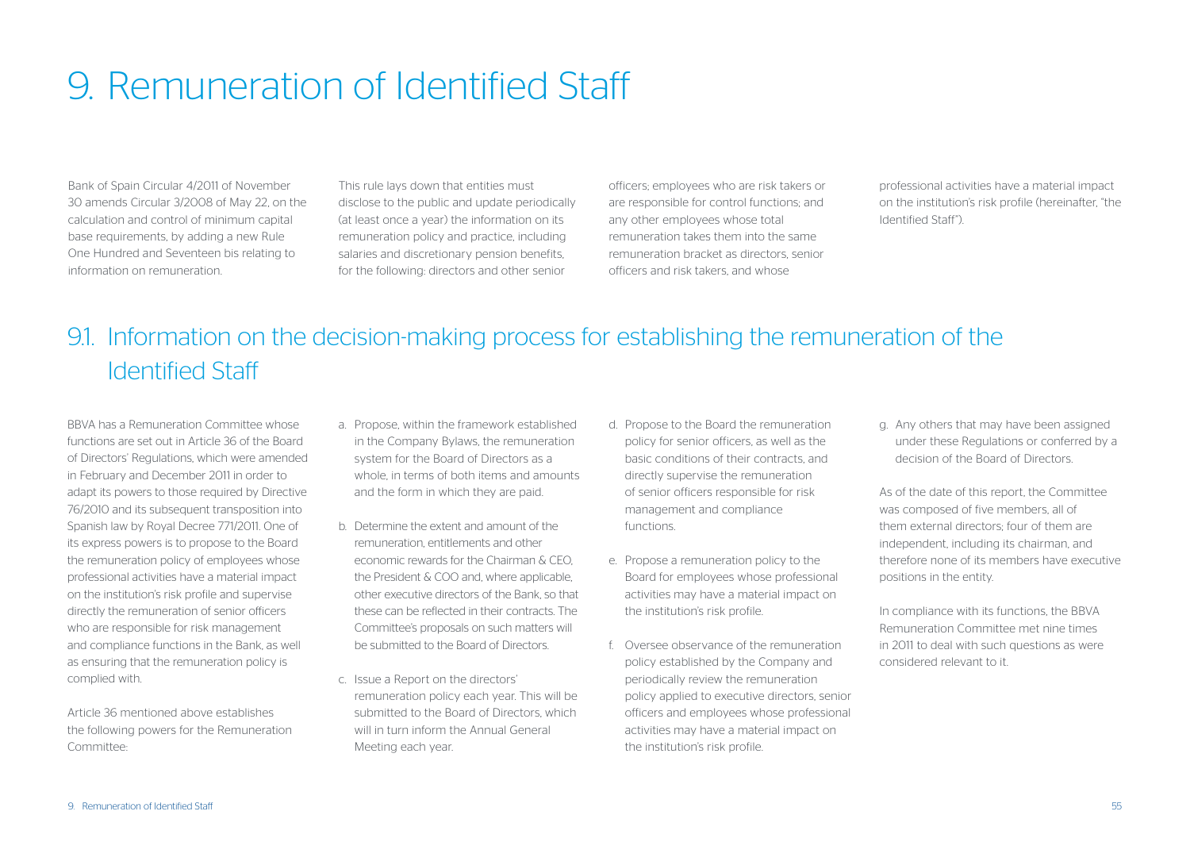# 9. Remuneration of Identified Staff

Bank of Spain Circular 4/2011 of November 30 amends Circular 3/2008 of May 22, on the calculation and control of minimum capital base requirements, by adding a new Rule One Hundred and Seventeen bis relating to information on remuneration.

This rule lays down that entities must disclose to the public and update periodically (at least once a year) the information on its remuneration policy and practice, including salaries and discretionary pension benefits, for the following: directors and other senior officers; employees who are risk takers or are responsible for control functions; and any other employees whose total remuneration takes them into the same remuneration bracket as directors, senior officers and risk takers, and whose professional activities have a material impact on the institution's risk profile (hereinafter, "the Identified Staff").

## 9.1. Information on the decision-making process for establishing the remuneration of the Identified Staff

BBVA has a Remuneration Committee whose functions are set out in Article 36 of the Board of Directors' Regulations, which were amended in February and December 2011 in order to adapt its powers to those required by Directive 76/2010 and its subsequent transposition into Spanish law by Royal Decree 771/2011. One of its express powers is to propose to the Board the remuneration policy of employees whose professional activities have a material impact on the institution's risk profile and supervise directly the remuneration of senior officers who are responsible for risk management and compliance functions in the Bank, as well as ensuring that the remuneration policy is complied with.

Article 36 mentioned above establishes the following powers for the Remuneration Committee:

a. Propose, within the framework established in the Company Bylaws, the remuneration system for the Board of Directors as a whole, in terms of both items and amounts and the form in which they are paid.

b. Determine the extent and amount of the remuneration, entitlements and other economic rewards for the Chairman & CEO, the President & COO and, where applicable, other executive directors of the Bank, so that these can be reflected in their contracts. The Committee's proposals on such matters will be submitted to the Board of Directors.

c. Issue a Report on the directors' remuneration policy each year. This will be submitted to the Board of Directors, which will in turn inform the Annual General Meeting each year.

d. Propose to the Board the remuneration policy for senior officers, as well as the basic conditions of their contracts, and directly supervise the remuneration of senior officers responsible for risk management and compliance functions.

e. Propose a remuneration policy to the Board for employees whose professional activities may have a material impact on the institution's risk profile.

f. Oversee observance of the remuneration policy established by the Company and periodically review the remuneration policy applied to executive directors, senior officers and employees whose professional activities may have a material impact on the institution's risk profile.

g. Any others that may have been assigned under these Regulations or conferred by a decision of the Board of Directors.

As of the date of this report, the Committee was composed of five members, all of them external directors; four of them are independent, including its chairman, and therefore none of its members have executive positions in the entity.

In compliance with its functions, the BBVA Remuneration Committee met nine times in 2011 to deal with such questions as were considered relevant to it.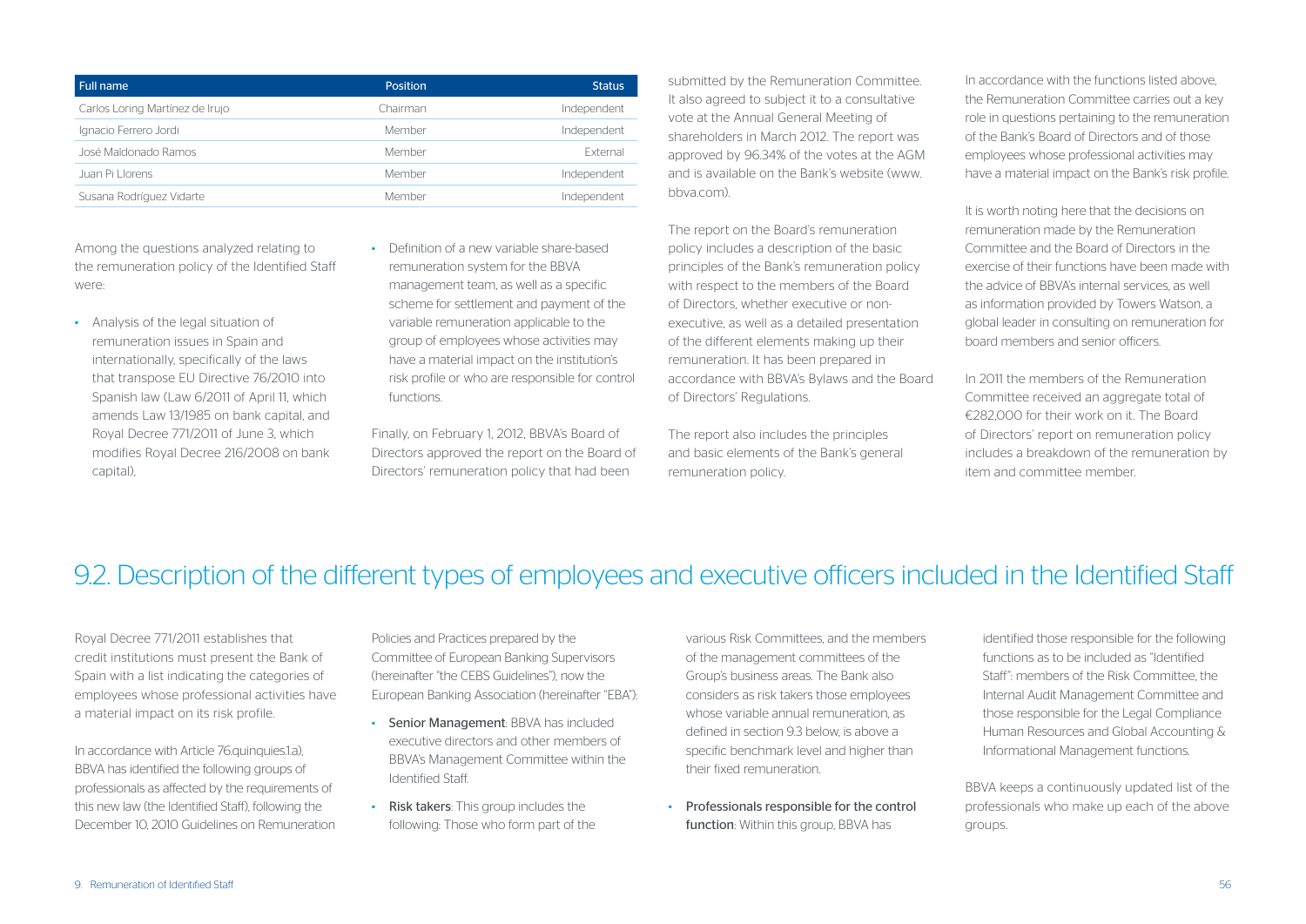| Full name | Position | Status |
|---|---|---|
| Carlos Loring Martínez de Irujo | Chairman | Independent |
| Ignacio Ferrero Jordi | Member | Independent |
| José Maldonado Ramos | Member | External |
| Juan Pi Llorens | Member | Independent |
| Susana Rodríguez Vidarte | Member | Independent |

Among the questions analyzed relating to the remuneration policy of the Identified Staff were:

- Analysis of the legal situation of remuneration issues in Spain and internationally, specifically of the laws that transpose EU Directive 76/2010 into Spanish law (Law 6/2011 of April 11, which amends Law 13/1985 on bank capital, and Royal Decree 771/2011 of June 3, which modifies Royal Decree 216/2008 on bank capital),
- Definition of a new variable share-based remuneration system for the BBVA management team, as well as a specific scheme for settlement and payment of the variable remuneration applicable to the group of employees whose activities may have a material impact on the institution's risk profile or who are responsible for control functions.

Finally, on February 1, 2012, BBVA's Board of Directors approved the report on the Board of Directors' remuneration policy that had been submitted by the Remuneration Committee. It also agreed to subject it to a consultative vote at the Annual General Meeting of shareholders in March 2012. The report was approved by 96.34% of the votes at the AGM and is available on the Bank's website (www.bbva.com).

The report on the Board's remuneration policy includes a description of the basic principles of the Bank's remuneration policy with respect to the members of the Board of Directors, whether executive or non-executive, as well as a detailed presentation of the different elements making up their remuneration. It has been prepared in accordance with BBVA's Bylaws and the Board of Directors' Regulations.

The report also includes the principles and basic elements of the Bank's general remuneration policy.

In accordance with the functions listed above, the Remuneration Committee carries out a key role in questions pertaining to the remuneration of the Bank's Board of Directors and of those employees whose professional activities may have a material impact on the Bank's risk profile.

It is worth noting here that the decisions on remuneration made by the Remuneration Committee and the Board of Directors in the exercise of their functions have been made with the advice of BBVA's internal services, as well as information provided by Towers Watson, a global leader in consulting on remuneration for board members and senior officers.

In 2011 the members of the Remuneration Committee received an aggregate total of €282,000 for their work on it. The Board of Directors' report on remuneration policy includes a breakdown of the remuneration by item and committee member.

## 9.2. Description of the different types of employees and executive officers included in the Identified Staff

Royal Decree 771/2011 establishes that credit institutions must present the Bank of Spain with a list indicating the categories of employees whose professional activities have a material impact on its risk profile.

In accordance with Article 76.quinquies.1.a), BBVA has identified the following groups of professionals as affected by the requirements of this new law (the Identified Staff), following the December 10, 2010 Guidelines on Remuneration Policies and Practices prepared by the Committee of European Banking Supervisors (hereinafter "the CEBS Guidelines"), now the European Banking Association (hereinafter "EBA"):

- **Senior Management**: BBVA has included executive directors and other members of BBVA's Management Committee within the Identified Staff.
- **Risk takers**: This group includes the following: Those who form part of the various Risk Committees, and the members of the management committees of the Group's business areas. The Bank also considers as risk takers those employees whose variable annual remuneration, as defined in section 9.3 below, is above a specific benchmark level and higher than their fixed remuneration.
- **Professionals responsible for the control function**: Within this group, BBVA has identified those responsible for the following functions as to be included as "Identified Staff": members of the Risk Committee, the Internal Audit Management Committee and those responsible for the Legal Compliance Human Resources and Global Accounting & Informational Management functions.

BBVA keeps a continuously updated list of the professionals who make up each of the above groups.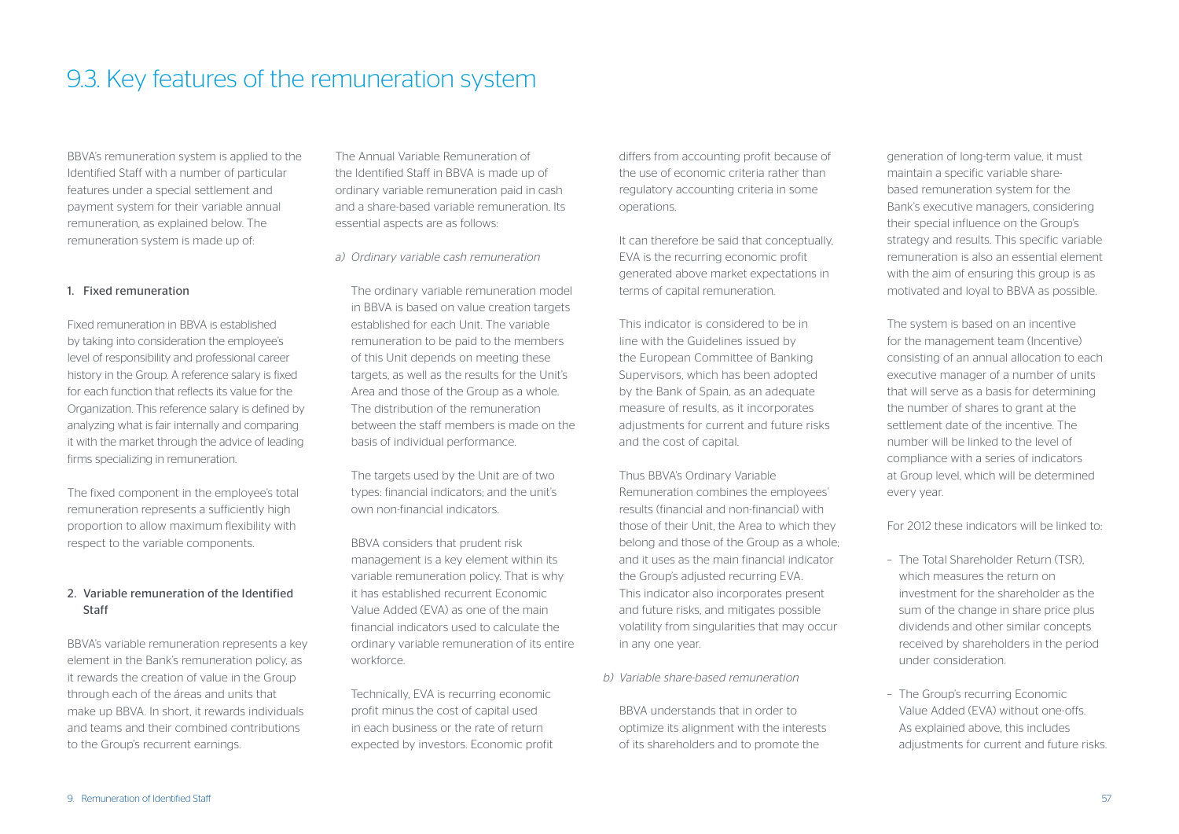# 9.3. Key features of the remuneration system

BBVA's remuneration system is applied to the Identified Staff with a number of particular features under a special settlement and payment system for their variable annual remuneration, as explained below. The remuneration system is made up of:

1. Fixed remuneration

Fixed remuneration in BBVA is established by taking into consideration the employee's level of responsibility and professional career history in the Group. A reference salary is fixed for each function that reflects its value for the Organization. This reference salary is defined by analyzing what is fair internally and comparing it with the market through the advice of leading firms specializing in remuneration.

The fixed component in the employee's total remuneration represents a sufficiently high proportion to allow maximum flexibility with respect to the variable components.

2. Variable remuneration of the Identified Staff

BBVA's variable remuneration represents a key element in the Bank's remuneration policy, as it rewards the creation of value in the Group through each of the áreas and units that make up BBVA. In short, it rewards individuals and teams and their combined contributions to the Group's recurrent earnings.

The Annual Variable Remuneration of the Identified Staff in BBVA is made up of ordinary variable remuneration paid in cash and a share-based variable remuneration. Its essential aspects are as follows:

*a) Ordinary variable cash remuneration*

The ordinary variable remuneration model in BBVA is based on value creation targets established for each Unit. The variable remuneration to be paid to the members of this Unit depends on meeting these targets, as well as the results for the Unit's Area and those of the Group as a whole. The distribution of the remuneration between the staff members is made on the basis of individual performance.

The targets used by the Unit are of two types: financial indicators; and the unit's own non-financial indicators.

BBVA considers that prudent risk management is a key element within its variable remuneration policy. That is why it has established recurrent Economic Value Added (EVA) as one of the main financial indicators used to calculate the ordinary variable remuneration of its entire workforce.

Technically, EVA is recurring economic profit minus the cost of capital used in each business or the rate of return expected by investors. Economic profit differs from accounting profit because of the use of economic criteria rather than regulatory accounting criteria in some operations.

It can therefore be said that conceptually, EVA is the recurring economic profit generated above market expectations in terms of capital remuneration.

This indicator is considered to be in line with the Guidelines issued by the European Committee of Banking Supervisors, which has been adopted by the Bank of Spain, as an adequate measure of results, as it incorporates adjustments for current and future risks and the cost of capital.

Thus BBVA's Ordinary Variable Remuneration combines the employees' results (financial and non-financial) with those of their Unit, the Area to which they belong and those of the Group as a whole; and it uses as the main financial indicator the Group's adjusted recurring EVA. This indicator also incorporates present and future risks, and mitigates possible volatility from singularities that may occur in any one year.

*b) Variable share-based remuneration*

BBVA understands that in order to optimize its alignment with the interests of its shareholders and to promote the generation of long-term value, it must maintain a specific variable share-based remuneration system for the Bank's executive managers, considering their special influence on the Group's strategy and results. This specific variable remuneration is also an essential element with the aim of ensuring this group is as motivated and loyal to BBVA as possible.

The system is based on an incentive for the management team (Incentive) consisting of an annual allocation to each executive manager of a number of units that will serve as a basis for determining the number of shares to grant at the settlement date of the incentive. The number will be linked to the level of compliance with a series of indicators at Group level, which will be determined every year.

For 2012 these indicators will be linked to:

- The Total Shareholder Return (TSR), which measures the return on investment for the shareholder as the sum of the change in share price plus dividends and other similar concepts received by shareholders in the period under consideration.
- The Group's recurring Economic Value Added (EVA) without one-offs. As explained above, this includes adjustments for current and future risks.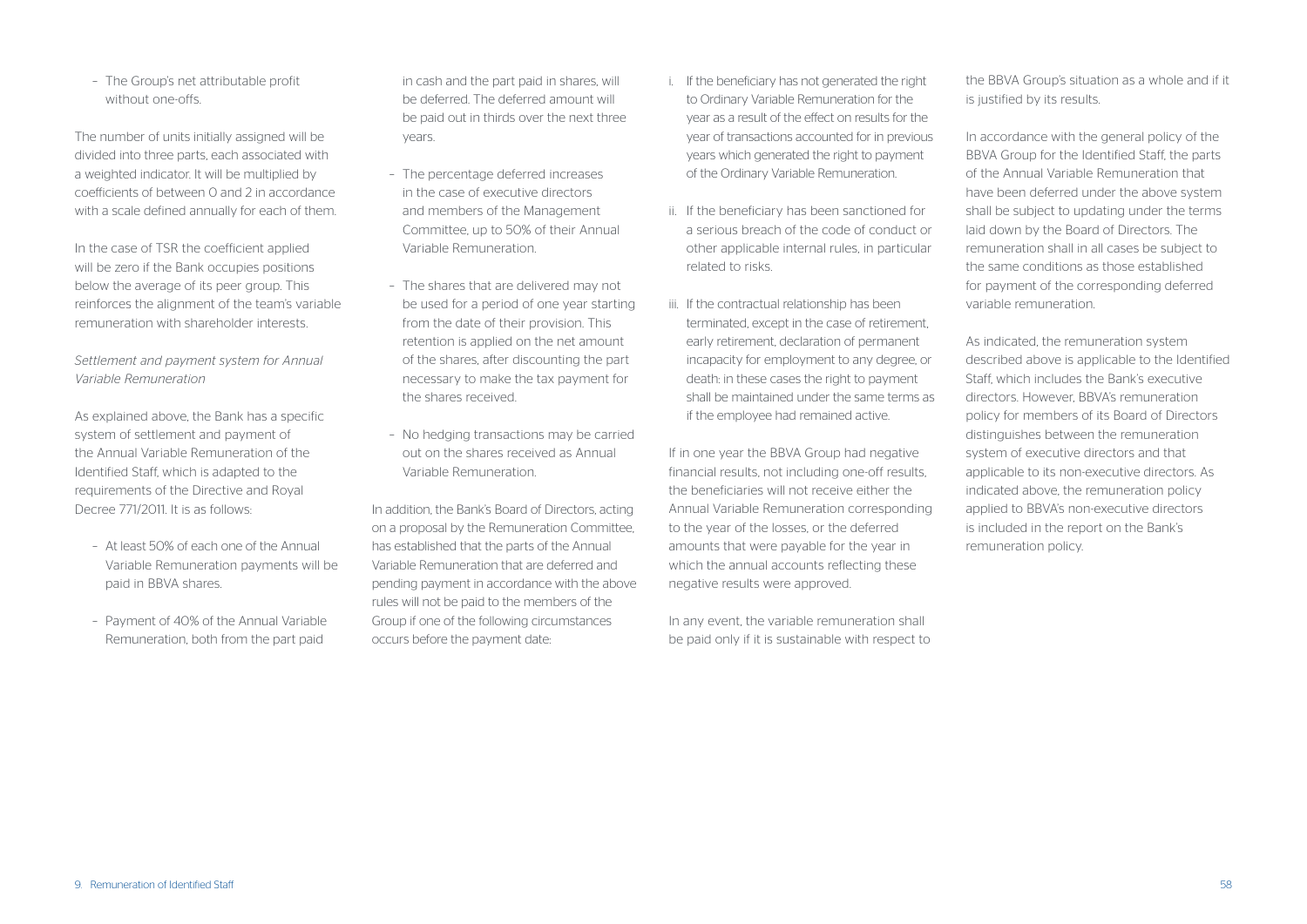- The Group's net attributable profit without one-offs.

The number of units initially assigned will be divided into three parts, each associated with a weighted indicator. It will be multiplied by coefficients of between 0 and 2 in accordance with a scale defined annually for each of them.

In the case of TSR the coefficient applied will be zero if the Bank occupies positions below the average of its peer group. This reinforces the alignment of the team's variable remuneration with shareholder interests.

*Settlement and payment system for Annual Variable Remuneration*

As explained above, the Bank has a specific system of settlement and payment of the Annual Variable Remuneration of the Identified Staff, which is adapted to the requirements of the Directive and Royal Decree 771/2011. It is as follows:

- At least 50% of each one of the Annual Variable Remuneration payments will be paid in BBVA shares.
- Payment of 40% of the Annual Variable Remuneration, both from the part paid in cash and the part paid in shares, will be deferred. The deferred amount will be paid out in thirds over the next three years.
- The percentage deferred increases in the case of executive directors and members of the Management Committee, up to 50% of their Annual Variable Remuneration.
- The shares that are delivered may not be used for a period of one year starting from the date of their provision. This retention is applied on the net amount of the shares, after discounting the part necessary to make the tax payment for the shares received.
- No hedging transactions may be carried out on the shares received as Annual Variable Remuneration.

In addition, the Bank's Board of Directors, acting on a proposal by the Remuneration Committee, has established that the parts of the Annual Variable Remuneration that are deferred and pending payment in accordance with the above rules will not be paid to the members of the Group if one of the following circumstances occurs before the payment date:

i. If the beneficiary has not generated the right to Ordinary Variable Remuneration for the year as a result of the effect on results for the year of transactions accounted for in previous years which generated the right to payment of the Ordinary Variable Remuneration.
ii. If the beneficiary has been sanctioned for a serious breach of the code of conduct or other applicable internal rules, in particular related to risks.
iii. If the contractual relationship has been terminated, except in the case of retirement, early retirement, declaration of permanent incapacity for employment to any degree, or death: in these cases the right to payment shall be maintained under the same terms as if the employee had remained active.

If in one year the BBVA Group had negative financial results, not including one-off results, the beneficiaries will not receive either the Annual Variable Remuneration corresponding to the year of the losses, or the deferred amounts that were payable for the year in which the annual accounts reflecting these negative results were approved.

In any event, the variable remuneration shall be paid only if it is sustainable with respect to the BBVA Group's situation as a whole and if it is justified by its results.

In accordance with the general policy of the BBVA Group for the Identified Staff, the parts of the Annual Variable Remuneration that have been deferred under the above system shall be subject to updating under the terms laid down by the Board of Directors. The remuneration shall in all cases be subject to the same conditions as those established for payment of the corresponding deferred variable remuneration.

As indicated, the remuneration system described above is applicable to the Identified Staff, which includes the Bank's executive directors. However, BBVA's remuneration policy for members of its Board of Directors distinguishes between the remuneration system of executive directors and that applicable to its non-executive directors. As indicated above, the remuneration policy applied to BBVA's non-executive directors is included in the report on the Bank's remuneration policy.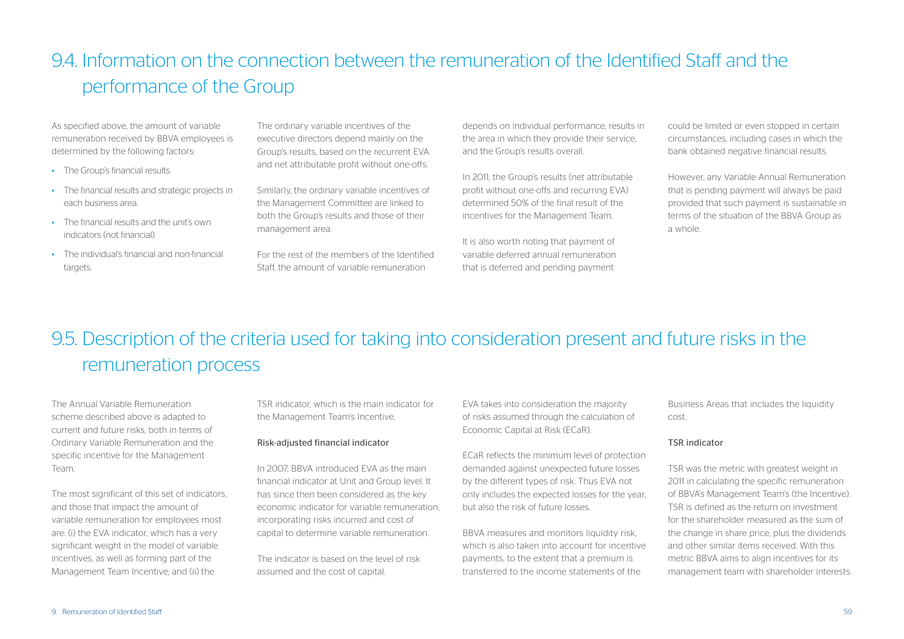## 9.4. Information on the connection between the remuneration of the Identified Staff and the performance of the Group

As specified above, the amount of variable remuneration received by BBVA employees is determined by the following factors:

- The Group's financial results.
- The financial results and strategic projects in each business area.
- The financial results and the unit's own indicators (not financial).
- The individual's financial and non-financial targets.

The ordinary variable incentives of the executive directors depend mainly on the Group's results, based on the recurrent EVA and net attributable profit without one-offs.

Similarly, the ordinary variable incentives of the Management Committee are linked to both the Group's results and those of their management area.

For the rest of the members of the Identified Staff, the amount of variable remuneration depends on individual performance, results in the area in which they provide their service, and the Group's results overall.

In 2011, the Group's results (net attributable profit without one-offs and recurring EVA) determined 50% of the final result of the incentives for the Management Team.

It is also worth noting that payment of variable deferred annual remuneration that is deferred and pending payment could be limited or even stopped in certain circumstances, including cases in which the bank obtained negative financial results.

However, any Variable Annual Remuneration that is pending payment will always be paid provided that such payment is sustainable in terms of the situation of the BBVA Group as a whole.

## 9.5. Description of the criteria used for taking into consideration present and future risks in the remuneration process

The Annual Variable Remuneration scheme described above is adapted to current and future risks, both in terms of Ordinary Variable Remuneration and the specific incentive for the Management Team.

The most significant of this set of indicators, and those that impact the amount of variable remuneration for employees most are: (i) the EVA indicator, which has a very significant weight in the model of variable incentives, as well as forming part of the Management Team Incentive; and (ii) the TSR indicator, which is the main indicator for the Management Team's Incentive.

### Risk-adjusted financial indicator

In 2007, BBVA introduced EVA as the main financial indicator at Unit and Group level. It has since then been considered as the key economic indicator for variable remuneration, incorporating risks incurred and cost of capital to determine variable remuneration.

The indicator is based on the level of risk assumed and the cost of capital.

EVA takes into consideration the majority of risks assumed through the calculation of Economic Capital at Risk (ECaR).

ECaR reflects the minimum level of protection demanded against unexpected future losses by the different types of risk. Thus EVA not only includes the expected losses for the year, but also the risk of future losses.

BBVA measures and monitors liquidity risk, which is also taken into account for incentive payments, to the extent that a premium is transferred to the income statements of the Business Areas that includes the liquidity cost.

### TSR indicator

TSR was the metric with greatest weight in 2011 in calculating the specific remuneration of BBVA's Management Team's (the Incentive). TSR is defined as the return on investment for the shareholder measured as the sum of the change in share price, plus the dividends and other similar items received. With this metric BBVA aims to align incentives for its management team with shareholder interests.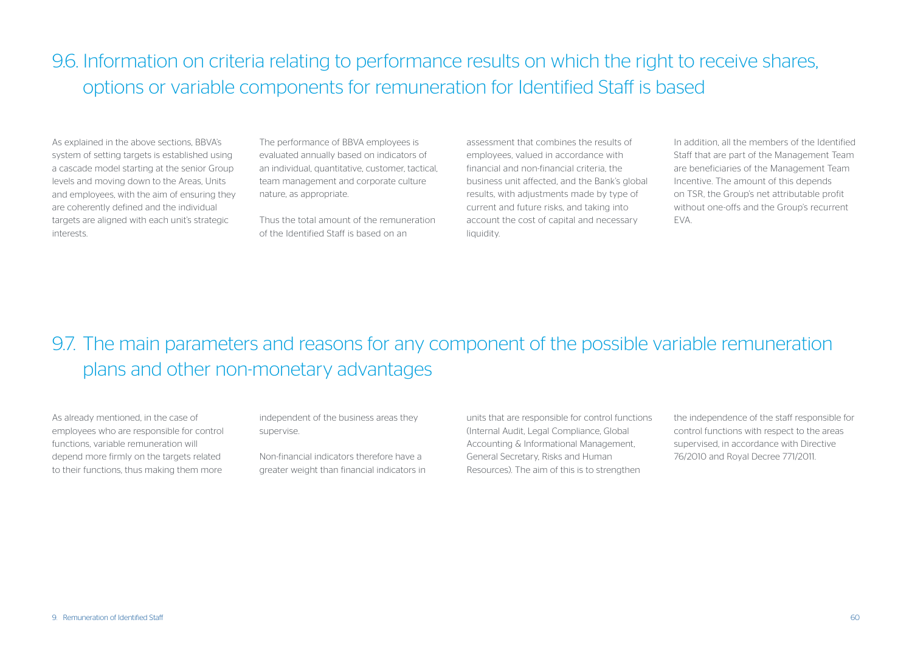## 9.6. Information on criteria relating to performance results on which the right to receive shares, options or variable components for remuneration for Identified Staff is based

As explained in the above sections, BBVA's system of setting targets is established using a cascade model starting at the senior Group levels and moving down to the Areas, Units and employees, with the aim of ensuring they are coherently defined and the individual targets are aligned with each unit's strategic interests.

The performance of BBVA employees is evaluated annually based on indicators of an individual, quantitative, customer, tactical, team management and corporate culture nature, as appropriate.

Thus the total amount of the remuneration of the Identified Staff is based on an assessment that combines the results of employees, valued in accordance with financial and non-financial criteria, the business unit affected, and the Bank's global results, with adjustments made by type of current and future risks, and taking into account the cost of capital and necessary liquidity.

In addition, all the members of the Identified Staff that are part of the Management Team are beneficiaries of the Management Team Incentive. The amount of this depends on TSR, the Group's net attributable profit without one-offs and the Group's recurrent EVA.

## 9.7. The main parameters and reasons for any component of the possible variable remuneration plans and other non-monetary advantages

As already mentioned, in the case of employees who are responsible for control functions, variable remuneration will depend more firmly on the targets related to their functions, thus making them more independent of the business areas they supervise.

Non-financial indicators therefore have a greater weight than financial indicators in units that are responsible for control functions (Internal Audit, Legal Compliance, Global Accounting & Informational Management, General Secretary, Risks and Human Resources). The aim of this is to strengthen the independence of the staff responsible for control functions with respect to the areas supervised, in accordance with Directive 76/2010 and Royal Decree 771/2011.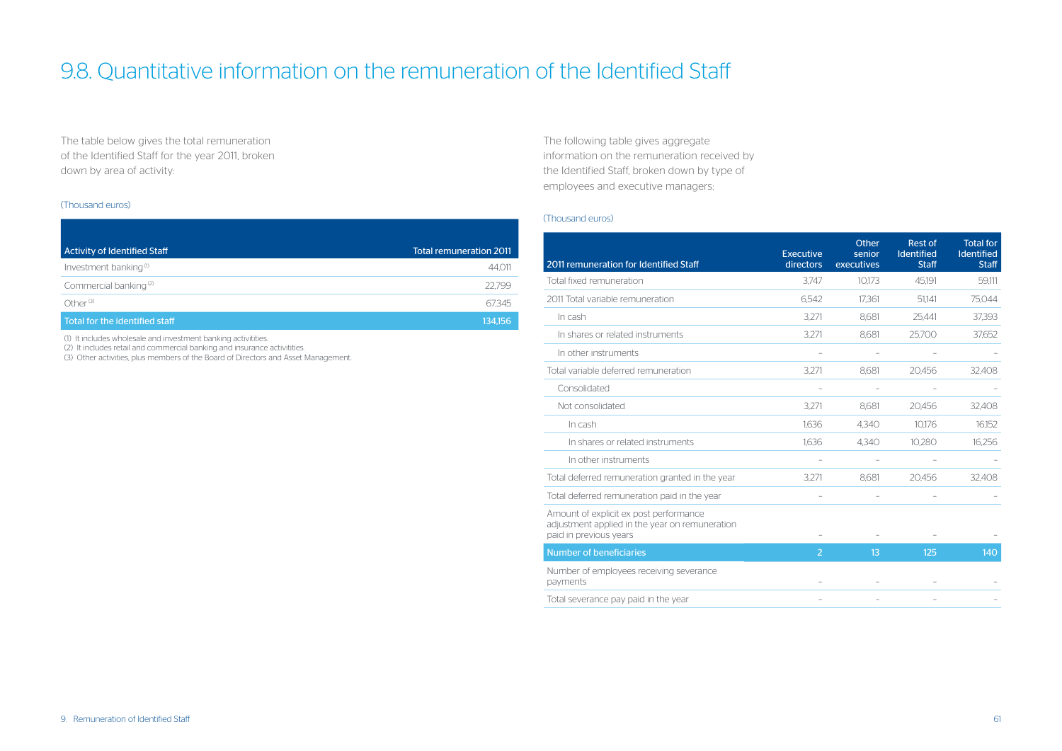# 9.8. Quantitative information on the remuneration of the Identified Staff

The table below gives the total remuneration of the Identified Staff for the year 2011, broken down by area of activity:

(Thousand euros)

| Activity of Identified Staff | Total remuneration 2011 |
|---|---|
| Investment banking [1] | 44,011 |
| Commercial banking [2] | 22,799 |
| Other [3] | 67,345 |
| Total for the identified staff | 134,156 |

(1) It includes wholesale and investment banking activitities.
(2) It includes retail and commercial banking and insurance activitities.
(3) Other activities, plus members of the Board of Directors and Asset Management.

The following table gives aggregate information on the remuneration received by the Identified Staff, broken down by type of employees and executive managers:

(Thousand euros)

| 2011 remuneration for Identified Staff | Executive directors | Other senior executives | Rest of Identified Staff | Total for Identified Staff |
|---|---|---|---|---|
| Total fixed remuneration | 3,747 | 10,173 | 45,191 | 59,111 |
| 2011 Total variable remuneration | 6,542 | 17,361 | 51,141 | 75,044 |
| In cash | 3,271 | 8,681 | 25,441 | 37,393 |
| In shares or related instruments | 3,271 | 8,681 | 25,700 | 37,652 |
| In other instruments | – | – | – | – |
| Total variable deferred remuneration | 3,271 | 8,681 | 20,456 | 32,408 |
| Consolidated | – | – | – | – |
| Not consolidated | 3,271 | 8,681 | 20,456 | 32,408 |
| In cash | 1,636 | 4,340 | 10,176 | 16,152 |
| In shares or related instruments | 1,636 | 4,340 | 10,280 | 16,256 |
| In other instruments | – | – | – | – |
| Total deferred remuneration granted in the year | 3,271 | 8,681 | 20,456 | 32,408 |
| Total deferred remuneration paid in the year | – | – | – | – |
| Amount of explicit ex post performance adjustment applied in the year on remuneration paid in previous years | – | – | – | – |
| Number of beneficiaries | 2 | 13 | 125 | 140 |
| Number of employees receiving severance payments | – | – | – | – |
| Total severance pay paid in the year | – | – | – | – |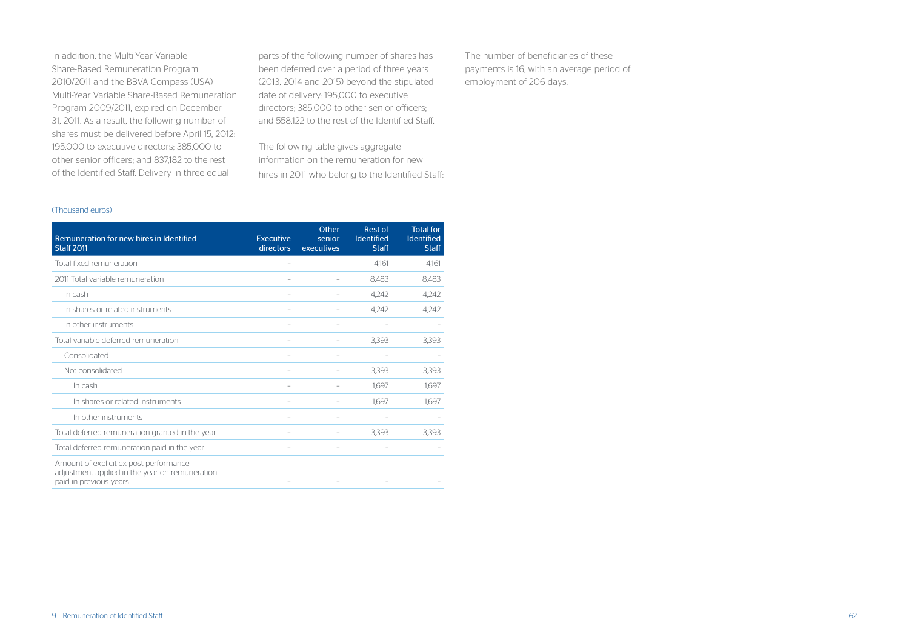In addition, the Multi-Year Variable Share-Based Remuneration Program 2010/2011 and the BBVA Compass (USA) Multi-Year Variable Share-Based Remuneration Program 2009/2011, expired on December 31, 2011. As a result, the following number of shares must be delivered before April 15, 2012: 195,000 to executive directors; 385,000 to other senior officers; and 837,182 to the rest of the Identified Staff. Delivery in three equal parts of the following number of shares has been deferred over a period of three years (2013, 2014 and 2015) beyond the stipulated date of delivery: 195,000 to executive directors; 385,000 to other senior officers; and 558,122 to the rest of the Identified Staff.

The following table gives aggregate information on the remuneration for new hires in 2011 who belong to the Identified Staff:

(Thousand euros)

| Remuneration for new hires in Identified Staff 2011 | Executive directors | Other senior executives | Rest of Identified Staff | Total for Identified Staff |
|---|---|---|---|---|
| Total fixed remuneration | – | | 4,161 | 4,161 |
| 2011 Total variable remuneration | – | – | 8,483 | 8,483 |
| In cash | – | – | 4,242 | 4,242 |
| In shares or related instruments | – | – | 4,242 | 4,242 |
| In other instruments | – | – | – | – |
| Total variable deferred remuneration | – | – | 3,393 | 3,393 |
| Consolidated | – | – | – | – |
| Not consolidated | – | – | 3,393 | 3,393 |
| In cash | – | – | 1,697 | 1,697 |
| In shares or related instruments | – | – | 1,697 | 1,697 |
| In other instruments | – | – | – | – |
| Total deferred remuneration granted in the year | – | – | 3,393 | 3,393 |
| Total deferred remuneration paid in the year | – | – | – | – |
| Amount of explicit ex post performance adjustment applied in the year on remuneration paid in previous years | – | – | – | – |

The number of beneficiaries of these payments is 16, with an average period of employment of 206 days.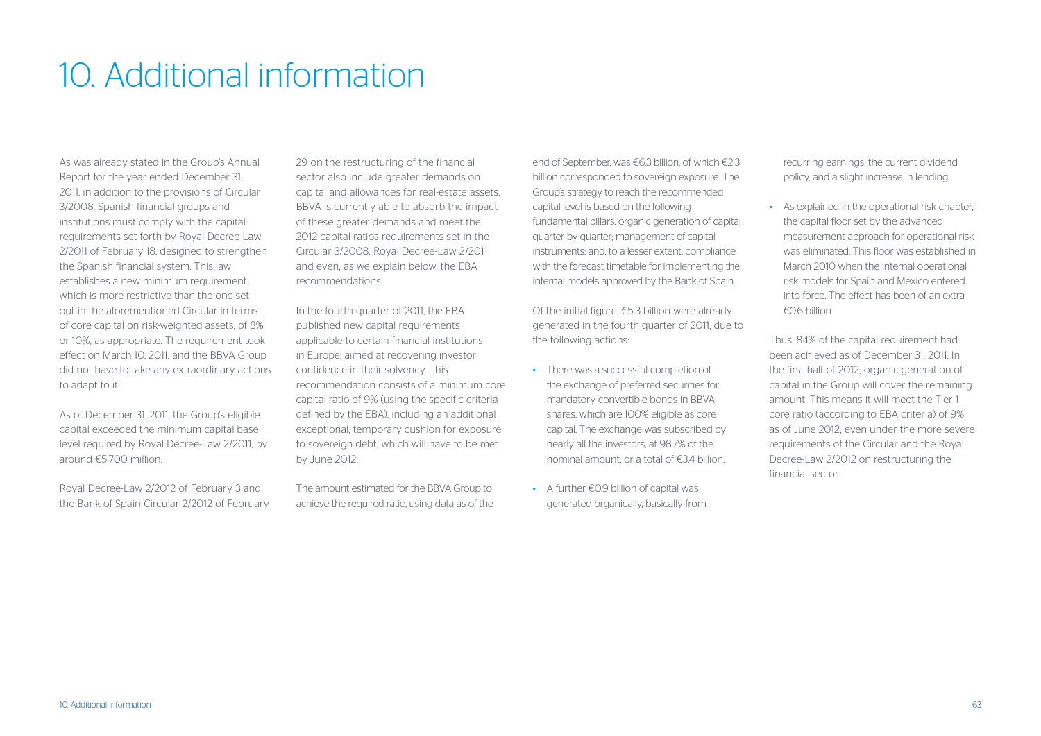# 10. Additional information

As was already stated in the Group's Annual Report for the year ended December 31, 2011, in addition to the provisions of Circular 3/2008, Spanish financial groups and institutions must comply with the capital requirements set forth by Royal Decree Law 2/2011 of February 18, designed to strengthen the Spanish financial system. This law establishes a new minimum requirement which is more restrictive than the one set out in the aforementioned Circular in terms of core capital on risk-weighted assets, of 8% or 10%, as appropriate. The requirement took effect on March 10, 2011, and the BBVA Group did not have to take any extraordinary actions to adapt to it.

As of December 31, 2011, the Group's eligible capital exceeded the minimum capital base level required by Royal Decree-Law 2/2011, by around €5,700 million.

Royal Decree-Law 2/2012 of February 3 and the Bank of Spain Circular 2/2012 of February 29 on the restructuring of the financial sector also include greater demands on capital and allowances for real-estate assets. BBVA is currently able to absorb the impact of these greater demands and meet the 2012 capital ratios requirements set in the Circular 3/2008, Royal Decree-Law 2/2011 and even, as we explain below, the EBA recommendations.

In the fourth quarter of 2011, the EBA published new capital requirements applicable to certain financial institutions in Europe, aimed at recovering investor confidence in their solvency. This recommendation consists of a minimum core capital ratio of 9% (using the specific criteria defined by the EBA), including an additional exceptional, temporary cushion for exposure to sovereign debt, which will have to be met by June 2012.

The amount estimated for the BBVA Group to achieve the required ratio, using data as of the end of September, was €6.3 billion, of which €2.3 billion corresponded to sovereign exposure. The Group's strategy to reach the recommended capital level is based on the following fundamental pillars: organic generation of capital quarter by quarter; management of capital instruments; and, to a lesser extent, compliance with the forecast timetable for implementing the internal models approved by the Bank of Spain.

Of the initial figure, €5.3 billion were already generated in the fourth quarter of 2011, due to the following actions:

- There was a successful completion of the exchange of preferred securities for mandatory convertible bonds in BBVA shares, which are 100% eligible as core capital. The exchange was subscribed by nearly all the investors, at 98.7% of the nominal amount, or a total of €3.4 billion.
- A further €0.9 billion of capital was generated organically, basically from recurring earnings, the current dividend policy, and a slight increase in lending.
- As explained in the operational risk chapter, the capital floor set by the advanced measurement approach for operational risk was eliminated. This floor was established in March 2010 when the internal operational risk models for Spain and Mexico entered into force. The effect has been of an extra €0.6 billion.

Thus, 84% of the capital requirement had been achieved as of December 31, 2011. In the first half of 2012, organic generation of capital in the Group will cover the remaining amount. This means it will meet the Tier 1 core ratio (according to EBA criteria) of 9% as of June 2012, even under the more severe requirements of the Circular and the Royal Decree-Law 2/2012 on restructuring the financial sector.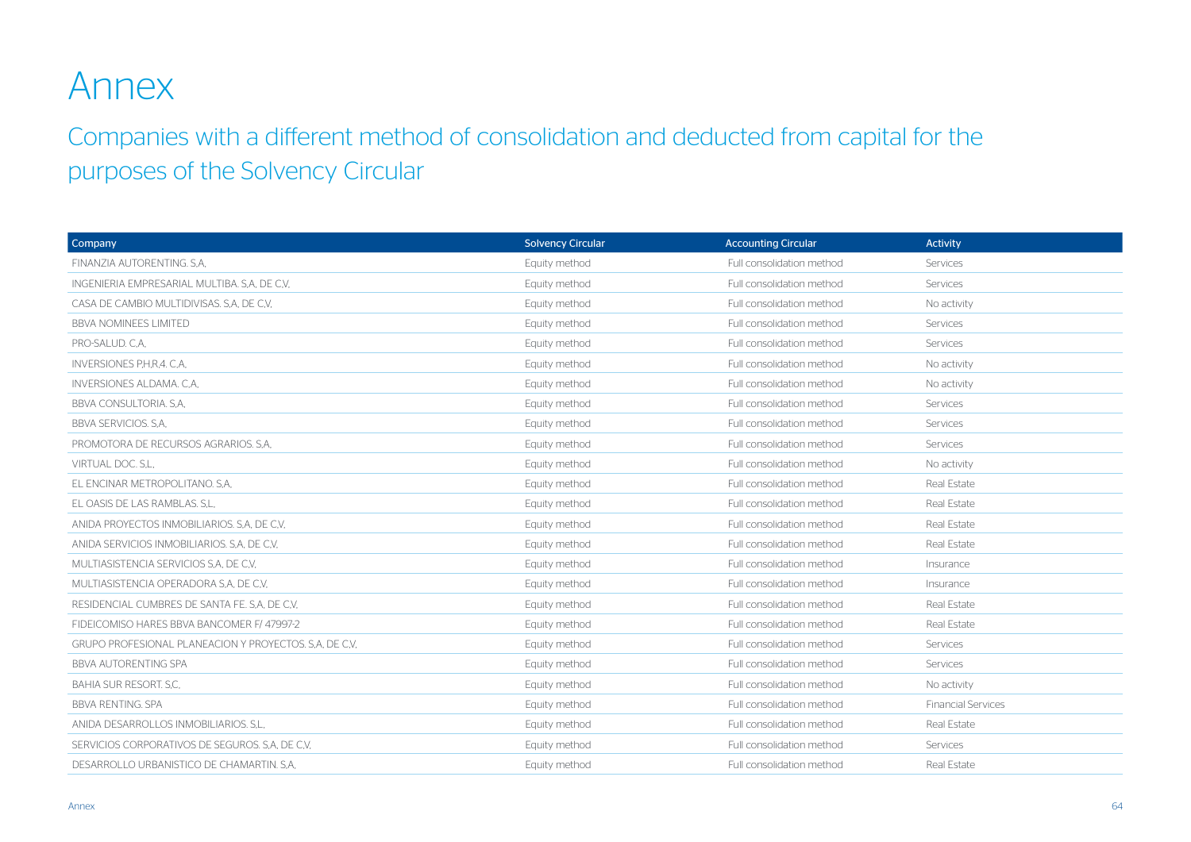# Annex

## Companies with a different method of consolidation and deducted from capital for the purposes of the Solvency Circular

| Company | Solvency Circular | Accounting Circular | Activity |
|---|---|---|---|
| FINANZIA AUTORENTING. S,A, | Equity method | Full consolidation method | Services |
| INGENIERIA EMPRESARIAL MULTIBA. S,A, DE C,V, | Equity method | Full consolidation method | Services |
| CASA DE CAMBIO MULTIDIVISAS. S,A, DE C,V, | Equity method | Full consolidation method | No activity |
| BBVA NOMINEES LIMITED | Equity method | Full consolidation method | Services |
| PRO-SALUD. C,A, | Equity method | Full consolidation method | Services |
| INVERSIONES P,H,R,4. C,A, | Equity method | Full consolidation method | No activity |
| INVERSIONES ALDAMA. C,A, | Equity method | Full consolidation method | No activity |
| BBVA CONSULTORIA. S,A, | Equity method | Full consolidation method | Services |
| BBVA SERVICIOS. S,A, | Equity method | Full consolidation method | Services |
| PROMOTORA DE RECURSOS AGRARIOS. S,A, | Equity method | Full consolidation method | Services |
| VIRTUAL DOC. S,L, | Equity method | Full consolidation method | No activity |
| EL ENCINAR METROPOLITANO. S,A, | Equity method | Full consolidation method | Real Estate |
| EL OASIS DE LAS RAMBLAS. S,L, | Equity method | Full consolidation method | Real Estate |
| ANIDA PROYECTOS INMOBILIARIOS. S,A, DE C,V, | Equity method | Full consolidation method | Real Estate |
| ANIDA SERVICIOS INMOBILIARIOS. S,A, DE C,V, | Equity method | Full consolidation method | Real Estate |
| MULTIASISTENCIA SERVICIOS S,A, DE C,V, | Equity method | Full consolidation method | Insurance |
| MULTIASISTENCIA OPERADORA S,A, DE C,V, | Equity method | Full consolidation method | Insurance |
| RESIDENCIAL CUMBRES DE SANTA FE. S,A, DE C,V, | Equity method | Full consolidation method | Real Estate |
| FIDEICOMISO HARES BBVA BANCOMER F/ 47997-2 | Equity method | Full consolidation method | Real Estate |
| GRUPO PROFESIONAL PLANEACION Y PROYECTOS. S,A, DE C,V, | Equity method | Full consolidation method | Services |
| BBVA AUTORENTING SPA | Equity method | Full consolidation method | Services |
| BAHIA SUR RESORT. S,C, | Equity method | Full consolidation method | No activity |
| BBVA RENTING. SPA | Equity method | Full consolidation method | Financial Services |
| ANIDA DESARROLLOS INMOBILIARIOS. S,L, | Equity method | Full consolidation method | Real Estate |
| SERVICIOS CORPORATIVOS DE SEGUROS. S,A, DE C,V, | Equity method | Full consolidation method | Services |
| DESARROLLO URBANISTICO DE CHAMARTIN. S,A, | Equity method | Full consolidation method | Real Estate |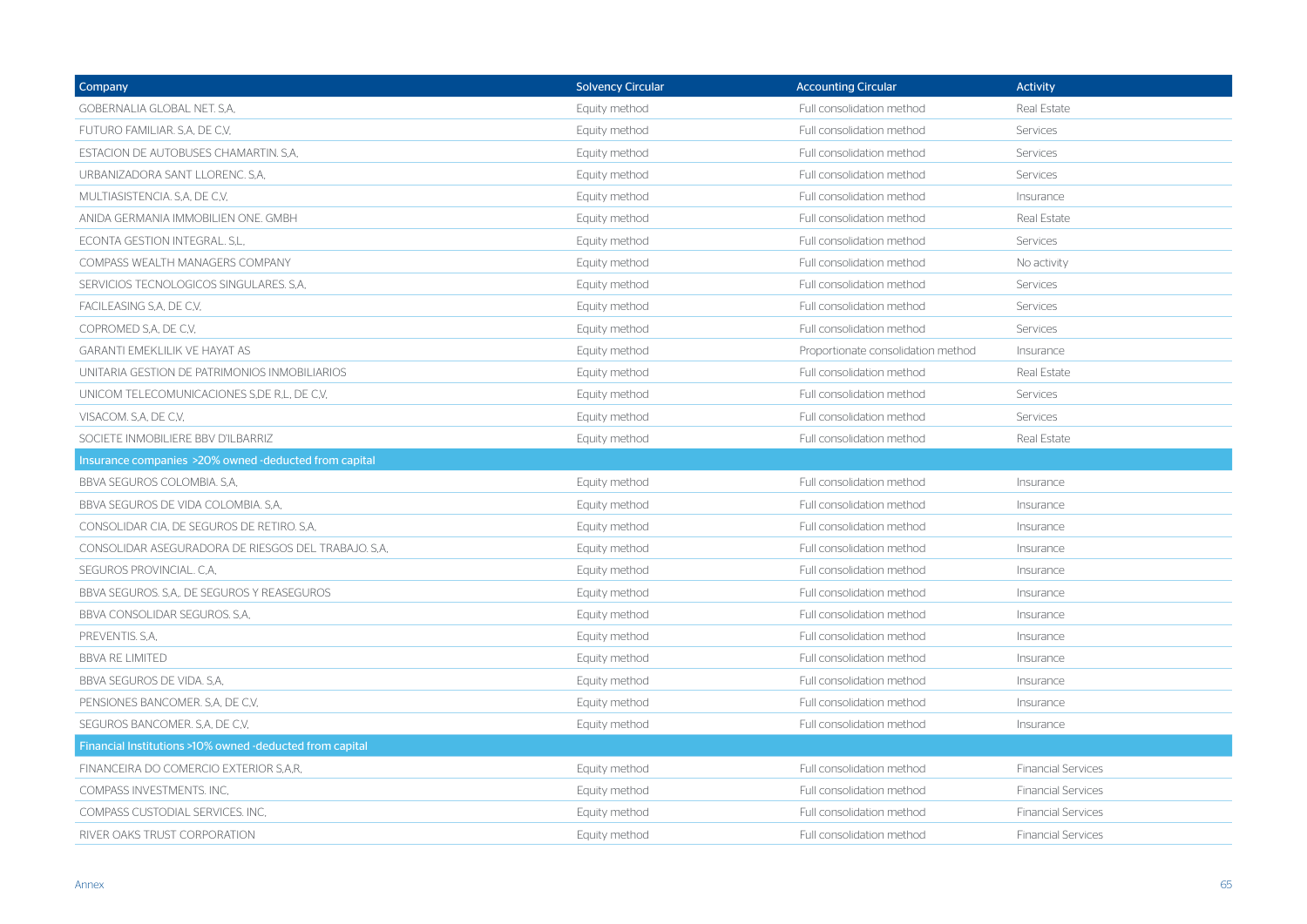| Company | Solvency Circular | Accounting Circular | Activity |
|---|---|---|---|
| GOBERNALIA GLOBAL NET. S,A, | Equity method | Full consolidation method | Real Estate |
| FUTURO FAMILIAR. S,A, DE C,V, | Equity method | Full consolidation method | Services |
| ESTACION DE AUTOBUSES CHAMARTIN. S,A, | Equity method | Full consolidation method | Services |
| URBANIZADORA SANT LLORENC. S,A, | Equity method | Full consolidation method | Services |
| MULTIASISTENCIA. S,A, DE C,V, | Equity method | Full consolidation method | Insurance |
| ANIDA GERMANIA IMMOBILIEN ONE. GMBH | Equity method | Full consolidation method | Real Estate |
| ECONTA GESTION INTEGRAL. S,L, | Equity method | Full consolidation method | Services |
| COMPASS WEALTH MANAGERS COMPANY | Equity method | Full consolidation method | No activity |
| SERVICIOS TECNOLOGICOS SINGULARES. S,A, | Equity method | Full consolidation method | Services |
| FACILEASING S,A, DE C,V, | Equity method | Full consolidation method | Services |
| COPROMED S,A, DE C,V, | Equity method | Full consolidation method | Services |
| GARANTI EMEKLILIK VE HAYAT AS | Equity method | Proportionate consolidation method | Insurance |
| UNITARIA GESTION DE PATRIMONIOS INMOBILIARIOS | Equity method | Full consolidation method | Real Estate |
| UNICOM TELECOMUNICACIONES S,DE R,L, DE C,V, | Equity method | Full consolidation method | Services |
| VISACOM. S,A, DE C,V, | Equity method | Full consolidation method | Services |
| SOCIETE INMOBILIERE BBV D'ILBARRIZ | Equity method | Full consolidation method | Real Estate |
| Insurance companies >20% owned -deducted from capital | | | |
| BBVA SEGUROS COLOMBIA. S,A, | Equity method | Full consolidation method | Insurance |
| BBVA SEGUROS DE VIDA COLOMBIA. S,A, | Equity method | Full consolidation method | Insurance |
| CONSOLIDAR CIA, DE SEGUROS DE RETIRO. S,A, | Equity method | Full consolidation method | Insurance |
| CONSOLIDAR ASEGURADORA DE RIESGOS DEL TRABAJO. S,A, | Equity method | Full consolidation method | Insurance |
| SEGUROS PROVINCIAL. C,A, | Equity method | Full consolidation method | Insurance |
| BBVA SEGUROS. S,A,. DE SEGUROS Y REASEGUROS | Equity method | Full consolidation method | Insurance |
| BBVA CONSOLIDAR SEGUROS. S,A, | Equity method | Full consolidation method | Insurance |
| PREVENTIS. S,A, | Equity method | Full consolidation method | Insurance |
| BBVA RE LIMITED | Equity method | Full consolidation method | Insurance |
| BBVA SEGUROS DE VIDA. S,A, | Equity method | Full consolidation method | Insurance |
| PENSIONES BANCOMER. S,A, DE C,V, | Equity method | Full consolidation method | Insurance |
| SEGUROS BANCOMER. S,A, DE C,V, | Equity method | Full consolidation method | Insurance |
| Financial Institutions >10% owned -deducted from capital | | | |
| FINANCEIRA DO COMERCIO EXTERIOR S,A,R, | Equity method | Full consolidation method | Financial Services |
| COMPASS INVESTMENTS. INC, | Equity method | Full consolidation method | Financial Services |
| COMPASS CUSTODIAL SERVICES. INC, | Equity method | Full consolidation method | Financial Services |
| RIVER OAKS TRUST CORPORATION | Equity method | Full consolidation method | Financial Services |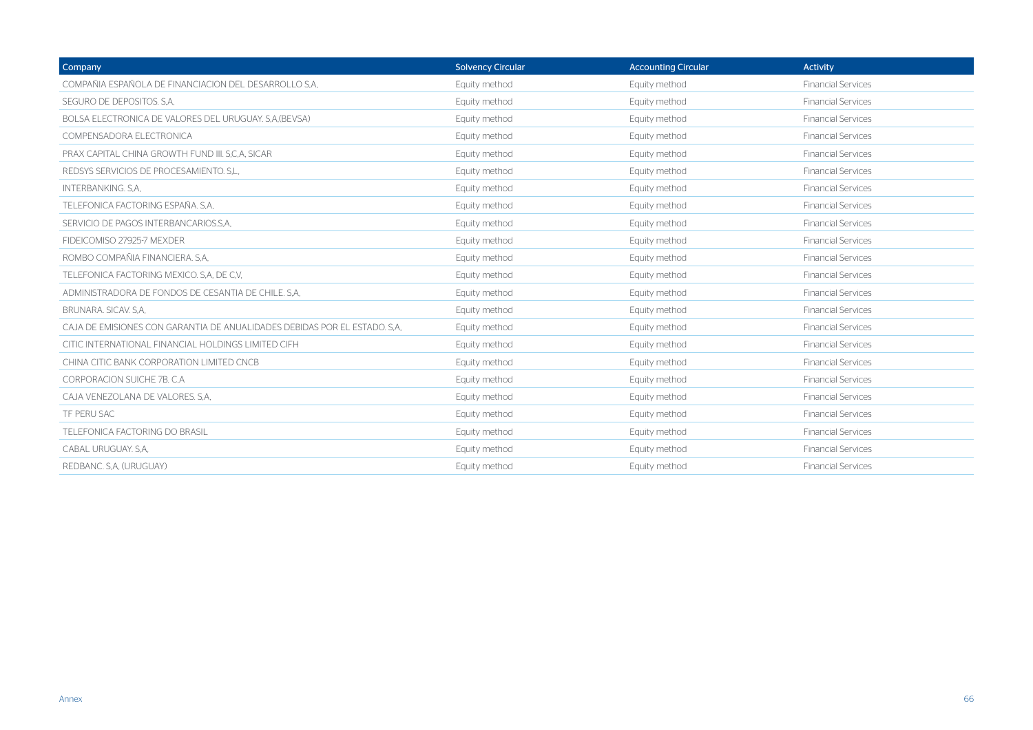| Company | Solvency Circular | Accounting Circular | Activity |
|---|---|---|---|
| COMPAÑIA ESPAÑOLA DE FINANCIACION DEL DESARROLLO S,A, | Equity method | Equity method | Financial Services |
| SEGURO DE DEPOSITOS. S,A, | Equity method | Equity method | Financial Services |
| BOLSA ELECTRONICA DE VALORES DEL URUGUAY. S,A,(BEVSA) | Equity method | Equity method | Financial Services |
| COMPENSADORA ELECTRONICA | Equity method | Equity method | Financial Services |
| PRAX CAPITAL CHINA GROWTH FUND III. S,C,A, SICAR | Equity method | Equity method | Financial Services |
| REDSYS SERVICIOS DE PROCESAMIENTO. S,L, | Equity method | Equity method | Financial Services |
| INTERBANKING. S,A, | Equity method | Equity method | Financial Services |
| TELEFONICA FACTORING ESPAÑA. S,A, | Equity method | Equity method | Financial Services |
| SERVICIO DE PAGOS INTERBANCARIOS.S,A, | Equity method | Equity method | Financial Services |
| FIDEICOMISO 27925-7 MEXDER | Equity method | Equity method | Financial Services |
| ROMBO COMPAÑIA FINANCIERA. S,A, | Equity method | Equity method | Financial Services |
| TELEFONICA FACTORING MEXICO. S,A, DE C,V, | Equity method | Equity method | Financial Services |
| ADMINISTRADORA DE FONDOS DE CESANTIA DE CHILE. S,A, | Equity method | Equity method | Financial Services |
| BRUNARA. SICAV. S,A, | Equity method | Equity method | Financial Services |
| CAJA DE EMISIONES CON GARANTIA DE ANUALIDADES DEBIDAS POR EL ESTADO. S,A, | Equity method | Equity method | Financial Services |
| CITIC INTERNATIONAL FINANCIAL HOLDINGS LIMITED CIFH | Equity method | Equity method | Financial Services |
| CHINA CITIC BANK CORPORATION LIMITED CNCB | Equity method | Equity method | Financial Services |
| CORPORACION SUICHE 7B. C,A | Equity method | Equity method | Financial Services |
| CAJA VENEZOLANA DE VALORES. S,A, | Equity method | Equity method | Financial Services |
| TF PERU SAC | Equity method | Equity method | Financial Services |
| TELEFONICA FACTORING DO BRASIL | Equity method | Equity method | Financial Services |
| CABAL URUGUAY. S,A, | Equity method | Equity method | Financial Services |
| REDBANC. S,A, (URUGUAY) | Equity method | Equity method | Financial Services |